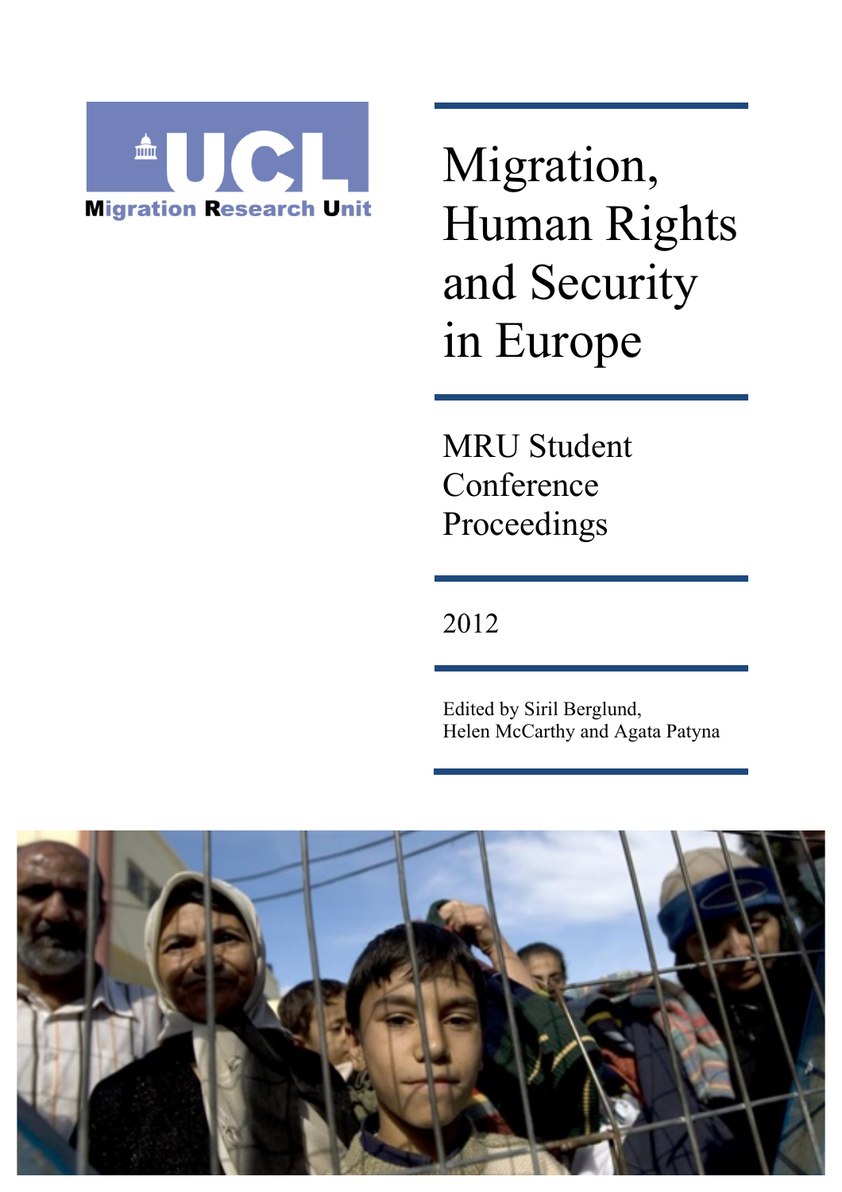UCL Migration Research Unit

# Migration, Human Rights and Security in Europe

## MRU Student Conference Proceedings

2012

Edited by Siril Berglund, Helen McCarthy and Agata Patyna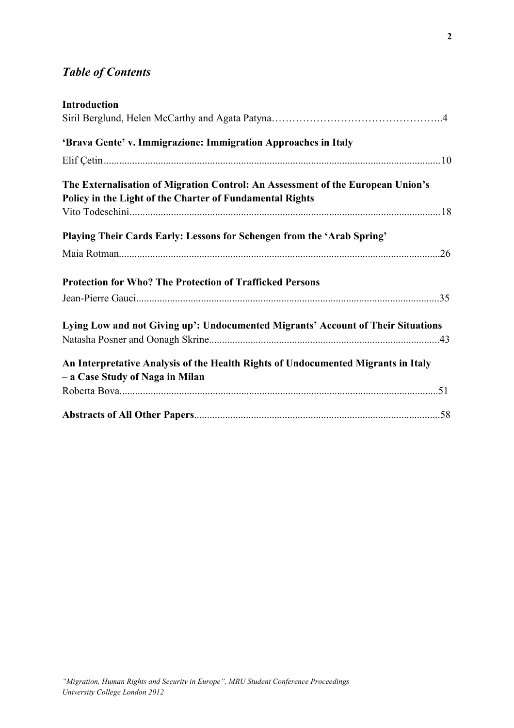## *Table of Contents*

**Introduction**
Siril Berglund, Helen McCarthy and Agata Patyna…………………………………………..4

**'Brava Gente' v. Immigrazione: Immigration Approaches in Italy**
Elif Çetin.................................................................................................................................10

**The Externalisation of Migration Control: An Assessment of the European Union's Policy in the Light of the Charter of Fundamental Rights**
Vito Todeschini.......................................................................................................................18

**Playing Their Cards Early: Lessons for Schengen from the 'Arab Spring'**
Maia Rotman...........................................................................................................................26

**Protection for Who? The Protection of Trafficked Persons**
Jean-Pierre Gauci....................................................................................................................35

**Lying Low and not Giving up': Undocumented Migrants' Account of Their Situations**
Natasha Posner and Oonagh Skrine........................................................................................43

**An Interpretative Analysis of the Health Rights of Undocumented Migrants in Italy – a Case Study of Naga in Milan**
Roberta Bova...........................................................................................................................51

**Abstracts of All Other Papers**..............................................................................................58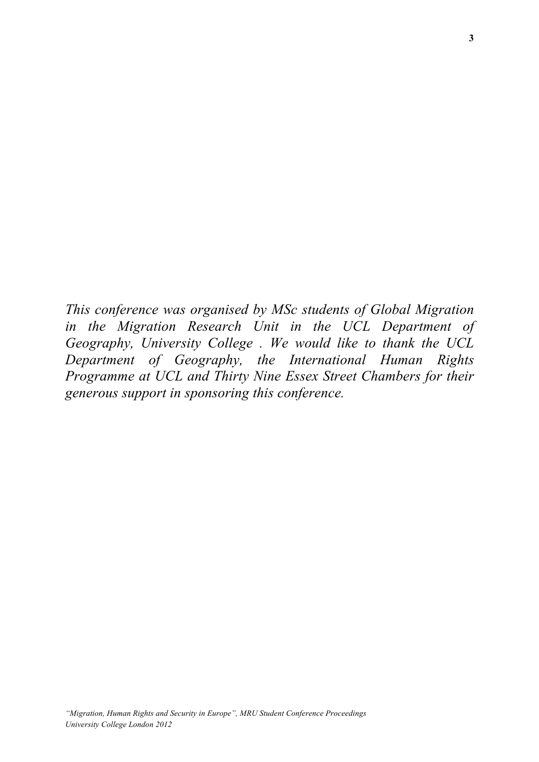*This conference was organised by MSc students of Global Migration in the Migration Research Unit in the UCL Department of Geography, University College . We would like to thank the UCL Department of Geography, the International Human Rights Programme at UCL and Thirty Nine Essex Street Chambers for their generous support in sponsoring this conference.*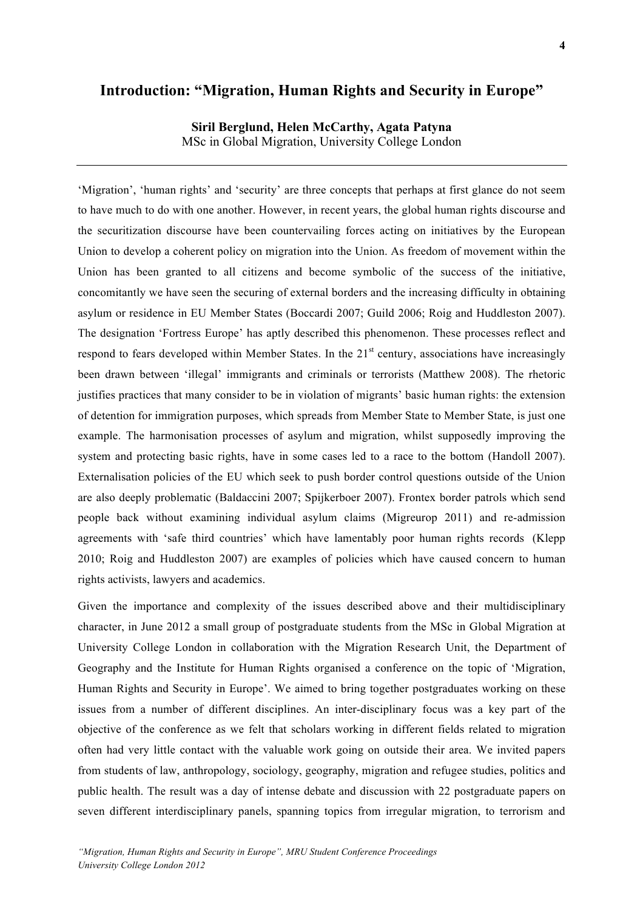# Introduction: "Migration, Human Rights and Security in Europe"

**Siril Berglund, Helen McCarthy, Agata Patyna**
MSc in Global Migration, University College London

---

'Migration', 'human rights' and 'security' are three concepts that perhaps at first glance do not seem to have much to do with one another. However, in recent years, the global human rights discourse and the securitization discourse have been countervailing forces acting on initiatives by the European Union to develop a coherent policy on migration into the Union. As freedom of movement within the Union has been granted to all citizens and become symbolic of the success of the initiative, concomitantly we have seen the securing of external borders and the increasing difficulty in obtaining asylum or residence in EU Member States (Boccardi 2007; Guild 2006; Roig and Huddleston 2007). The designation 'Fortress Europe' has aptly described this phenomenon. These processes reflect and respond to fears developed within Member States. In the 21st century, associations have increasingly been drawn between 'illegal' immigrants and criminals or terrorists (Matthew 2008). The rhetoric justifies practices that many consider to be in violation of migrants' basic human rights: the extension of detention for immigration purposes, which spreads from Member State to Member State, is just one example. The harmonisation processes of asylum and migration, whilst supposedly improving the system and protecting basic rights, have in some cases led to a race to the bottom (Handoll 2007). Externalisation policies of the EU which seek to push border control questions outside of the Union are also deeply problematic (Baldaccini 2007; Spijkerboer 2007). Frontex border patrols which send people back without examining individual asylum claims (Migreurop 2011) and re-admission agreements with 'safe third countries' which have lamentably poor human rights records (Klepp 2010; Roig and Huddleston 2007) are examples of policies which have caused concern to human rights activists, lawyers and academics.

Given the importance and complexity of the issues described above and their multidisciplinary character, in June 2012 a small group of postgraduate students from the MSc in Global Migration at University College London in collaboration with the Migration Research Unit, the Department of Geography and the Institute for Human Rights organised a conference on the topic of 'Migration, Human Rights and Security in Europe'. We aimed to bring together postgraduates working on these issues from a number of different disciplines. An inter-disciplinary focus was a key part of the objective of the conference as we felt that scholars working in different fields related to migration often had very little contact with the valuable work going on outside their area. We invited papers from students of law, anthropology, sociology, geography, migration and refugee studies, politics and public health. The result was a day of intense debate and discussion with 22 postgraduate papers on seven different interdisciplinary panels, spanning topics from irregular migration, to terrorism and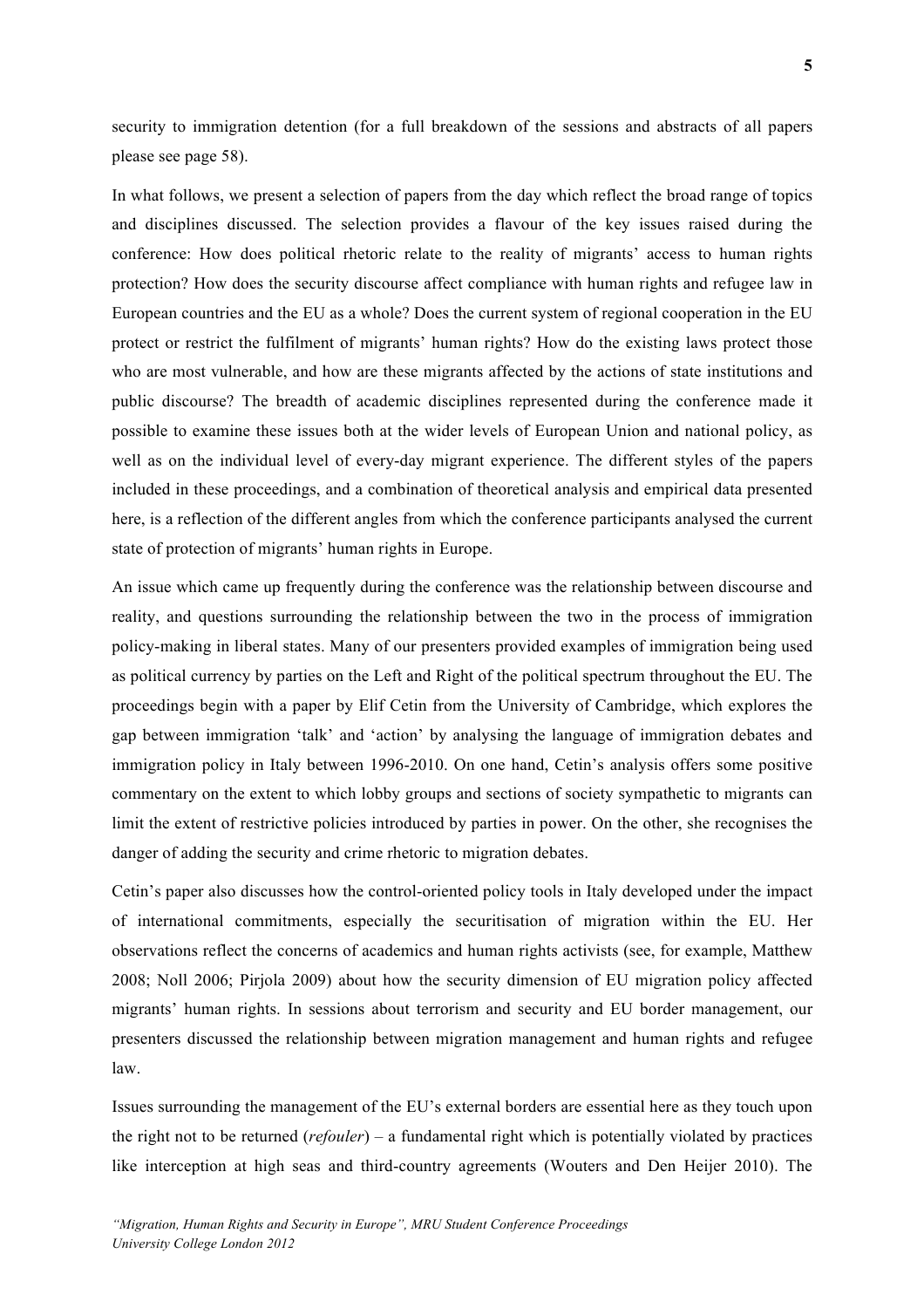security to immigration detention (for a full breakdown of the sessions and abstracts of all papers please see page 58).

In what follows, we present a selection of papers from the day which reflect the broad range of topics and disciplines discussed. The selection provides a flavour of the key issues raised during the conference: How does political rhetoric relate to the reality of migrants' access to human rights protection? How does the security discourse affect compliance with human rights and refugee law in European countries and the EU as a whole? Does the current system of regional cooperation in the EU protect or restrict the fulfilment of migrants' human rights? How do the existing laws protect those who are most vulnerable, and how are these migrants affected by the actions of state institutions and public discourse? The breadth of academic disciplines represented during the conference made it possible to examine these issues both at the wider levels of European Union and national policy, as well as on the individual level of every-day migrant experience. The different styles of the papers included in these proceedings, and a combination of theoretical analysis and empirical data presented here, is a reflection of the different angles from which the conference participants analysed the current state of protection of migrants' human rights in Europe.

An issue which came up frequently during the conference was the relationship between discourse and reality, and questions surrounding the relationship between the two in the process of immigration policy-making in liberal states. Many of our presenters provided examples of immigration being used as political currency by parties on the Left and Right of the political spectrum throughout the EU. The proceedings begin with a paper by Elif Cetin from the University of Cambridge, which explores the gap between immigration 'talk' and 'action' by analysing the language of immigration debates and immigration policy in Italy between 1996-2010. On one hand, Cetin's analysis offers some positive commentary on the extent to which lobby groups and sections of society sympathetic to migrants can limit the extent of restrictive policies introduced by parties in power. On the other, she recognises the danger of adding the security and crime rhetoric to migration debates.

Cetin's paper also discusses how the control-oriented policy tools in Italy developed under the impact of international commitments, especially the securitisation of migration within the EU. Her observations reflect the concerns of academics and human rights activists (see, for example, Matthew 2008; Noll 2006; Pirjola 2009) about how the security dimension of EU migration policy affected migrants' human rights. In sessions about terrorism and security and EU border management, our presenters discussed the relationship between migration management and human rights and refugee law.

Issues surrounding the management of the EU's external borders are essential here as they touch upon the right not to be returned (*refouler*) – a fundamental right which is potentially violated by practices like interception at high seas and third-country agreements (Wouters and Den Heijer 2010). The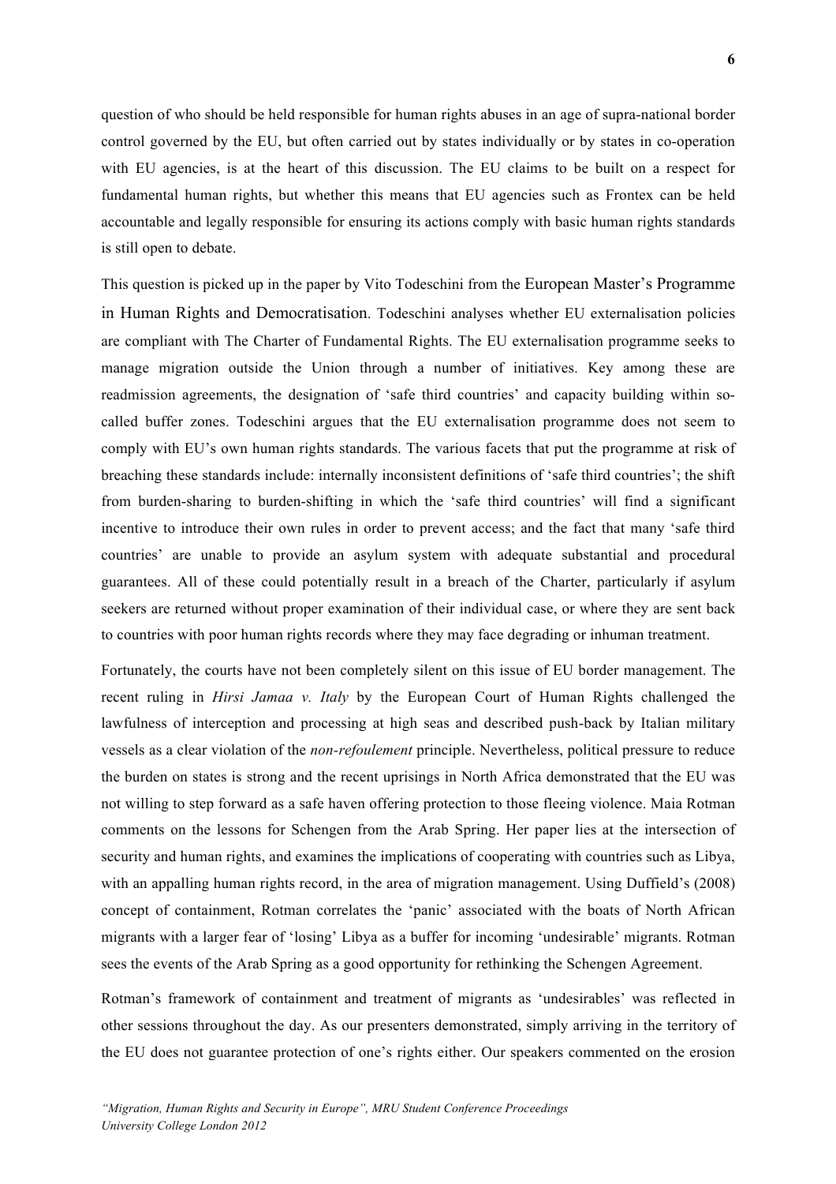question of who should be held responsible for human rights abuses in an age of supra-national border control governed by the EU, but often carried out by states individually or by states in co-operation with EU agencies, is at the heart of this discussion. The EU claims to be built on a respect for fundamental human rights, but whether this means that EU agencies such as Frontex can be held accountable and legally responsible for ensuring its actions comply with basic human rights standards is still open to debate.

This question is picked up in the paper by Vito Todeschini from the European Master's Programme in Human Rights and Democratisation. Todeschini analyses whether EU externalisation policies are compliant with The Charter of Fundamental Rights. The EU externalisation programme seeks to manage migration outside the Union through a number of initiatives. Key among these are readmission agreements, the designation of 'safe third countries' and capacity building within so-called buffer zones. Todeschini argues that the EU externalisation programme does not seem to comply with EU's own human rights standards. The various facets that put the programme at risk of breaching these standards include: internally inconsistent definitions of 'safe third countries'; the shift from burden-sharing to burden-shifting in which the 'safe third countries' will find a significant incentive to introduce their own rules in order to prevent access; and the fact that many 'safe third countries' are unable to provide an asylum system with adequate substantial and procedural guarantees. All of these could potentially result in a breach of the Charter, particularly if asylum seekers are returned without proper examination of their individual case, or where they are sent back to countries with poor human rights records where they may face degrading or inhuman treatment.

Fortunately, the courts have not been completely silent on this issue of EU border management. The recent ruling in *Hirsi Jamaa v. Italy* by the European Court of Human Rights challenged the lawfulness of interception and processing at high seas and described push-back by Italian military vessels as a clear violation of the *non-refoulement* principle. Nevertheless, political pressure to reduce the burden on states is strong and the recent uprisings in North Africa demonstrated that the EU was not willing to step forward as a safe haven offering protection to those fleeing violence. Maia Rotman comments on the lessons for Schengen from the Arab Spring. Her paper lies at the intersection of security and human rights, and examines the implications of cooperating with countries such as Libya, with an appalling human rights record, in the area of migration management. Using Duffield's (2008) concept of containment, Rotman correlates the 'panic' associated with the boats of North African migrants with a larger fear of 'losing' Libya as a buffer for incoming 'undesirable' migrants. Rotman sees the events of the Arab Spring as a good opportunity for rethinking the Schengen Agreement.

Rotman's framework of containment and treatment of migrants as 'undesirables' was reflected in other sessions throughout the day. As our presenters demonstrated, simply arriving in the territory of the EU does not guarantee protection of one's rights either. Our speakers commented on the erosion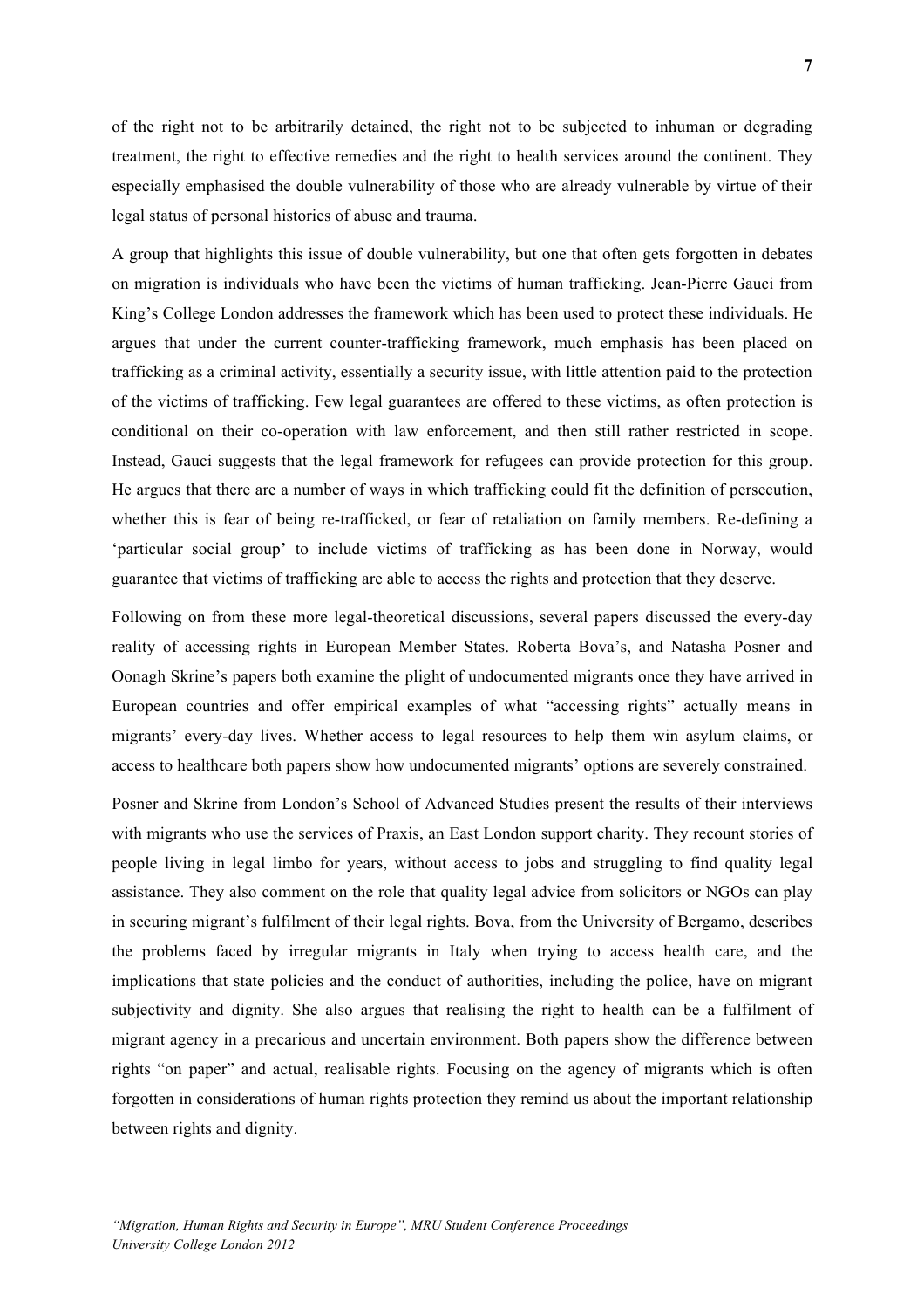of the right not to be arbitrarily detained, the right not to be subjected to inhuman or degrading treatment, the right to effective remedies and the right to health services around the continent. They especially emphasised the double vulnerability of those who are already vulnerable by virtue of their legal status of personal histories of abuse and trauma.

A group that highlights this issue of double vulnerability, but one that often gets forgotten in debates on migration is individuals who have been the victims of human trafficking. Jean-Pierre Gauci from King's College London addresses the framework which has been used to protect these individuals. He argues that under the current counter-trafficking framework, much emphasis has been placed on trafficking as a criminal activity, essentially a security issue, with little attention paid to the protection of the victims of trafficking. Few legal guarantees are offered to these victims, as often protection is conditional on their co-operation with law enforcement, and then still rather restricted in scope. Instead, Gauci suggests that the legal framework for refugees can provide protection for this group. He argues that there are a number of ways in which trafficking could fit the definition of persecution, whether this is fear of being re-trafficked, or fear of retaliation on family members. Re-defining a 'particular social group' to include victims of trafficking as has been done in Norway, would guarantee that victims of trafficking are able to access the rights and protection that they deserve.

Following on from these more legal-theoretical discussions, several papers discussed the every-day reality of accessing rights in European Member States. Roberta Bova's, and Natasha Posner and Oonagh Skrine's papers both examine the plight of undocumented migrants once they have arrived in European countries and offer empirical examples of what "accessing rights" actually means in migrants' every-day lives. Whether access to legal resources to help them win asylum claims, or access to healthcare both papers show how undocumented migrants' options are severely constrained.

Posner and Skrine from London's School of Advanced Studies present the results of their interviews with migrants who use the services of Praxis, an East London support charity. They recount stories of people living in legal limbo for years, without access to jobs and struggling to find quality legal assistance. They also comment on the role that quality legal advice from solicitors or NGOs can play in securing migrant's fulfilment of their legal rights. Bova, from the University of Bergamo, describes the problems faced by irregular migrants in Italy when trying to access health care, and the implications that state policies and the conduct of authorities, including the police, have on migrant subjectivity and dignity. She also argues that realising the right to health can be a fulfilment of migrant agency in a precarious and uncertain environment. Both papers show the difference between rights "on paper" and actual, realisable rights. Focusing on the agency of migrants which is often forgotten in considerations of human rights protection they remind us about the important relationship between rights and dignity.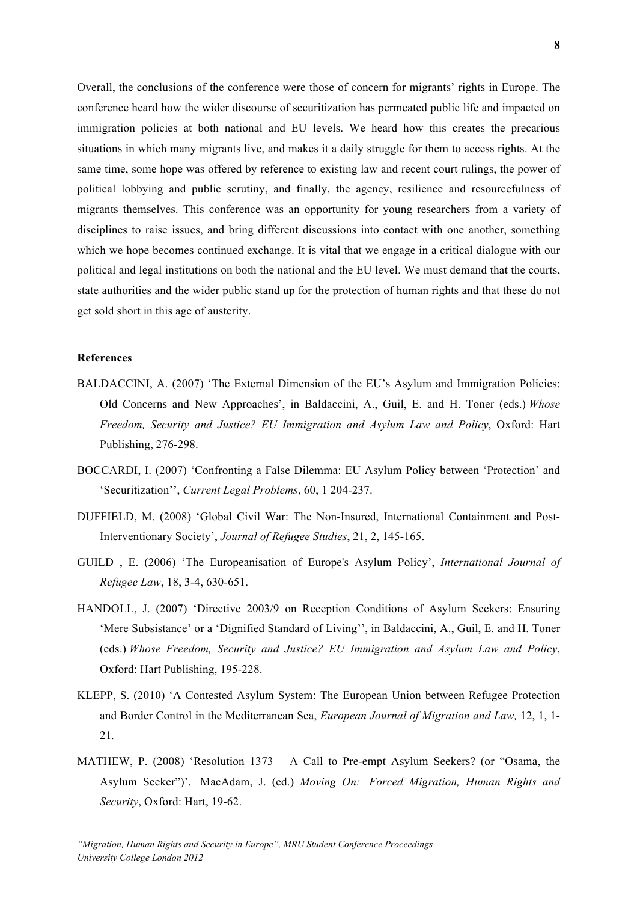Overall, the conclusions of the conference were those of concern for migrants' rights in Europe. The conference heard how the wider discourse of securitization has permeated public life and impacted on immigration policies at both national and EU levels. We heard how this creates the precarious situations in which many migrants live, and makes it a daily struggle for them to access rights. At the same time, some hope was offered by reference to existing law and recent court rulings, the power of political lobbying and public scrutiny, and finally, the agency, resilience and resourcefulness of migrants themselves. This conference was an opportunity for young researchers from a variety of disciplines to raise issues, and bring different discussions into contact with one another, something which we hope becomes continued exchange. It is vital that we engage in a critical dialogue with our political and legal institutions on both the national and the EU level. We must demand that the courts, state authorities and the wider public stand up for the protection of human rights and that these do not get sold short in this age of austerity.

**References**

BALDACCINI, A. (2007) 'The External Dimension of the EU's Asylum and Immigration Policies: Old Concerns and New Approaches', in Baldaccini, A., Guil, E. and H. Toner (eds.) *Whose Freedom, Security and Justice? EU Immigration and Asylum Law and Policy*, Oxford: Hart Publishing, 276-298.

BOCCARDI, I. (2007) 'Confronting a False Dilemma: EU Asylum Policy between 'Protection' and 'Securitization'', *Current Legal Problems*, 60, 1 204-237.

DUFFIELD, M. (2008) 'Global Civil War: The Non-Insured, International Containment and Post-Interventionary Society', *Journal of Refugee Studies*, 21, 2, 145-165.

GUILD , E. (2006) 'The Europeanisation of Europe's Asylum Policy', *International Journal of Refugee Law*, 18, 3-4, 630-651.

HANDOLL, J. (2007) 'Directive 2003/9 on Reception Conditions of Asylum Seekers: Ensuring 'Mere Subsistance' or a 'Dignified Standard of Living'', in Baldaccini, A., Guil, E. and H. Toner (eds.) *Whose Freedom, Security and Justice? EU Immigration and Asylum Law and Policy*, Oxford: Hart Publishing, 195-228.

KLEPP, S. (2010) 'A Contested Asylum System: The European Union between Refugee Protection and Border Control in the Mediterranean Sea, *European Journal of Migration and Law,* 12, 1, 1-21.

MATHEW, P. (2008) 'Resolution 1373 – A Call to Pre-empt Asylum Seekers? (or "Osama, the Asylum Seeker")', MacAdam, J. (ed.) *Moving On: Forced Migration, Human Rights and Security*, Oxford: Hart, 19-62.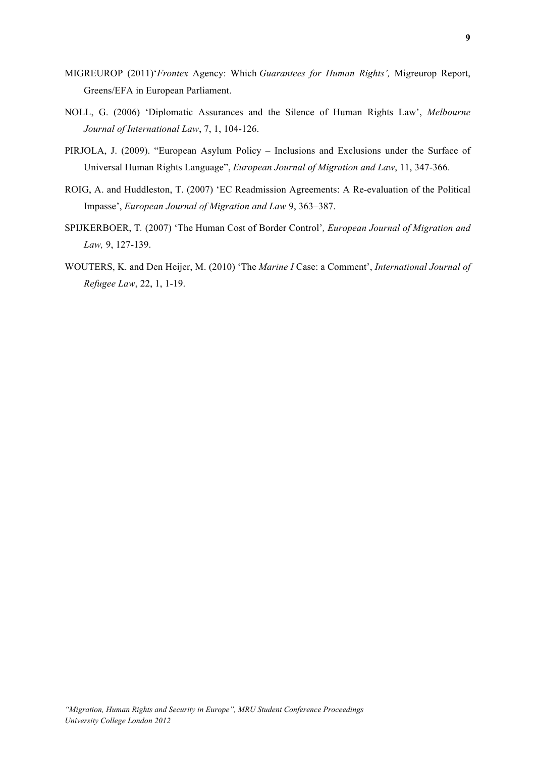MIGREUROP (2011)'*Frontex* Agency: Which *Guarantees for Human Rights',* Migreurop Report, Greens/EFA in European Parliament.

NOLL, G. (2006) 'Diplomatic Assurances and the Silence of Human Rights Law', *Melbourne Journal of International Law*, 7, 1, 104-126.

PIRJOLA, J. (2009). "European Asylum Policy – Inclusions and Exclusions under the Surface of Universal Human Rights Language", *European Journal of Migration and Law*, 11, 347-366.

ROIG, A. and Huddleston, T. (2007) 'EC Readmission Agreements: A Re-evaluation of the Political Impasse', *European Journal of Migration and Law* 9, 363–387.

SPIJKERBOER, T. (2007) 'The Human Cost of Border Control'*, European Journal of Migration and Law,* 9, 127-139.

WOUTERS, K. and Den Heijer, M. (2010) 'The *Marine I* Case: a Comment', *International Journal of Refugee Law*, 22, 1, 1-19.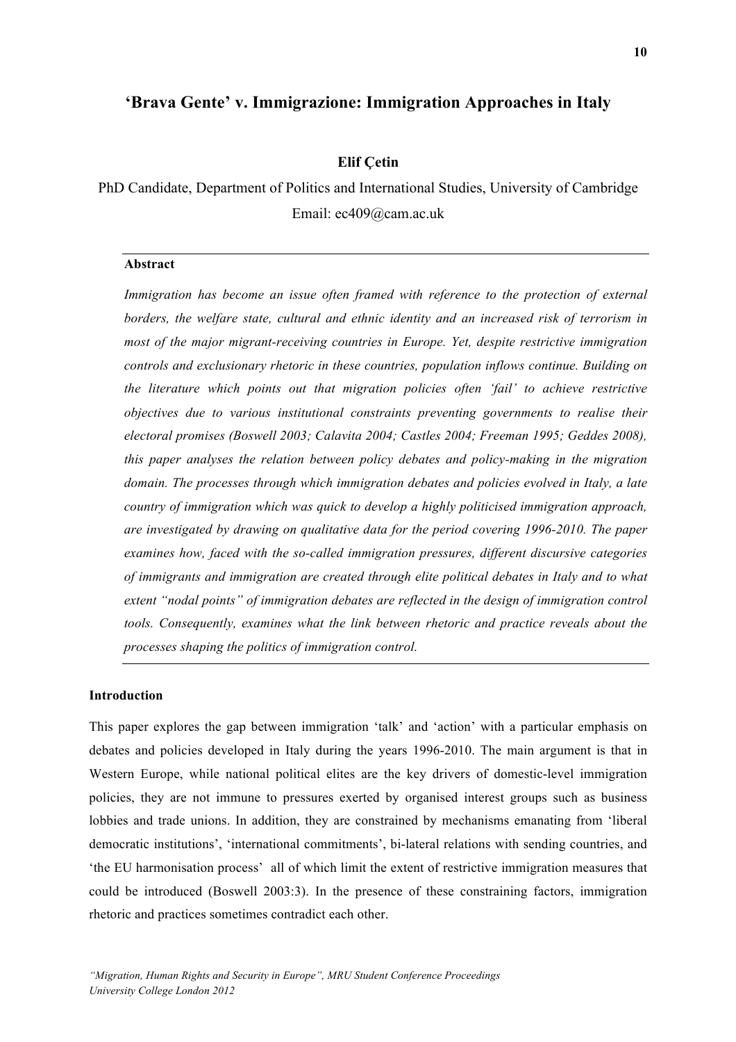## 'Brava Gente' v. Immigrazione: Immigration Approaches in Italy

**Elif Çetin**

PhD Candidate, Department of Politics and International Studies, University of Cambridge

Email: ec409@cam.ac.uk

---

**Abstract**

*Immigration has become an issue often framed with reference to the protection of external borders, the welfare state, cultural and ethnic identity and an increased risk of terrorism in most of the major migrant-receiving countries in Europe. Yet, despite restrictive immigration controls and exclusionary rhetoric in these countries, population inflows continue. Building on the literature which points out that migration policies often 'fail' to achieve restrictive objectives due to various institutional constraints preventing governments to realise their electoral promises (Boswell 2003; Calavita 2004; Castles 2004; Freeman 1995; Geddes 2008), this paper analyses the relation between policy debates and policy-making in the migration domain. The processes through which immigration debates and policies evolved in Italy, a late country of immigration which was quick to develop a highly politicised immigration approach, are investigated by drawing on qualitative data for the period covering 1996-2010. The paper examines how, faced with the so-called immigration pressures, different discursive categories of immigrants and immigration are created through elite political debates in Italy and to what extent "nodal points" of immigration debates are reflected in the design of immigration control tools. Consequently, examines what the link between rhetoric and practice reveals about the processes shaping the politics of immigration control.*

---

### Introduction

This paper explores the gap between immigration 'talk' and 'action' with a particular emphasis on debates and policies developed in Italy during the years 1996-2010. The main argument is that in Western Europe, while national political elites are the key drivers of domestic-level immigration policies, they are not immune to pressures exerted by organised interest groups such as business lobbies and trade unions. In addition, they are constrained by mechanisms emanating from 'liberal democratic institutions', 'international commitments', bi-lateral relations with sending countries, and 'the EU harmonisation process' all of which limit the extent of restrictive immigration measures that could be introduced (Boswell 2003:3). In the presence of these constraining factors, immigration rhetoric and practices sometimes contradict each other.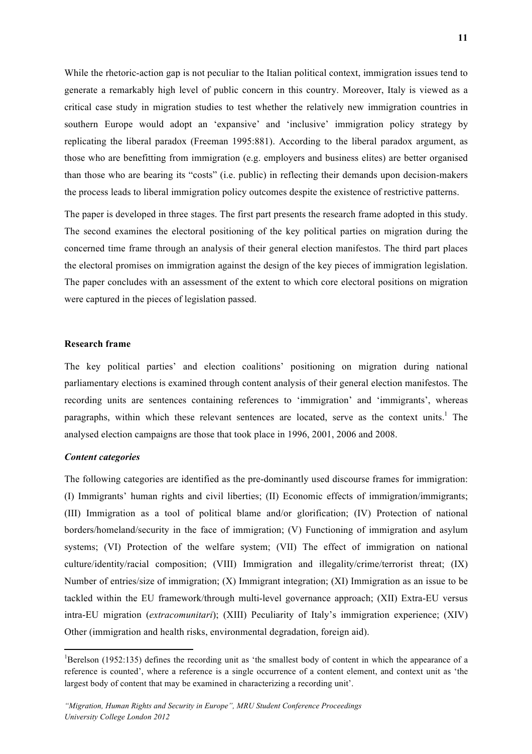While the rhetoric-action gap is not peculiar to the Italian political context, immigration issues tend to generate a remarkably high level of public concern in this country. Moreover, Italy is viewed as a critical case study in migration studies to test whether the relatively new immigration countries in southern Europe would adopt an 'expansive' and 'inclusive' immigration policy strategy by replicating the liberal paradox (Freeman 1995:881). According to the liberal paradox argument, as those who are benefitting from immigration (e.g. employers and business elites) are better organised than those who are bearing its "costs" (i.e. public) in reflecting their demands upon decision-makers the process leads to liberal immigration policy outcomes despite the existence of restrictive patterns.

The paper is developed in three stages. The first part presents the research frame adopted in this study. The second examines the electoral positioning of the key political parties on migration during the concerned time frame through an analysis of their general election manifestos. The third part places the electoral promises on immigration against the design of the key pieces of immigration legislation. The paper concludes with an assessment of the extent to which core electoral positions on migration were captured in the pieces of legislation passed.

## Research frame

The key political parties' and election coalitions' positioning on migration during national parliamentary elections is examined through content analysis of their general election manifestos. The recording units are sentences containing references to 'immigration' and 'immigrants', whereas paragraphs, within which these relevant sentences are located, serve as the context units.[1] The analysed election campaigns are those that took place in 1996, 2001, 2006 and 2008.

### *Content categories*

The following categories are identified as the pre-dominantly used discourse frames for immigration: (I) Immigrants' human rights and civil liberties; (II) Economic effects of immigration/immigrants; (III) Immigration as a tool of political blame and/or glorification; (IV) Protection of national borders/homeland/security in the face of immigration; (V) Functioning of immigration and asylum systems; (VI) Protection of the welfare system; (VII) The effect of immigration on national culture/identity/racial composition; (VIII) Immigration and illegality/crime/terrorist threat; (IX) Number of entries/size of immigration; (X) Immigrant integration; (XI) Immigration as an issue to be tackled within the EU framework/through multi-level governance approach; (XII) Extra-EU versus intra-EU migration (*extracomunitari*); (XIII) Peculiarity of Italy's immigration experience; (XIV) Other (immigration and health risks, environmental degradation, foreign aid).

---

[1] Berelson (1952:135) defines the recording unit as 'the smallest body of content in which the appearance of a reference is counted', where a reference is a single occurrence of a content element, and context unit as 'the largest body of content that may be examined in characterizing a recording unit'.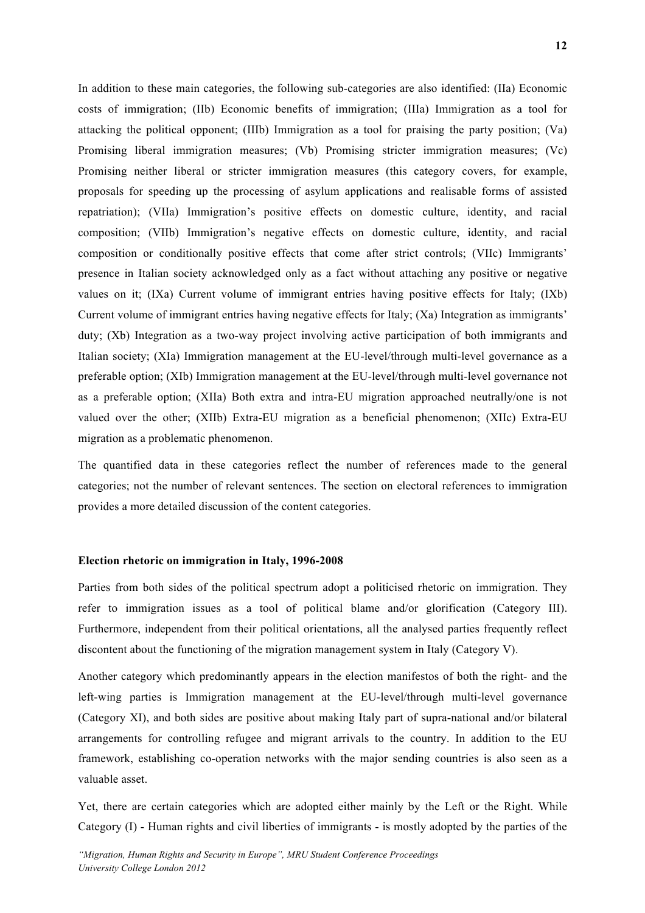In addition to these main categories, the following sub-categories are also identified: (IIa) Economic costs of immigration; (IIb) Economic benefits of immigration; (IIIa) Immigration as a tool for attacking the political opponent; (IIIb) Immigration as a tool for praising the party position; (Va) Promising liberal immigration measures; (Vb) Promising stricter immigration measures; (Vc) Promising neither liberal or stricter immigration measures (this category covers, for example, proposals for speeding up the processing of asylum applications and realisable forms of assisted repatriation); (VIIa) Immigration's positive effects on domestic culture, identity, and racial composition; (VIIb) Immigration's negative effects on domestic culture, identity, and racial composition or conditionally positive effects that come after strict controls; (VIIc) Immigrants' presence in Italian society acknowledged only as a fact without attaching any positive or negative values on it; (IXa) Current volume of immigrant entries having positive effects for Italy; (IXb) Current volume of immigrant entries having negative effects for Italy; (Xa) Integration as immigrants' duty; (Xb) Integration as a two-way project involving active participation of both immigrants and Italian society; (XIa) Immigration management at the EU-level/through multi-level governance as a preferable option; (XIb) Immigration management at the EU-level/through multi-level governance not as a preferable option; (XIIa) Both extra and intra-EU migration approached neutrally/one is not valued over the other; (XIIb) Extra-EU migration as a beneficial phenomenon; (XIIc) Extra-EU migration as a problematic phenomenon.

The quantified data in these categories reflect the number of references made to the general categories; not the number of relevant sentences. The section on electoral references to immigration provides a more detailed discussion of the content categories.

**Election rhetoric on immigration in Italy, 1996-2008**

Parties from both sides of the political spectrum adopt a politicised rhetoric on immigration. They refer to immigration issues as a tool of political blame and/or glorification (Category III). Furthermore, independent from their political orientations, all the analysed parties frequently reflect discontent about the functioning of the migration management system in Italy (Category V).

Another category which predominantly appears in the election manifestos of both the right- and the left-wing parties is Immigration management at the EU-level/through multi-level governance (Category XI), and both sides are positive about making Italy part of supra-national and/or bilateral arrangements for controlling refugee and migrant arrivals to the country. In addition to the EU framework, establishing co-operation networks with the major sending countries is also seen as a valuable asset.

Yet, there are certain categories which are adopted either mainly by the Left or the Right. While Category (I) - Human rights and civil liberties of immigrants - is mostly adopted by the parties of the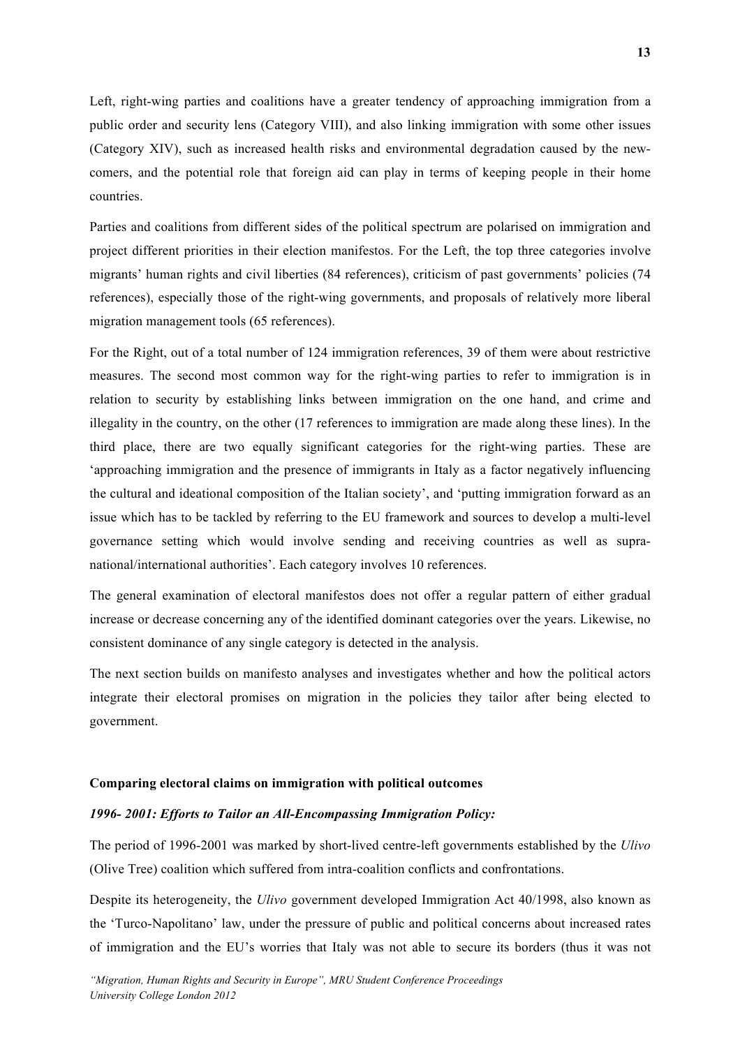Left, right-wing parties and coalitions have a greater tendency of approaching immigration from a public order and security lens (Category VIII), and also linking immigration with some other issues (Category XIV), such as increased health risks and environmental degradation caused by the new-comers, and the potential role that foreign aid can play in terms of keeping people in their home countries.

Parties and coalitions from different sides of the political spectrum are polarised on immigration and project different priorities in their election manifestos. For the Left, the top three categories involve migrants' human rights and civil liberties (84 references), criticism of past governments' policies (74 references), especially those of the right-wing governments, and proposals of relatively more liberal migration management tools (65 references).

For the Right, out of a total number of 124 immigration references, 39 of them were about restrictive measures. The second most common way for the right-wing parties to refer to immigration is in relation to security by establishing links between immigration on the one hand, and crime and illegality in the country, on the other (17 references to immigration are made along these lines). In the third place, there are two equally significant categories for the right-wing parties. These are 'approaching immigration and the presence of immigrants in Italy as a factor negatively influencing the cultural and ideational composition of the Italian society', and 'putting immigration forward as an issue which has to be tackled by referring to the EU framework and sources to develop a multi-level governance setting which would involve sending and receiving countries as well as supra-national/international authorities'. Each category involves 10 references.

The general examination of electoral manifestos does not offer a regular pattern of either gradual increase or decrease concerning any of the identified dominant categories over the years. Likewise, no consistent dominance of any single category is detected in the analysis.

The next section builds on manifesto analyses and investigates whether and how the political actors integrate their electoral promises on migration in the policies they tailor after being elected to government.

## Comparing electoral claims on immigration with political outcomes

### *1996- 2001: Efforts to Tailor an All-Encompassing Immigration Policy:*

The period of 1996-2001 was marked by short-lived centre-left governments established by the *Ulivo* (Olive Tree) coalition which suffered from intra-coalition conflicts and confrontations.

Despite its heterogeneity, the *Ulivo* government developed Immigration Act 40/1998, also known as the 'Turco-Napolitano' law, under the pressure of public and political concerns about increased rates of immigration and the EU's worries that Italy was not able to secure its borders (thus it was not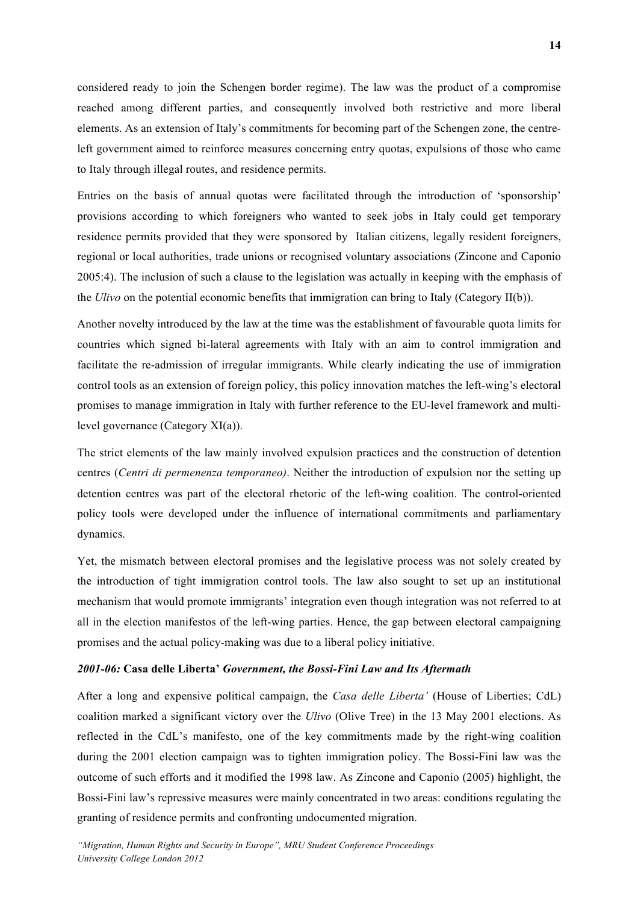considered ready to join the Schengen border regime). The law was the product of a compromise reached among different parties, and consequently involved both restrictive and more liberal elements. As an extension of Italy's commitments for becoming part of the Schengen zone, the centre-left government aimed to reinforce measures concerning entry quotas, expulsions of those who came to Italy through illegal routes, and residence permits.

Entries on the basis of annual quotas were facilitated through the introduction of 'sponsorship' provisions according to which foreigners who wanted to seek jobs in Italy could get temporary residence permits provided that they were sponsored by Italian citizens, legally resident foreigners, regional or local authorities, trade unions or recognised voluntary associations (Zincone and Caponio 2005:4). The inclusion of such a clause to the legislation was actually in keeping with the emphasis of the *Ulivo* on the potential economic benefits that immigration can bring to Italy (Category II(b)).

Another novelty introduced by the law at the time was the establishment of favourable quota limits for countries which signed bi-lateral agreements with Italy with an aim to control immigration and facilitate the re-admission of irregular immigrants. While clearly indicating the use of immigration control tools as an extension of foreign policy, this policy innovation matches the left-wing's electoral promises to manage immigration in Italy with further reference to the EU-level framework and multi-level governance (Category XI(a)).

The strict elements of the law mainly involved expulsion practices and the construction of detention centres (*Centri di permenenza temporaneo)*. Neither the introduction of expulsion nor the setting up detention centres was part of the electoral rhetoric of the left-wing coalition. The control-oriented policy tools were developed under the influence of international commitments and parliamentary dynamics.

Yet, the mismatch between electoral promises and the legislative process was not solely created by the introduction of tight immigration control tools. The law also sought to set up an institutional mechanism that would promote immigrants' integration even though integration was not referred to at all in the election manifestos of the left-wing parties. Hence, the gap between electoral campaigning promises and the actual policy-making was due to a liberal policy initiative.

#### *2001-06:* **Casa delle Liberta'** *Government, the Bossi-Fini Law and Its Aftermath*

After a long and expensive political campaign, the *Casa delle Liberta'* (House of Liberties; CdL) coalition marked a significant victory over the *Ulivo* (Olive Tree) in the 13 May 2001 elections. As reflected in the CdL's manifesto, one of the key commitments made by the right-wing coalition during the 2001 election campaign was to tighten immigration policy. The Bossi-Fini law was the outcome of such efforts and it modified the 1998 law. As Zincone and Caponio (2005) highlight, the Bossi-Fini law's repressive measures were mainly concentrated in two areas: conditions regulating the granting of residence permits and confronting undocumented migration.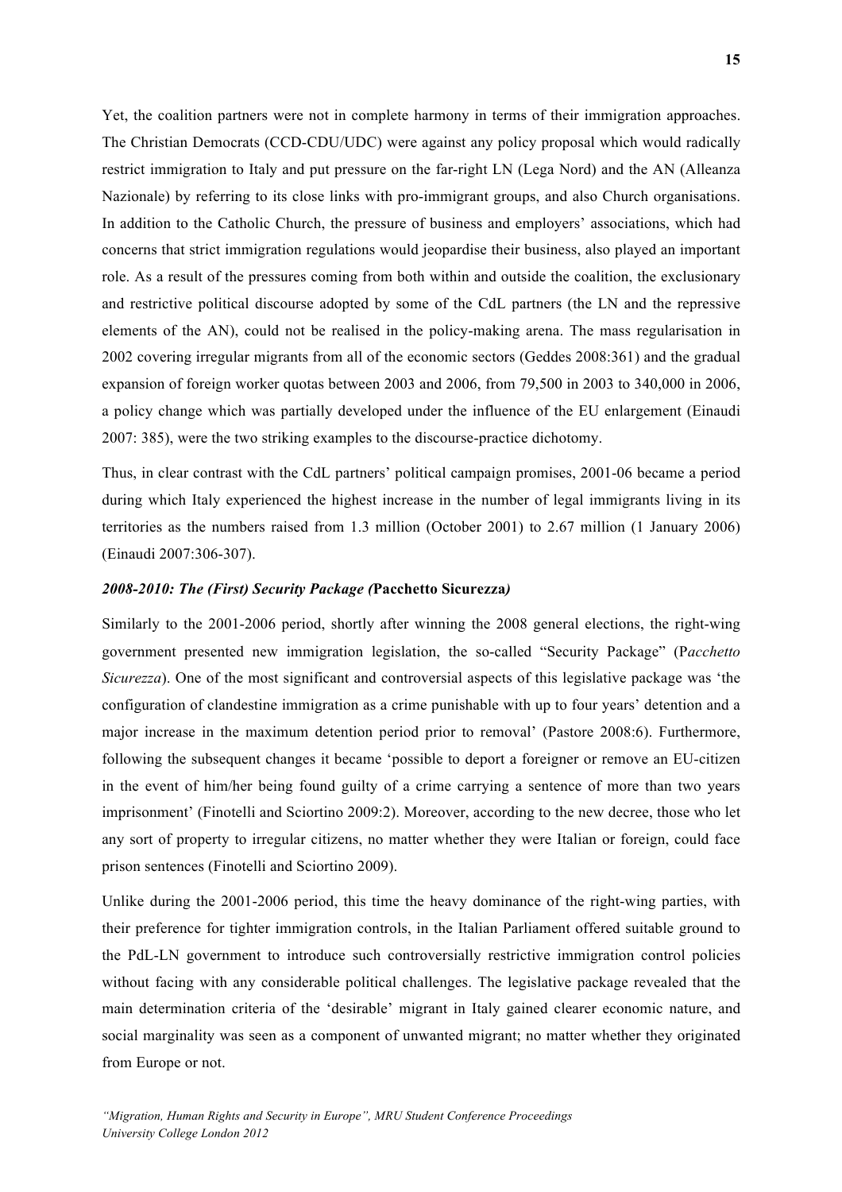Yet, the coalition partners were not in complete harmony in terms of their immigration approaches. The Christian Democrats (CCD-CDU/UDC) were against any policy proposal which would radically restrict immigration to Italy and put pressure on the far-right LN (Lega Nord) and the AN (Alleanza Nazionale) by referring to its close links with pro-immigrant groups, and also Church organisations. In addition to the Catholic Church, the pressure of business and employers' associations, which had concerns that strict immigration regulations would jeopardise their business, also played an important role. As a result of the pressures coming from both within and outside the coalition, the exclusionary and restrictive political discourse adopted by some of the CdL partners (the LN and the repressive elements of the AN), could not be realised in the policy-making arena. The mass regularisation in 2002 covering irregular migrants from all of the economic sectors (Geddes 2008:361) and the gradual expansion of foreign worker quotas between 2003 and 2006, from 79,500 in 2003 to 340,000 in 2006, a policy change which was partially developed under the influence of the EU enlargement (Einaudi 2007: 385), were the two striking examples to the discourse-practice dichotomy.

Thus, in clear contrast with the CdL partners' political campaign promises, 2001-06 became a period during which Italy experienced the highest increase in the number of legal immigrants living in its territories as the numbers raised from 1.3 million (October 2001) to 2.67 million (1 January 2006) (Einaudi 2007:306-307).

### *2008-2010: The (First) Security Package (*Pacchetto Sicurezza*)*

Similarly to the 2001-2006 period, shortly after winning the 2008 general elections, the right-wing government presented new immigration legislation, the so-called "Security Package" (P*acchetto Sicurezza*). One of the most significant and controversial aspects of this legislative package was 'the configuration of clandestine immigration as a crime punishable with up to four years' detention and a major increase in the maximum detention period prior to removal' (Pastore 2008:6). Furthermore, following the subsequent changes it became 'possible to deport a foreigner or remove an EU-citizen in the event of him/her being found guilty of a crime carrying a sentence of more than two years imprisonment' (Finotelli and Sciortino 2009:2). Moreover, according to the new decree, those who let any sort of property to irregular citizens, no matter whether they were Italian or foreign, could face prison sentences (Finotelli and Sciortino 2009).

Unlike during the 2001-2006 period, this time the heavy dominance of the right-wing parties, with their preference for tighter immigration controls, in the Italian Parliament offered suitable ground to the PdL-LN government to introduce such controversially restrictive immigration control policies without facing with any considerable political challenges. The legislative package revealed that the main determination criteria of the 'desirable' migrant in Italy gained clearer economic nature, and social marginality was seen as a component of unwanted migrant; no matter whether they originated from Europe or not.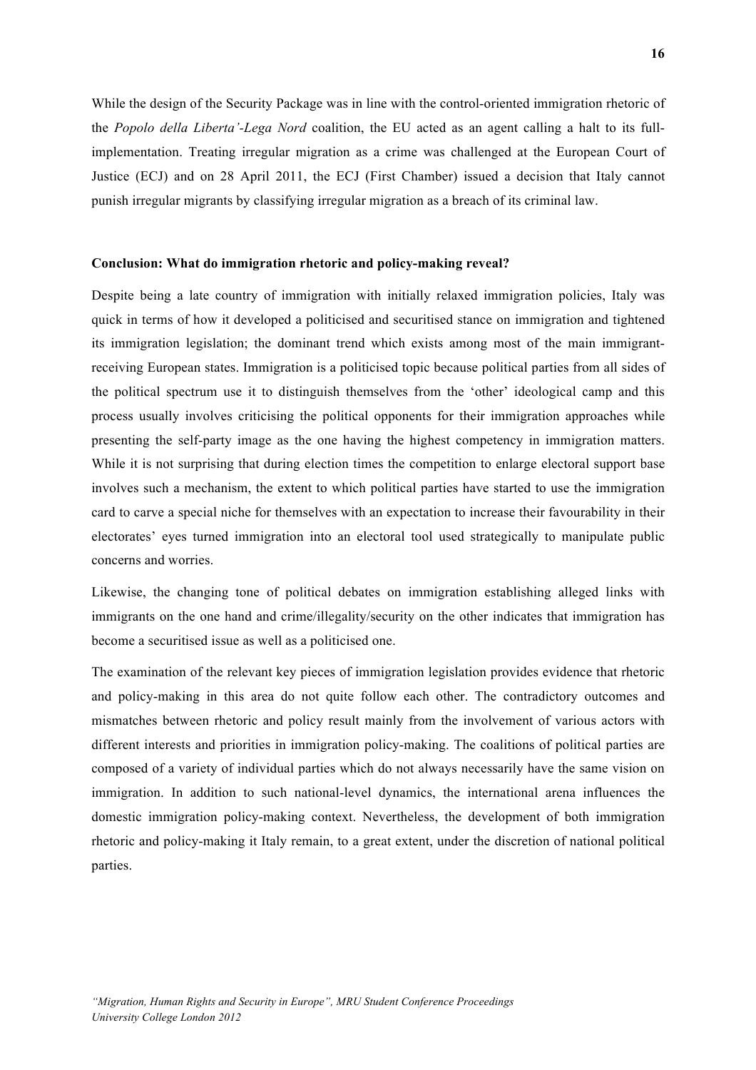While the design of the Security Package was in line with the control-oriented immigration rhetoric of the *Popolo della Liberta'-Lega Nord* coalition, the EU acted as an agent calling a halt to its full-implementation. Treating irregular migration as a crime was challenged at the European Court of Justice (ECJ) and on 28 April 2011, the ECJ (First Chamber) issued a decision that Italy cannot punish irregular migrants by classifying irregular migration as a breach of its criminal law.

**Conclusion: What do immigration rhetoric and policy-making reveal?**

Despite being a late country of immigration with initially relaxed immigration policies, Italy was quick in terms of how it developed a politicised and securitised stance on immigration and tightened its immigration legislation; the dominant trend which exists among most of the main immigrant-receiving European states. Immigration is a politicised topic because political parties from all sides of the political spectrum use it to distinguish themselves from the 'other' ideological camp and this process usually involves criticising the political opponents for their immigration approaches while presenting the self-party image as the one having the highest competency in immigration matters. While it is not surprising that during election times the competition to enlarge electoral support base involves such a mechanism, the extent to which political parties have started to use the immigration card to carve a special niche for themselves with an expectation to increase their favourability in their electorates' eyes turned immigration into an electoral tool used strategically to manipulate public concerns and worries.

Likewise, the changing tone of political debates on immigration establishing alleged links with immigrants on the one hand and crime/illegality/security on the other indicates that immigration has become a securitised issue as well as a politicised one.

The examination of the relevant key pieces of immigration legislation provides evidence that rhetoric and policy-making in this area do not quite follow each other. The contradictory outcomes and mismatches between rhetoric and policy result mainly from the involvement of various actors with different interests and priorities in immigration policy-making. The coalitions of political parties are composed of a variety of individual parties which do not always necessarily have the same vision on immigration. In addition to such national-level dynamics, the international arena influences the domestic immigration policy-making context. Nevertheless, the development of both immigration rhetoric and policy-making it Italy remain, to a great extent, under the discretion of national political parties.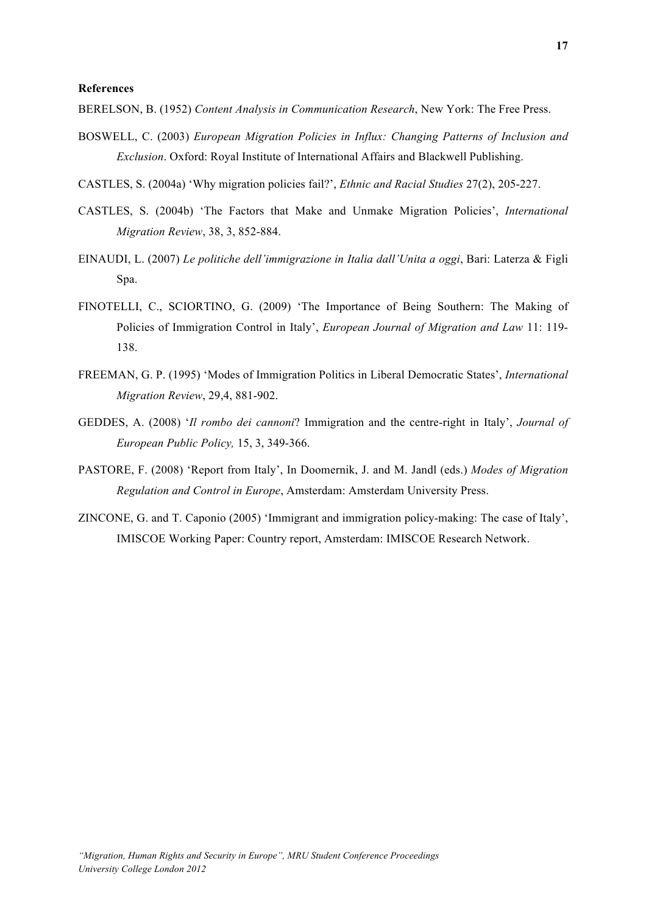**References**

BERELSON, B. (1952) *Content Analysis in Communication Research*, New York: The Free Press.

BOSWELL, C. (2003) *European Migration Policies in Influx: Changing Patterns of Inclusion and Exclusion*. Oxford: Royal Institute of International Affairs and Blackwell Publishing.

CASTLES, S. (2004a) 'Why migration policies fail?', *Ethnic and Racial Studies* 27(2), 205-227.

CASTLES, S. (2004b) 'The Factors that Make and Unmake Migration Policies', *International Migration Review*, 38, 3, 852-884.

EINAUDI, L. (2007) *Le politiche dell'immigrazione in Italia dall'Unita a oggi*, Bari: Laterza & Figli Spa.

FINOTELLI, C., SCIORTINO, G. (2009) 'The Importance of Being Southern: The Making of Policies of Immigration Control in Italy', *European Journal of Migration and Law* 11: 119-138.

FREEMAN, G. P. (1995) 'Modes of Immigration Politics in Liberal Democratic States', *International Migration Review*, 29,4, 881-902.

GEDDES, A. (2008) '*Il rombo dei cannoni*? Immigration and the centre-right in Italy', *Journal of European Public Policy,* 15, 3, 349-366.

PASTORE, F. (2008) 'Report from Italy', In Doomernik, J. and M. Jandl (eds.) *Modes of Migration Regulation and Control in Europe*, Amsterdam: Amsterdam University Press.

ZINCONE, G. and T. Caponio (2005) 'Immigrant and immigration policy-making: The case of Italy', IMISCOE Working Paper: Country report, Amsterdam: IMISCOE Research Network.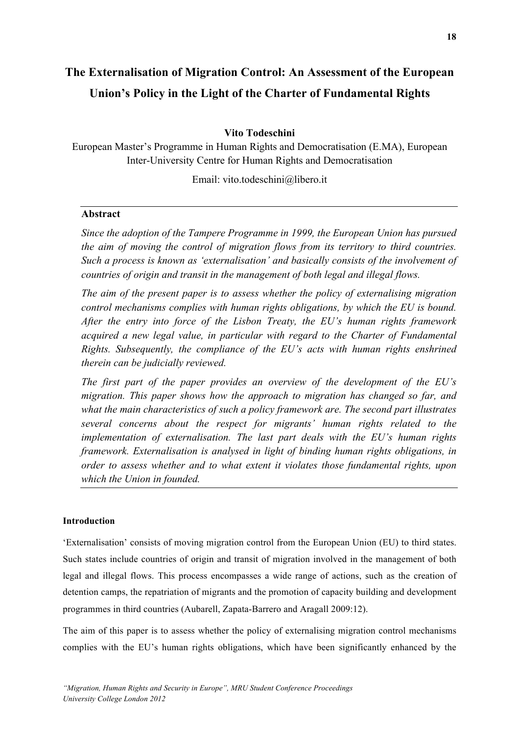# The Externalisation of Migration Control: An Assessment of the European Union's Policy in the Light of the Charter of Fundamental Rights

**Vito Todeschini**

European Master's Programme in Human Rights and Democratisation (E.MA), European Inter-University Centre for Human Rights and Democratisation

Email: vito.todeschini@libero.it

---

**Abstract**

*Since the adoption of the Tampere Programme in 1999, the European Union has pursued the aim of moving the control of migration flows from its territory to third countries. Such a process is known as 'externalisation' and basically consists of the involvement of countries of origin and transit in the management of both legal and illegal flows.*

*The aim of the present paper is to assess whether the policy of externalising migration control mechanisms complies with human rights obligations, by which the EU is bound. After the entry into force of the Lisbon Treaty, the EU's human rights framework acquired a new legal value, in particular with regard to the Charter of Fundamental Rights. Subsequently, the compliance of the EU's acts with human rights enshrined therein can be judicially reviewed.*

*The first part of the paper provides an overview of the development of the EU's migration. This paper shows how the approach to migration has changed so far, and what the main characteristics of such a policy framework are. The second part illustrates several concerns about the respect for migrants' human rights related to the implementation of externalisation. The last part deals with the EU's human rights framework. Externalisation is analysed in light of binding human rights obligations, in order to assess whether and to what extent it violates those fundamental rights, upon which the Union in founded.*

---

## Introduction

'Externalisation' consists of moving migration control from the European Union (EU) to third states. Such states include countries of origin and transit of migration involved in the management of both legal and illegal flows. This process encompasses a wide range of actions, such as the creation of detention camps, the repatriation of migrants and the promotion of capacity building and development programmes in third countries (Aubarell, Zapata-Barrero and Aragall 2009:12).

The aim of this paper is to assess whether the policy of externalising migration control mechanisms complies with the EU's human rights obligations, which have been significantly enhanced by the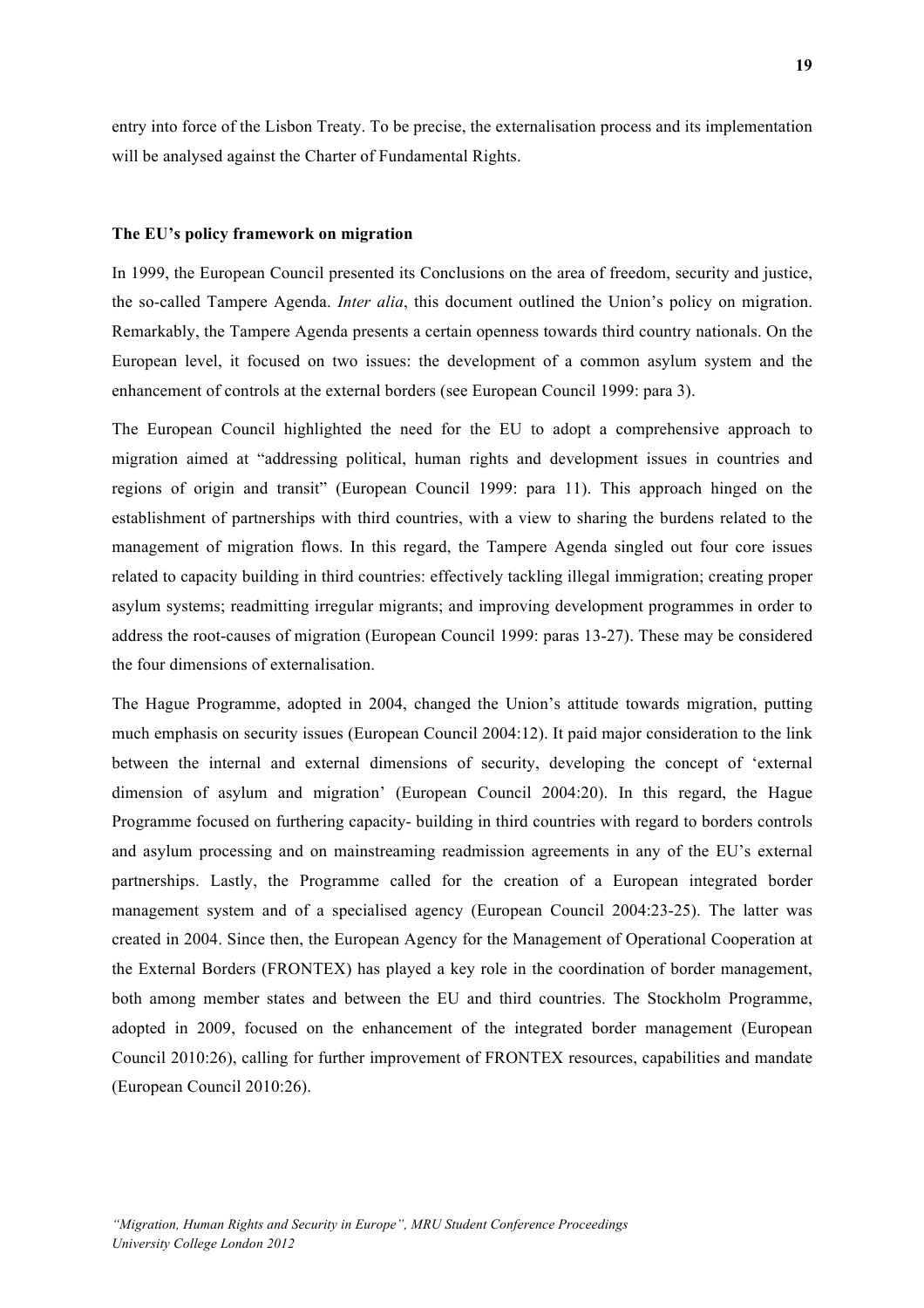entry into force of the Lisbon Treaty. To be precise, the externalisation process and its implementation will be analysed against the Charter of Fundamental Rights.

**The EU's policy framework on migration**

In 1999, the European Council presented its Conclusions on the area of freedom, security and justice, the so-called Tampere Agenda. *Inter alia*, this document outlined the Union's policy on migration. Remarkably, the Tampere Agenda presents a certain openness towards third country nationals. On the European level, it focused on two issues: the development of a common asylum system and the enhancement of controls at the external borders (see European Council 1999: para 3).

The European Council highlighted the need for the EU to adopt a comprehensive approach to migration aimed at "addressing political, human rights and development issues in countries and regions of origin and transit" (European Council 1999: para 11). This approach hinged on the establishment of partnerships with third countries, with a view to sharing the burdens related to the management of migration flows. In this regard, the Tampere Agenda singled out four core issues related to capacity building in third countries: effectively tackling illegal immigration; creating proper asylum systems; readmitting irregular migrants; and improving development programmes in order to address the root-causes of migration (European Council 1999: paras 13-27). These may be considered the four dimensions of externalisation.

The Hague Programme, adopted in 2004, changed the Union's attitude towards migration, putting much emphasis on security issues (European Council 2004:12). It paid major consideration to the link between the internal and external dimensions of security, developing the concept of 'external dimension of asylum and migration' (European Council 2004:20). In this regard, the Hague Programme focused on furthering capacity- building in third countries with regard to borders controls and asylum processing and on mainstreaming readmission agreements in any of the EU's external partnerships. Lastly, the Programme called for the creation of a European integrated border management system and of a specialised agency (European Council 2004:23-25). The latter was created in 2004. Since then, the European Agency for the Management of Operational Cooperation at the External Borders (FRONTEX) has played a key role in the coordination of border management, both among member states and between the EU and third countries. The Stockholm Programme, adopted in 2009, focused on the enhancement of the integrated border management (European Council 2010:26), calling for further improvement of FRONTEX resources, capabilities and mandate (European Council 2010:26).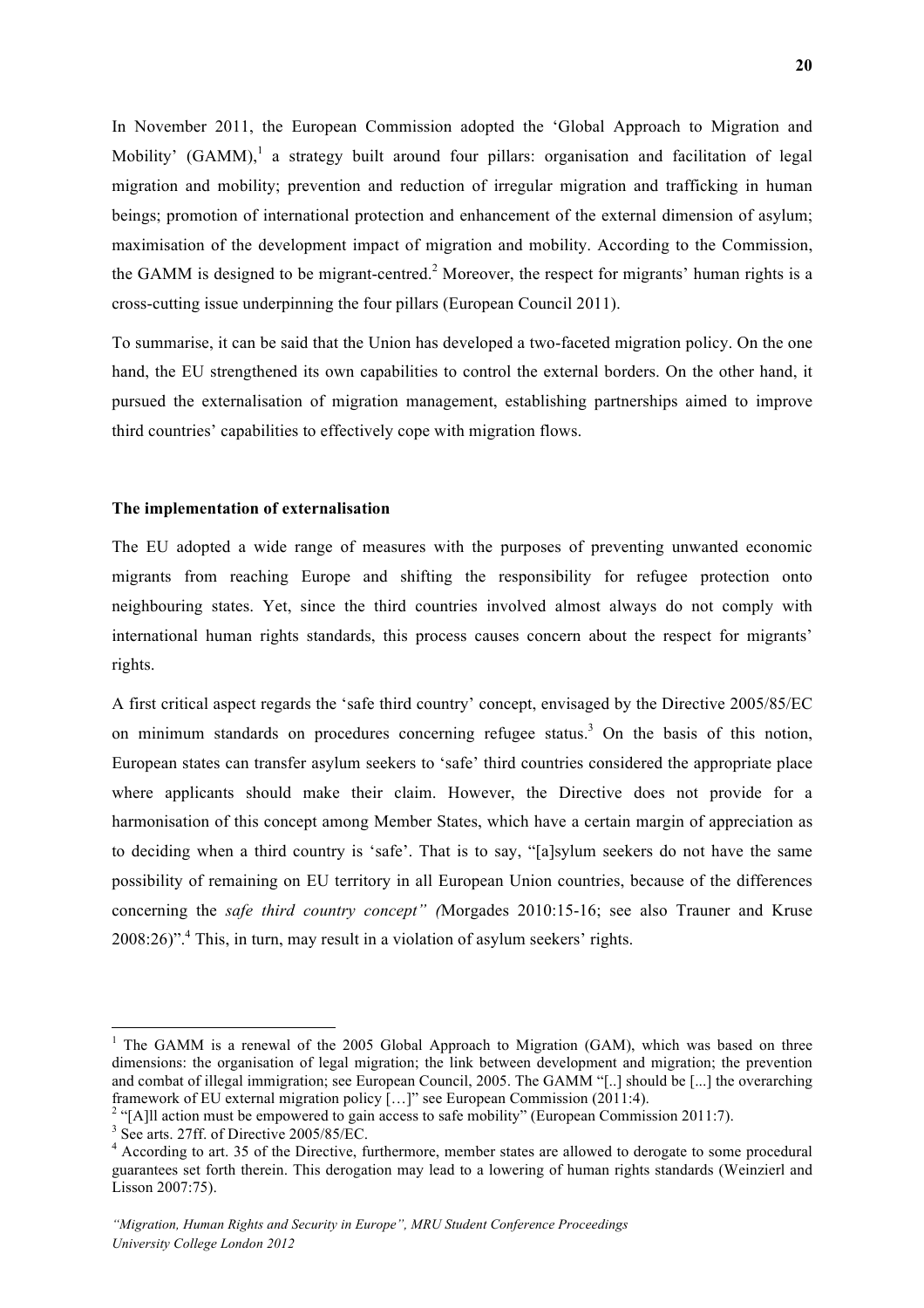In November 2011, the European Commission adopted the 'Global Approach to Migration and Mobility' (GAMM),[1] a strategy built around four pillars: organisation and facilitation of legal migration and mobility; prevention and reduction of irregular migration and trafficking in human beings; promotion of international protection and enhancement of the external dimension of asylum; maximisation of the development impact of migration and mobility. According to the Commission, the GAMM is designed to be migrant-centred.[2] Moreover, the respect for migrants' human rights is a cross-cutting issue underpinning the four pillars (European Council 2011).

To summarise, it can be said that the Union has developed a two-faceted migration policy. On the one hand, the EU strengthened its own capabilities to control the external borders. On the other hand, it pursued the externalisation of migration management, establishing partnerships aimed to improve third countries' capabilities to effectively cope with migration flows.

**The implementation of externalisation**

The EU adopted a wide range of measures with the purposes of preventing unwanted economic migrants from reaching Europe and shifting the responsibility for refugee protection onto neighbouring states. Yet, since the third countries involved almost always do not comply with international human rights standards, this process causes concern about the respect for migrants' rights.

A first critical aspect regards the 'safe third country' concept, envisaged by the Directive 2005/85/EC on minimum standards on procedures concerning refugee status.[3] On the basis of this notion, European states can transfer asylum seekers to 'safe' third countries considered the appropriate place where applicants should make their claim. However, the Directive does not provide for a harmonisation of this concept among Member States, which have a certain margin of appreciation as to deciding when a third country is 'safe'. That is to say, "[a]sylum seekers do not have the same possibility of remaining on EU territory in all European Union countries, because of the differences concerning the *safe third country concept" (*Morgades 2010:15-16; see also Trauner and Kruse 2008:26)".[4] This, in turn, may result in a violation of asylum seekers' rights.

---

[1] The GAMM is a renewal of the 2005 Global Approach to Migration (GAM), which was based on three dimensions: the organisation of legal migration; the link between development and migration; the prevention and combat of illegal immigration; see European Council, 2005. The GAMM "[..] should be [...] the overarching framework of EU external migration policy […]" see European Commission (2011:4).

[2] "[A]ll action must be empowered to gain access to safe mobility" (European Commission 2011:7).

[3] See arts. 27ff. of Directive 2005/85/EC.

[4] According to art. 35 of the Directive, furthermore, member states are allowed to derogate to some procedural guarantees set forth therein. This derogation may lead to a lowering of human rights standards (Weinzierl and Lisson 2007:75).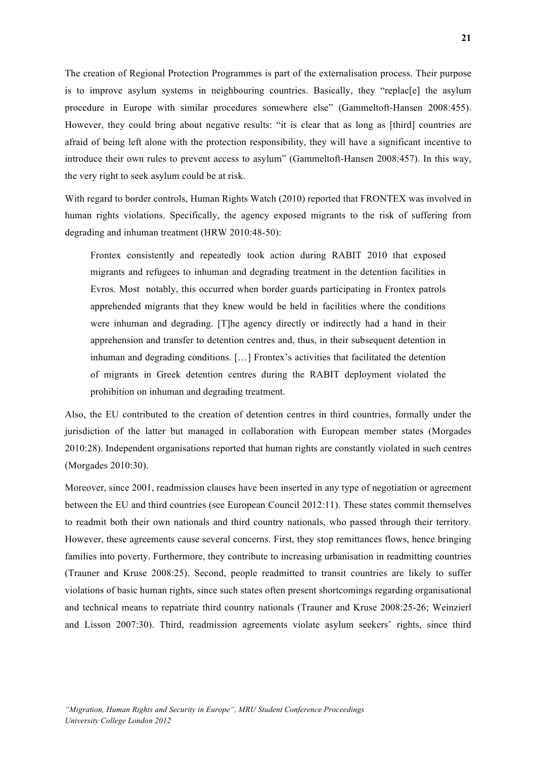The creation of Regional Protection Programmes is part of the externalisation process. Their purpose is to improve asylum systems in neighbouring countries. Basically, they "replac[e] the asylum procedure in Europe with similar procedures somewhere else" (Gammeltoft-Hansen 2008:455). However, they could bring about negative results: "it is clear that as long as [third] countries are afraid of being left alone with the protection responsibility, they will have a significant incentive to introduce their own rules to prevent access to asylum" (Gammeltoft-Hansen 2008:457). In this way, the very right to seek asylum could be at risk.

With regard to border controls, Human Rights Watch (2010) reported that FRONTEX was involved in human rights violations. Specifically, the agency exposed migrants to the risk of suffering from degrading and inhuman treatment (HRW 2010:48-50):

> Frontex consistently and repeatedly took action during RABIT 2010 that exposed migrants and refugees to inhuman and degrading treatment in the detention facilities in Evros. Most notably, this occurred when border guards participating in Frontex patrols apprehended migrants that they knew would be held in facilities where the conditions were inhuman and degrading. [T]he agency directly or indirectly had a hand in their apprehension and transfer to detention centres and, thus, in their subsequent detention in inhuman and degrading conditions. […] Frontex's activities that facilitated the detention of migrants in Greek detention centres during the RABIT deployment violated the prohibition on inhuman and degrading treatment.

Also, the EU contributed to the creation of detention centres in third countries, formally under the jurisdiction of the latter but managed in collaboration with European member states (Morgades 2010:28). Independent organisations reported that human rights are constantly violated in such centres (Morgades 2010:30).

Moreover, since 2001, readmission clauses have been inserted in any type of negotiation or agreement between the EU and third countries (see European Council 2012:11). These states commit themselves to readmit both their own nationals and third country nationals, who passed through their territory. However, these agreements cause several concerns. First, they stop remittances flows, hence bringing families into poverty. Furthermore, they contribute to increasing urbanisation in readmitting countries (Trauner and Kruse 2008:25). Second, people readmitted to transit countries are likely to suffer violations of basic human rights, since such states often present shortcomings regarding organisational and technical means to repatriate third country nationals (Trauner and Kruse 2008:25-26; Weinzierl and Lisson 2007:30). Third, readmission agreements violate asylum seekers' rights, since third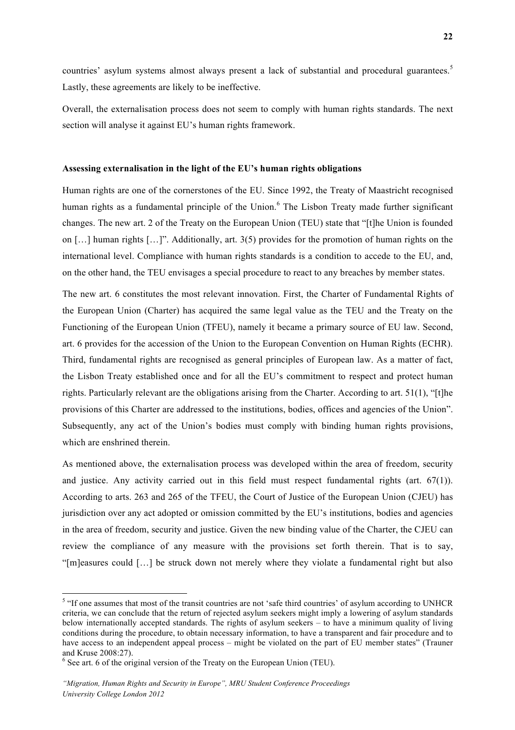countries' asylum systems almost always present a lack of substantial and procedural guarantees.[5] Lastly, these agreements are likely to be ineffective.

Overall, the externalisation process does not seem to comply with human rights standards. The next section will analyse it against EU's human rights framework.

**Assessing externalisation in the light of the EU's human rights obligations**

Human rights are one of the cornerstones of the EU. Since 1992, the Treaty of Maastricht recognised human rights as a fundamental principle of the Union.[6] The Lisbon Treaty made further significant changes. The new art. 2 of the Treaty on the European Union (TEU) state that "[t]he Union is founded on […] human rights […]". Additionally, art. 3(5) provides for the promotion of human rights on the international level. Compliance with human rights standards is a condition to accede to the EU, and, on the other hand, the TEU envisages a special procedure to react to any breaches by member states.

The new art. 6 constitutes the most relevant innovation. First, the Charter of Fundamental Rights of the European Union (Charter) has acquired the same legal value as the TEU and the Treaty on the Functioning of the European Union (TFEU), namely it became a primary source of EU law. Second, art. 6 provides for the accession of the Union to the European Convention on Human Rights (ECHR). Third, fundamental rights are recognised as general principles of European law. As a matter of fact, the Lisbon Treaty established once and for all the EU's commitment to respect and protect human rights. Particularly relevant are the obligations arising from the Charter. According to art. 51(1), "[t]he provisions of this Charter are addressed to the institutions, bodies, offices and agencies of the Union". Subsequently, any act of the Union's bodies must comply with binding human rights provisions, which are enshrined therein.

As mentioned above, the externalisation process was developed within the area of freedom, security and justice. Any activity carried out in this field must respect fundamental rights (art. 67(1)). According to arts. 263 and 265 of the TFEU, the Court of Justice of the European Union (CJEU) has jurisdiction over any act adopted or omission committed by the EU's institutions, bodies and agencies in the area of freedom, security and justice. Given the new binding value of the Charter, the CJEU can review the compliance of any measure with the provisions set forth therein. That is to say, "[m]easures could […] be struck down not merely where they violate a fundamental right but also

---

[5] "If one assumes that most of the transit countries are not 'safe third countries' of asylum according to UNHCR criteria, we can conclude that the return of rejected asylum seekers might imply a lowering of asylum standards below internationally accepted standards. The rights of asylum seekers – to have a minimum quality of living conditions during the procedure, to obtain necessary information, to have a transparent and fair procedure and to have access to an independent appeal process – might be violated on the part of EU member states" (Trauner and Kruse 2008:27).

[6] See art. 6 of the original version of the Treaty on the European Union (TEU).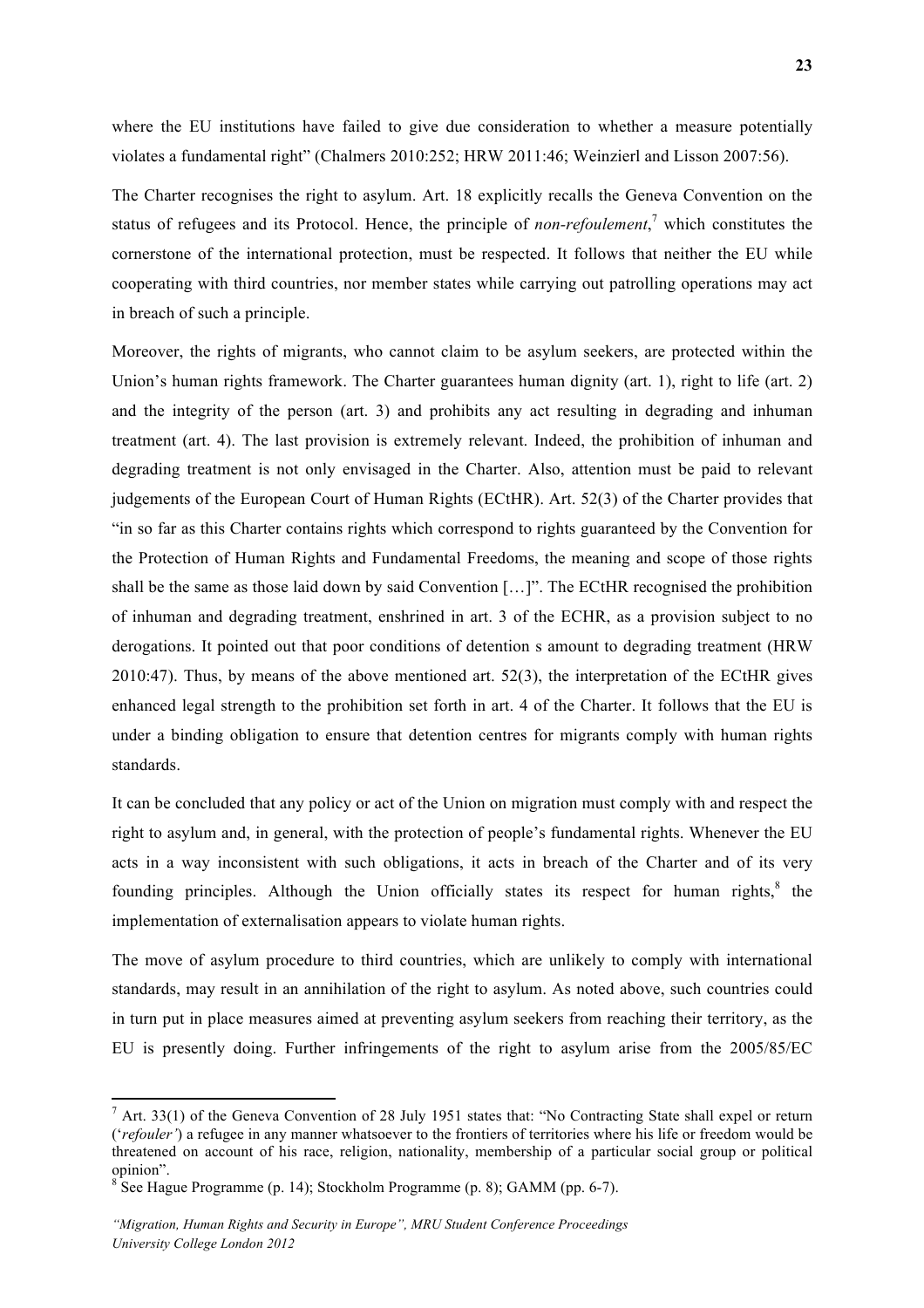where the EU institutions have failed to give due consideration to whether a measure potentially violates a fundamental right" (Chalmers 2010:252; HRW 2011:46; Weinzierl and Lisson 2007:56).

The Charter recognises the right to asylum. Art. 18 explicitly recalls the Geneva Convention on the status of refugees and its Protocol. Hence, the principle of *non-refoulement*,[7] which constitutes the cornerstone of the international protection, must be respected. It follows that neither the EU while cooperating with third countries, nor member states while carrying out patrolling operations may act in breach of such a principle.

Moreover, the rights of migrants, who cannot claim to be asylum seekers, are protected within the Union's human rights framework. The Charter guarantees human dignity (art. 1), right to life (art. 2) and the integrity of the person (art. 3) and prohibits any act resulting in degrading and inhuman treatment (art. 4). The last provision is extremely relevant. Indeed, the prohibition of inhuman and degrading treatment is not only envisaged in the Charter. Also, attention must be paid to relevant judgements of the European Court of Human Rights (ECtHR). Art. 52(3) of the Charter provides that "in so far as this Charter contains rights which correspond to rights guaranteed by the Convention for the Protection of Human Rights and Fundamental Freedoms, the meaning and scope of those rights shall be the same as those laid down by said Convention […]". The ECtHR recognised the prohibition of inhuman and degrading treatment, enshrined in art. 3 of the ECHR, as a provision subject to no derogations. It pointed out that poor conditions of detention s amount to degrading treatment (HRW 2010:47). Thus, by means of the above mentioned art. 52(3), the interpretation of the ECtHR gives enhanced legal strength to the prohibition set forth in art. 4 of the Charter. It follows that the EU is under a binding obligation to ensure that detention centres for migrants comply with human rights standards.

It can be concluded that any policy or act of the Union on migration must comply with and respect the right to asylum and, in general, with the protection of people's fundamental rights. Whenever the EU acts in a way inconsistent with such obligations, it acts in breach of the Charter and of its very founding principles. Although the Union officially states its respect for human rights,[8] the implementation of externalisation appears to violate human rights.

The move of asylum procedure to third countries, which are unlikely to comply with international standards, may result in an annihilation of the right to asylum. As noted above, such countries could in turn put in place measures aimed at preventing asylum seekers from reaching their territory, as the EU is presently doing. Further infringements of the right to asylum arise from the 2005/85/EC

---

[7] Art. 33(1) of the Geneva Convention of 28 July 1951 states that: "No Contracting State shall expel or return ('*refouler'*) a refugee in any manner whatsoever to the frontiers of territories where his life or freedom would be threatened on account of his race, religion, nationality, membership of a particular social group or political opinion".

[8] See Hague Programme (p. 14); Stockholm Programme (p. 8); GAMM (pp. 6-7).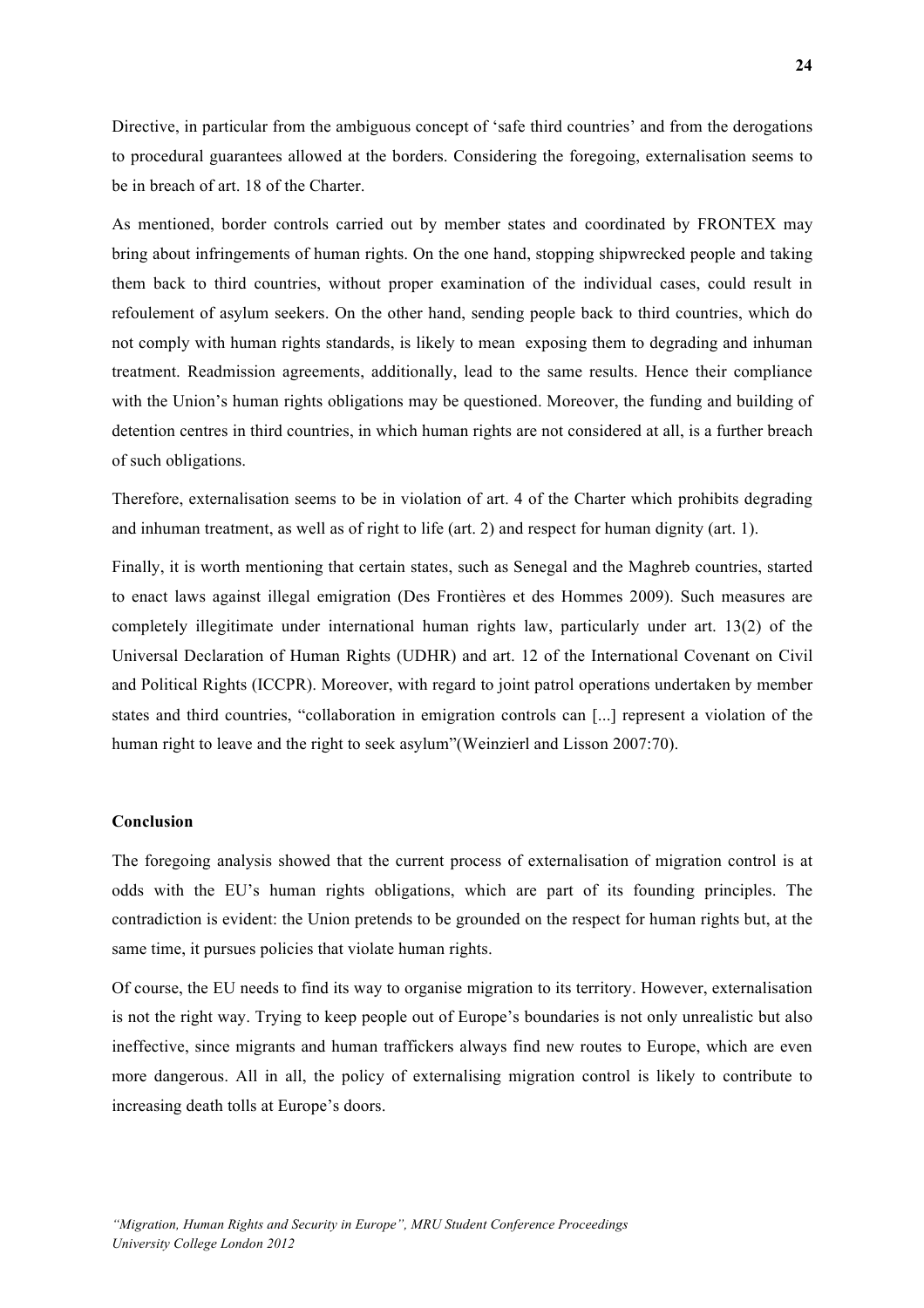Directive, in particular from the ambiguous concept of 'safe third countries' and from the derogations to procedural guarantees allowed at the borders. Considering the foregoing, externalisation seems to be in breach of art. 18 of the Charter.

As mentioned, border controls carried out by member states and coordinated by FRONTEX may bring about infringements of human rights. On the one hand, stopping shipwrecked people and taking them back to third countries, without proper examination of the individual cases, could result in refoulement of asylum seekers. On the other hand, sending people back to third countries, which do not comply with human rights standards, is likely to mean exposing them to degrading and inhuman treatment. Readmission agreements, additionally, lead to the same results. Hence their compliance with the Union's human rights obligations may be questioned. Moreover, the funding and building of detention centres in third countries, in which human rights are not considered at all, is a further breach of such obligations.

Therefore, externalisation seems to be in violation of art. 4 of the Charter which prohibits degrading and inhuman treatment, as well as of right to life (art. 2) and respect for human dignity (art. 1).

Finally, it is worth mentioning that certain states, such as Senegal and the Maghreb countries, started to enact laws against illegal emigration (Des Frontières et des Hommes 2009). Such measures are completely illegitimate under international human rights law, particularly under art. 13(2) of the Universal Declaration of Human Rights (UDHR) and art. 12 of the International Covenant on Civil and Political Rights (ICCPR). Moreover, with regard to joint patrol operations undertaken by member states and third countries, "collaboration in emigration controls can [...] represent a violation of the human right to leave and the right to seek asylum"(Weinzierl and Lisson 2007:70).

**Conclusion**

The foregoing analysis showed that the current process of externalisation of migration control is at odds with the EU's human rights obligations, which are part of its founding principles. The contradiction is evident: the Union pretends to be grounded on the respect for human rights but, at the same time, it pursues policies that violate human rights.

Of course, the EU needs to find its way to organise migration to its territory. However, externalisation is not the right way. Trying to keep people out of Europe's boundaries is not only unrealistic but also ineffective, since migrants and human traffickers always find new routes to Europe, which are even more dangerous. All in all, the policy of externalising migration control is likely to contribute to increasing death tolls at Europe's doors.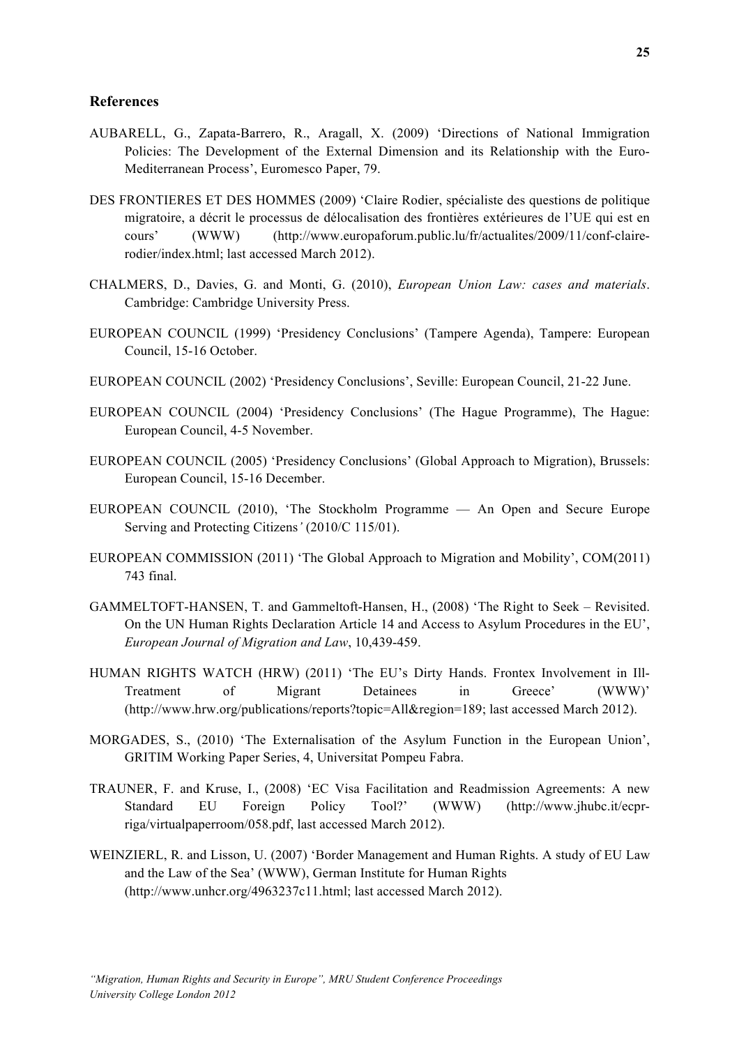## References

AUBARELL, G., Zapata-Barrero, R., Aragall, X. (2009) 'Directions of National Immigration Policies: The Development of the External Dimension and its Relationship with the Euro-Mediterranean Process', Euromesco Paper, 79.

DES FRONTIERES ET DES HOMMES (2009) 'Claire Rodier, spécialiste des questions de politique migratoire, a décrit le processus de délocalisation des frontières extérieures de l'UE qui est en cours' (WWW) (http://www.europaforum.public.lu/fr/actualites/2009/11/conf-claire-rodier/index.html; last accessed March 2012).

CHALMERS, D., Davies, G. and Monti, G. (2010), *European Union Law: cases and materials*. Cambridge: Cambridge University Press.

EUROPEAN COUNCIL (1999) 'Presidency Conclusions' (Tampere Agenda), Tampere: European Council, 15-16 October.

EUROPEAN COUNCIL (2002) 'Presidency Conclusions', Seville: European Council, 21-22 June.

EUROPEAN COUNCIL (2004) 'Presidency Conclusions' (The Hague Programme), The Hague: European Council, 4-5 November.

EUROPEAN COUNCIL (2005) 'Presidency Conclusions' (Global Approach to Migration), Brussels: European Council, 15-16 December.

EUROPEAN COUNCIL (2010), 'The Stockholm Programme — An Open and Secure Europe Serving and Protecting Citizens*'* (2010/C 115/01).

EUROPEAN COMMISSION (2011) 'The Global Approach to Migration and Mobility', COM(2011) 743 final.

GAMMELTOFT-HANSEN, T. and Gammeltoft-Hansen, H., (2008) 'The Right to Seek – Revisited. On the UN Human Rights Declaration Article 14 and Access to Asylum Procedures in the EU', *European Journal of Migration and Law*, 10,439-459.

HUMAN RIGHTS WATCH (HRW) (2011) 'The EU's Dirty Hands. Frontex Involvement in Ill-Treatment of Migrant Detainees in Greece' (WWW)' (http://www.hrw.org/publications/reports?topic=All&region=189; last accessed March 2012).

MORGADES, S., (2010) 'The Externalisation of the Asylum Function in the European Union', GRITIM Working Paper Series, 4, Universitat Pompeu Fabra.

TRAUNER, F. and Kruse, I., (2008) 'EC Visa Facilitation and Readmission Agreements: A new Standard EU Foreign Policy Tool?' (WWW) (http://www.jhubc.it/ecpr-riga/virtualpaperroom/058.pdf, last accessed March 2012).

WEINZIERL, R. and Lisson, U. (2007) 'Border Management and Human Rights. A study of EU Law and the Law of the Sea' (WWW), German Institute for Human Rights (http://www.unhcr.org/4963237c11.html; last accessed March 2012).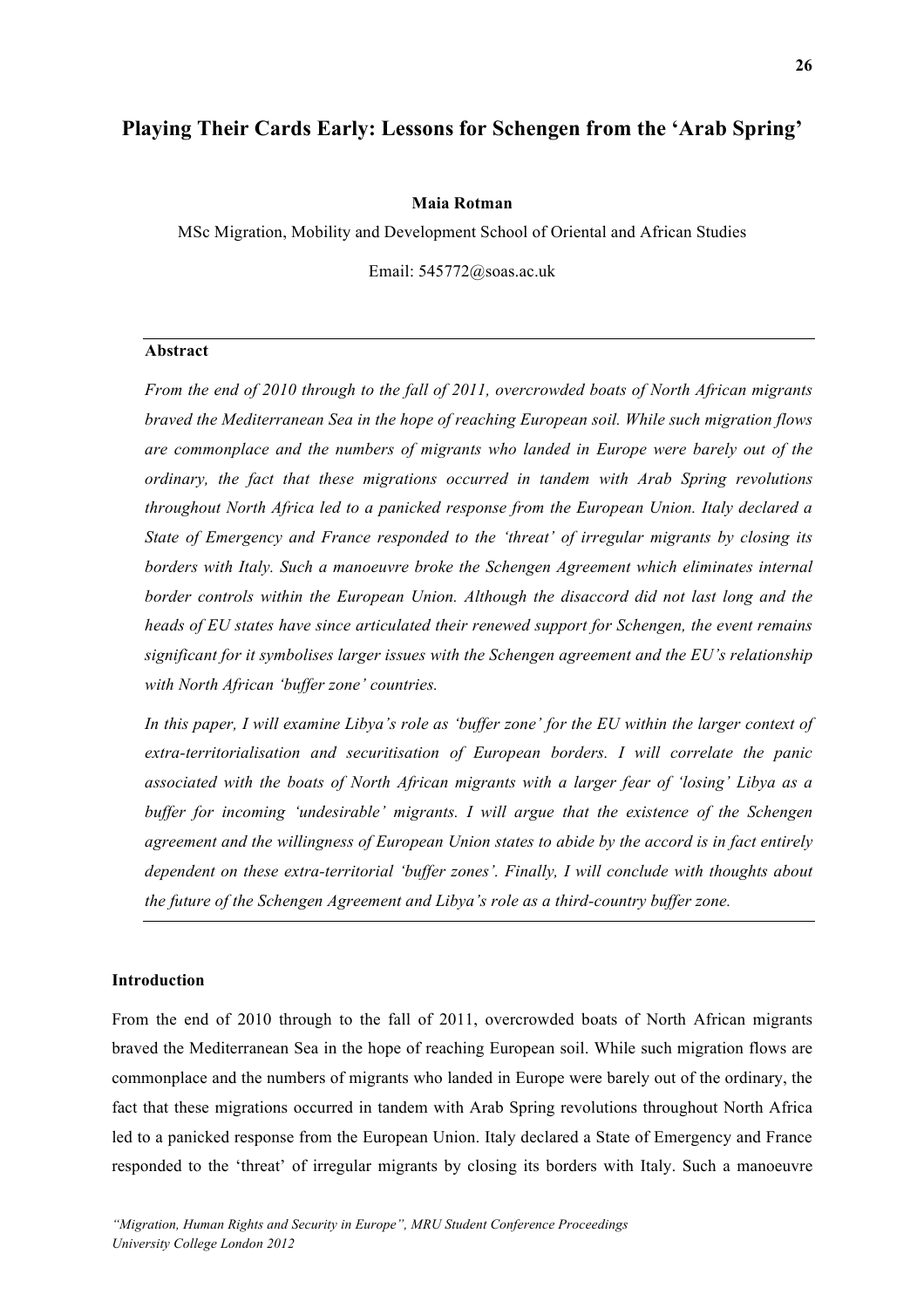# Playing Their Cards Early: Lessons for Schengen from the 'Arab Spring'

**Maia Rotman**

MSc Migration, Mobility and Development School of Oriental and African Studies

Email: 545772@soas.ac.uk

---

**Abstract**

*From the end of 2010 through to the fall of 2011, overcrowded boats of North African migrants braved the Mediterranean Sea in the hope of reaching European soil. While such migration flows are commonplace and the numbers of migrants who landed in Europe were barely out of the ordinary, the fact that these migrations occurred in tandem with Arab Spring revolutions throughout North Africa led to a panicked response from the European Union. Italy declared a State of Emergency and France responded to the 'threat' of irregular migrants by closing its borders with Italy. Such a manoeuvre broke the Schengen Agreement which eliminates internal border controls within the European Union. Although the disaccord did not last long and the heads of EU states have since articulated their renewed support for Schengen, the event remains significant for it symbolises larger issues with the Schengen agreement and the EU's relationship with North African 'buffer zone' countries.*

*In this paper, I will examine Libya's role as 'buffer zone' for the EU within the larger context of extra-territorialisation and securitisation of European borders. I will correlate the panic associated with the boats of North African migrants with a larger fear of 'losing' Libya as a buffer for incoming 'undesirable' migrants. I will argue that the existence of the Schengen agreement and the willingness of European Union states to abide by the accord is in fact entirely dependent on these extra-territorial 'buffer zones'. Finally, I will conclude with thoughts about the future of the Schengen Agreement and Libya's role as a third-country buffer zone.*

---

**Introduction**

From the end of 2010 through to the fall of 2011, overcrowded boats of North African migrants braved the Mediterranean Sea in the hope of reaching European soil. While such migration flows are commonplace and the numbers of migrants who landed in Europe were barely out of the ordinary, the fact that these migrations occurred in tandem with Arab Spring revolutions throughout North Africa led to a panicked response from the European Union. Italy declared a State of Emergency and France responded to the 'threat' of irregular migrants by closing its borders with Italy. Such a manoeuvre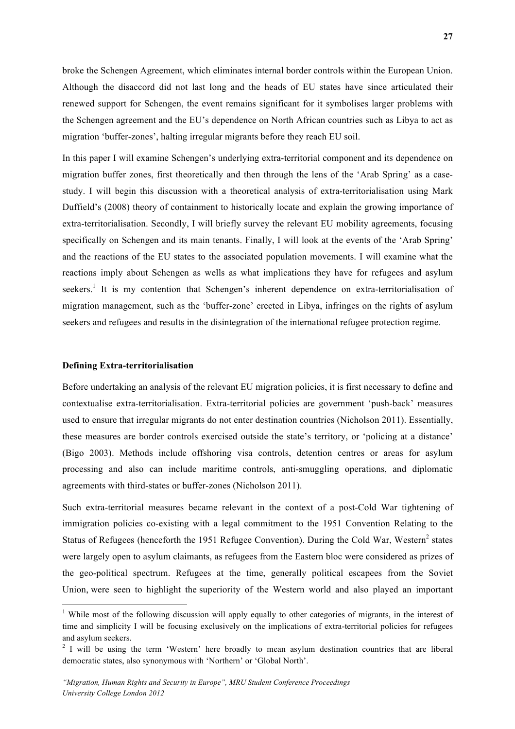broke the Schengen Agreement, which eliminates internal border controls within the European Union. Although the disaccord did not last long and the heads of EU states have since articulated their renewed support for Schengen, the event remains significant for it symbolises larger problems with the Schengen agreement and the EU's dependence on North African countries such as Libya to act as migration 'buffer-zones', halting irregular migrants before they reach EU soil.

In this paper I will examine Schengen's underlying extra-territorial component and its dependence on migration buffer zones, first theoretically and then through the lens of the 'Arab Spring' as a case-study. I will begin this discussion with a theoretical analysis of extra-territorialisation using Mark Duffield's (2008) theory of containment to historically locate and explain the growing importance of extra-territorialisation. Secondly, I will briefly survey the relevant EU mobility agreements, focusing specifically on Schengen and its main tenants. Finally, I will look at the events of the 'Arab Spring' and the reactions of the EU states to the associated population movements. I will examine what the reactions imply about Schengen as wells as what implications they have for refugees and asylum seekers.[1] It is my contention that Schengen's inherent dependence on extra-territorialisation of migration management, such as the 'buffer-zone' erected in Libya, infringes on the rights of asylum seekers and refugees and results in the disintegration of the international refugee protection regime.

**Defining Extra-territorialisation**

Before undertaking an analysis of the relevant EU migration policies, it is first necessary to define and contextualise extra-territorialisation. Extra-territorial policies are government 'push-back' measures used to ensure that irregular migrants do not enter destination countries (Nicholson 2011). Essentially, these measures are border controls exercised outside the state's territory, or 'policing at a distance' (Bigo 2003). Methods include offshoring visa controls, detention centres or areas for asylum processing and also can include maritime controls, anti-smuggling operations, and diplomatic agreements with third-states or buffer-zones (Nicholson 2011).

Such extra-territorial measures became relevant in the context of a post-Cold War tightening of immigration policies co-existing with a legal commitment to the 1951 Convention Relating to the Status of Refugees (henceforth the 1951 Refugee Convention). During the Cold War, Western[2] states were largely open to asylum claimants, as refugees from the Eastern bloc were considered as prizes of the geo-political spectrum. Refugees at the time, generally political escapees from the Soviet Union, were seen to highlight the superiority of the Western world and also played an important

[1] While most of the following discussion will apply equally to other categories of migrants, in the interest of time and simplicity I will be focusing exclusively on the implications of extra-territorial policies for refugees and asylum seekers.

[2] I will be using the term 'Western' here broadly to mean asylum destination countries that are liberal democratic states, also synonymous with 'Northern' or 'Global North'.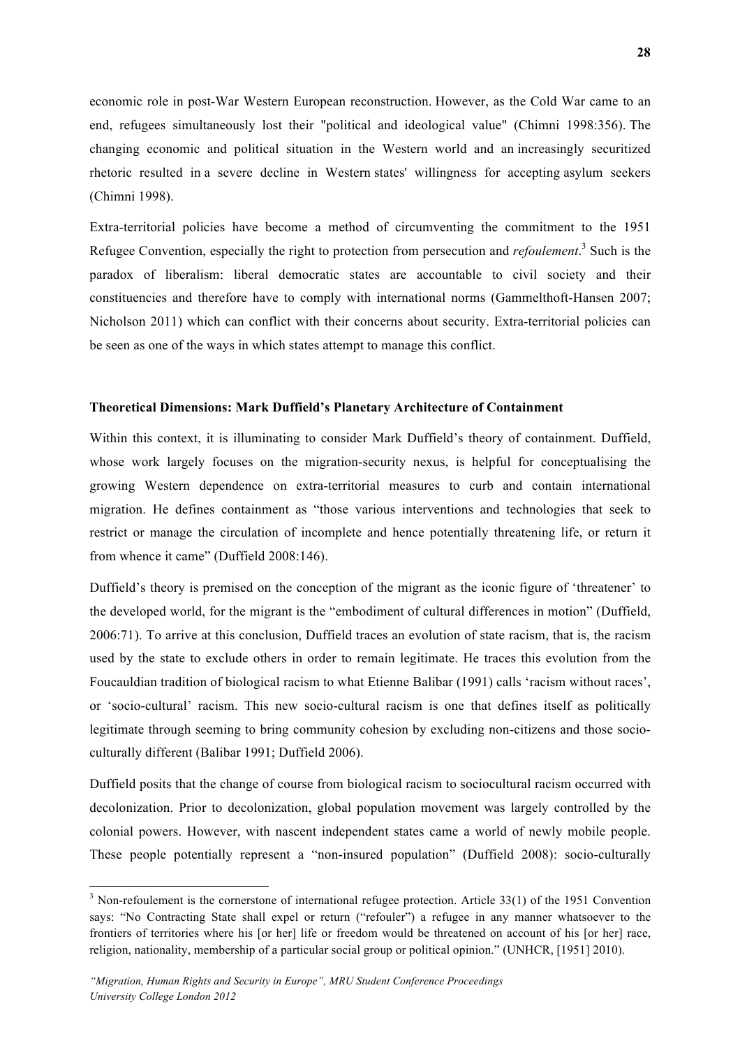economic role in post-War Western European reconstruction. However, as the Cold War came to an end, refugees simultaneously lost their "political and ideological value" (Chimni 1998:356). The changing economic and political situation in the Western world and an increasingly securitized rhetoric resulted in a severe decline in Western states' willingness for accepting asylum seekers (Chimni 1998).

Extra-territorial policies have become a method of circumventing the commitment to the 1951 Refugee Convention, especially the right to protection from persecution and *refoulement*.[3] Such is the paradox of liberalism: liberal democratic states are accountable to civil society and their constituencies and therefore have to comply with international norms (Gammelthoft-Hansen 2007; Nicholson 2011) which can conflict with their concerns about security. Extra-territorial policies can be seen as one of the ways in which states attempt to manage this conflict.

**Theoretical Dimensions: Mark Duffield's Planetary Architecture of Containment**

Within this context, it is illuminating to consider Mark Duffield's theory of containment. Duffield, whose work largely focuses on the migration-security nexus, is helpful for conceptualising the growing Western dependence on extra-territorial measures to curb and contain international migration. He defines containment as "those various interventions and technologies that seek to restrict or manage the circulation of incomplete and hence potentially threatening life, or return it from whence it came" (Duffield 2008:146).

Duffield's theory is premised on the conception of the migrant as the iconic figure of 'threatener' to the developed world, for the migrant is the "embodiment of cultural differences in motion" (Duffield, 2006:71). To arrive at this conclusion, Duffield traces an evolution of state racism, that is, the racism used by the state to exclude others in order to remain legitimate. He traces this evolution from the Foucauldian tradition of biological racism to what Etienne Balibar (1991) calls 'racism without races', or 'socio-cultural' racism. This new socio-cultural racism is one that defines itself as politically legitimate through seeming to bring community cohesion by excluding non-citizens and those socio-culturally different (Balibar 1991; Duffield 2006).

Duffield posits that the change of course from biological racism to sociocultural racism occurred with decolonization. Prior to decolonization, global population movement was largely controlled by the colonial powers. However, with nascent independent states came a world of newly mobile people. These people potentially represent a "non-insured population" (Duffield 2008): socio-culturally

[3] Non-refoulement is the cornerstone of international refugee protection. Article 33(1) of the 1951 Convention says: "No Contracting State shall expel or return ("refouler") a refugee in any manner whatsoever to the frontiers of territories where his [or her] life or freedom would be threatened on account of his [or her] race, religion, nationality, membership of a particular social group or political opinion." (UNHCR, [1951] 2010).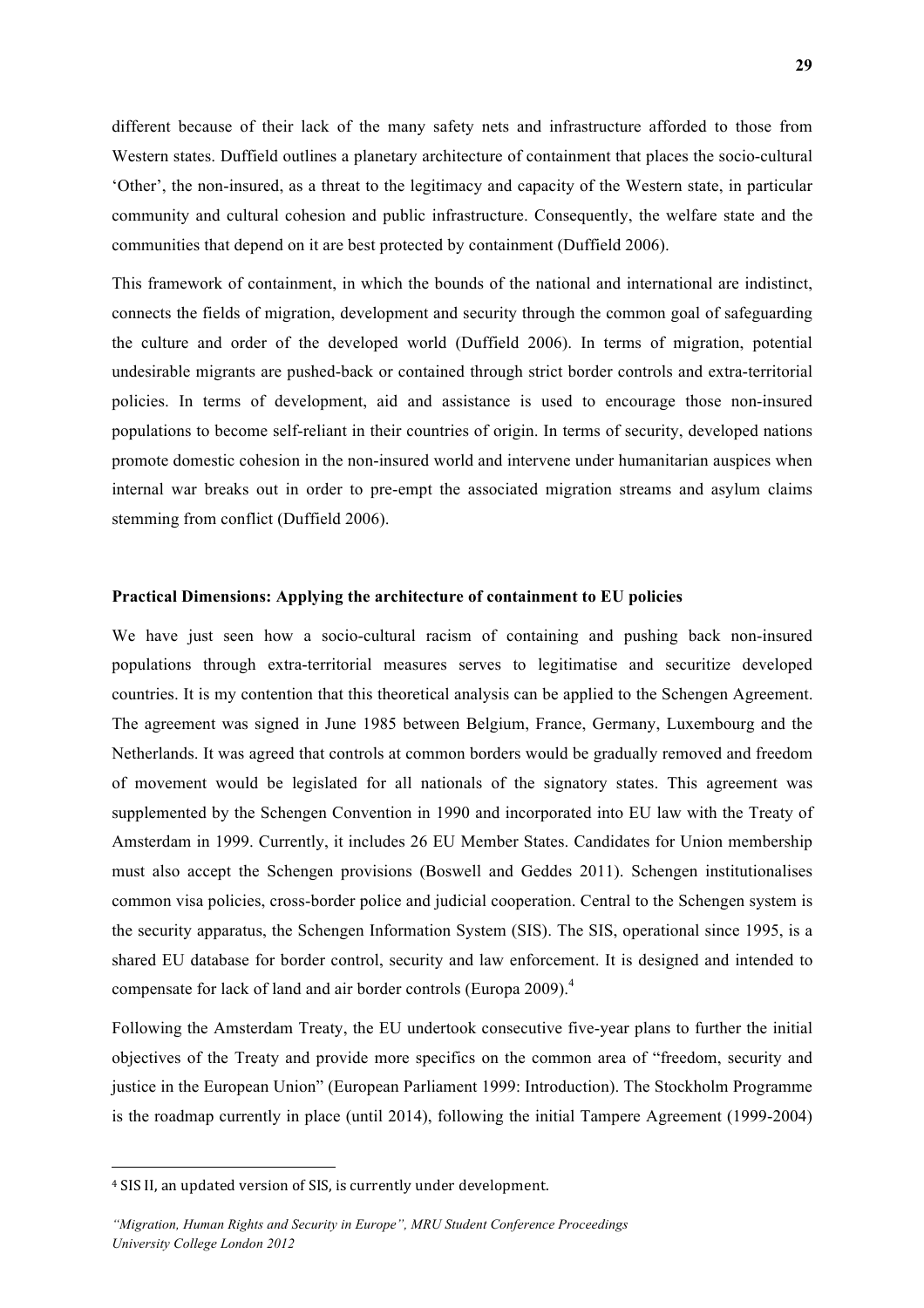different because of their lack of the many safety nets and infrastructure afforded to those from Western states. Duffield outlines a planetary architecture of containment that places the socio-cultural 'Other', the non-insured, as a threat to the legitimacy and capacity of the Western state, in particular community and cultural cohesion and public infrastructure. Consequently, the welfare state and the communities that depend on it are best protected by containment (Duffield 2006).

This framework of containment, in which the bounds of the national and international are indistinct, connects the fields of migration, development and security through the common goal of safeguarding the culture and order of the developed world (Duffield 2006). In terms of migration, potential undesirable migrants are pushed-back or contained through strict border controls and extra-territorial policies. In terms of development, aid and assistance is used to encourage those non-insured populations to become self-reliant in their countries of origin. In terms of security, developed nations promote domestic cohesion in the non-insured world and intervene under humanitarian auspices when internal war breaks out in order to pre-empt the associated migration streams and asylum claims stemming from conflict (Duffield 2006).

**Practical Dimensions: Applying the architecture of containment to EU policies**

We have just seen how a socio-cultural racism of containing and pushing back non-insured populations through extra-territorial measures serves to legitimatise and securitize developed countries. It is my contention that this theoretical analysis can be applied to the Schengen Agreement. The agreement was signed in June 1985 between Belgium, France, Germany, Luxembourg and the Netherlands. It was agreed that controls at common borders would be gradually removed and freedom of movement would be legislated for all nationals of the signatory states. This agreement was supplemented by the Schengen Convention in 1990 and incorporated into EU law with the Treaty of Amsterdam in 1999. Currently, it includes 26 EU Member States. Candidates for Union membership must also accept the Schengen provisions (Boswell and Geddes 2011). Schengen institutionalises common visa policies, cross-border police and judicial cooperation. Central to the Schengen system is the security apparatus, the Schengen Information System (SIS). The SIS, operational since 1995, is a shared EU database for border control, security and law enforcement. It is designed and intended to compensate for lack of land and air border controls (Europa 2009).[4]

Following the Amsterdam Treaty, the EU undertook consecutive five-year plans to further the initial objectives of the Treaty and provide more specifics on the common area of "freedom, security and justice in the European Union" (European Parliament 1999: Introduction). The Stockholm Programme is the roadmap currently in place (until 2014), following the initial Tampere Agreement (1999-2004)

[4] SIS II, an updated version of SIS, is currently under development.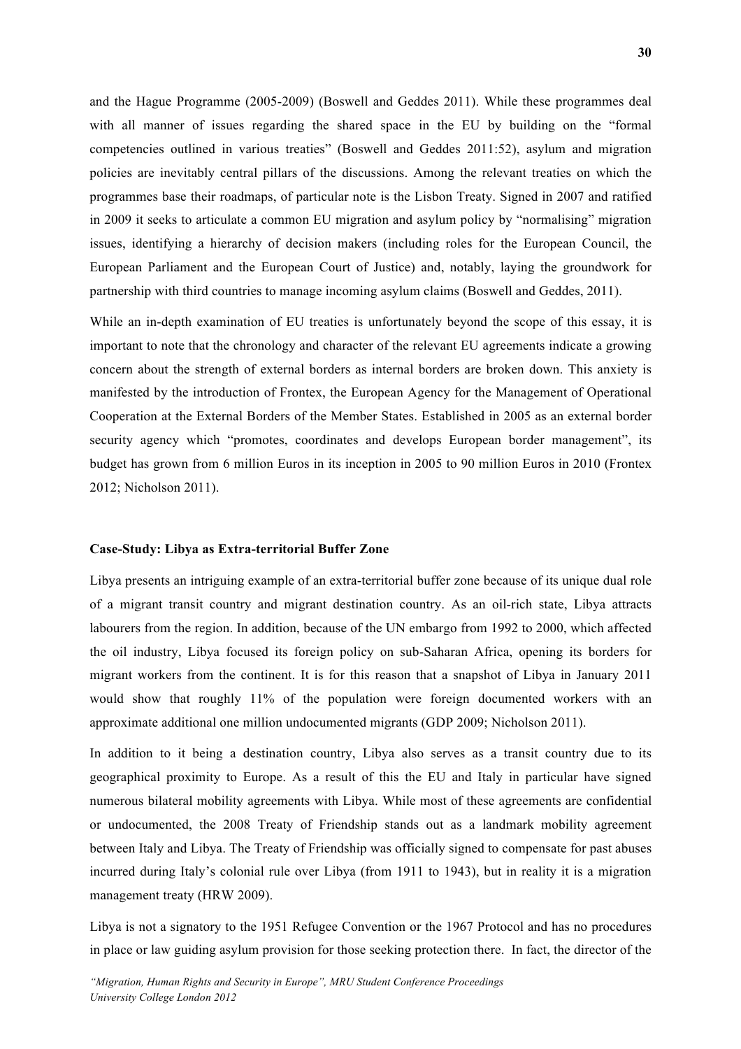and the Hague Programme (2005-2009) (Boswell and Geddes 2011). While these programmes deal with all manner of issues regarding the shared space in the EU by building on the "formal competencies outlined in various treaties" (Boswell and Geddes 2011:52), asylum and migration policies are inevitably central pillars of the discussions. Among the relevant treaties on which the programmes base their roadmaps, of particular note is the Lisbon Treaty. Signed in 2007 and ratified in 2009 it seeks to articulate a common EU migration and asylum policy by "normalising" migration issues, identifying a hierarchy of decision makers (including roles for the European Council, the European Parliament and the European Court of Justice) and, notably, laying the groundwork for partnership with third countries to manage incoming asylum claims (Boswell and Geddes, 2011).

While an in-depth examination of EU treaties is unfortunately beyond the scope of this essay, it is important to note that the chronology and character of the relevant EU agreements indicate a growing concern about the strength of external borders as internal borders are broken down. This anxiety is manifested by the introduction of Frontex, the European Agency for the Management of Operational Cooperation at the External Borders of the Member States. Established in 2005 as an external border security agency which "promotes, coordinates and develops European border management", its budget has grown from 6 million Euros in its inception in 2005 to 90 million Euros in 2010 (Frontex 2012; Nicholson 2011).

**Case-Study: Libya as Extra-territorial Buffer Zone**

Libya presents an intriguing example of an extra-territorial buffer zone because of its unique dual role of a migrant transit country and migrant destination country. As an oil-rich state, Libya attracts labourers from the region. In addition, because of the UN embargo from 1992 to 2000, which affected the oil industry, Libya focused its foreign policy on sub-Saharan Africa, opening its borders for migrant workers from the continent. It is for this reason that a snapshot of Libya in January 2011 would show that roughly 11% of the population were foreign documented workers with an approximate additional one million undocumented migrants (GDP 2009; Nicholson 2011).

In addition to it being a destination country, Libya also serves as a transit country due to its geographical proximity to Europe. As a result of this the EU and Italy in particular have signed numerous bilateral mobility agreements with Libya. While most of these agreements are confidential or undocumented, the 2008 Treaty of Friendship stands out as a landmark mobility agreement between Italy and Libya. The Treaty of Friendship was officially signed to compensate for past abuses incurred during Italy's colonial rule over Libya (from 1911 to 1943), but in reality it is a migration management treaty (HRW 2009).

Libya is not a signatory to the 1951 Refugee Convention or the 1967 Protocol and has no procedures in place or law guiding asylum provision for those seeking protection there. In fact, the director of the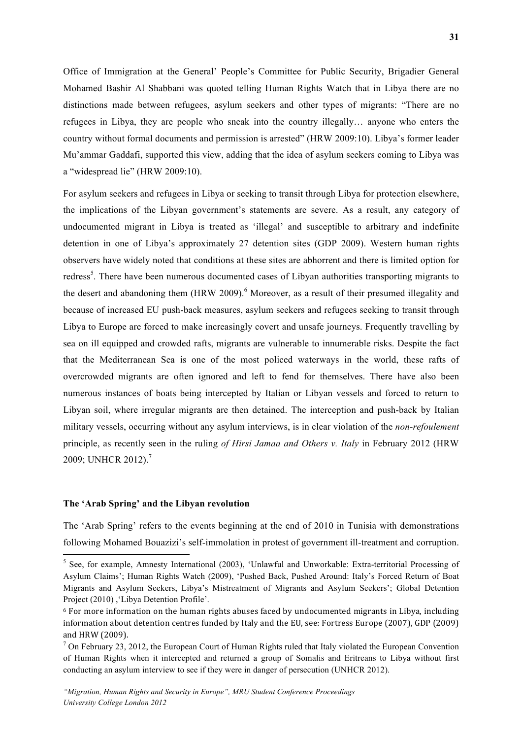Office of Immigration at the General' People's Committee for Public Security, Brigadier General Mohamed Bashir Al Shabbani was quoted telling Human Rights Watch that in Libya there are no distinctions made between refugees, asylum seekers and other types of migrants: "There are no refugees in Libya, they are people who sneak into the country illegally… anyone who enters the country without formal documents and permission is arrested" (HRW 2009:10). Libya's former leader Mu'ammar Gaddafi, supported this view, adding that the idea of asylum seekers coming to Libya was a "widespread lie" (HRW 2009:10).

For asylum seekers and refugees in Libya or seeking to transit through Libya for protection elsewhere, the implications of the Libyan government's statements are severe. As a result, any category of undocumented migrant in Libya is treated as 'illegal' and susceptible to arbitrary and indefinite detention in one of Libya's approximately 27 detention sites (GDP 2009). Western human rights observers have widely noted that conditions at these sites are abhorrent and there is limited option for redress[5]. There have been numerous documented cases of Libyan authorities transporting migrants to the desert and abandoning them (HRW 2009).[6] Moreover, as a result of their presumed illegality and because of increased EU push-back measures, asylum seekers and refugees seeking to transit through Libya to Europe are forced to make increasingly covert and unsafe journeys. Frequently travelling by sea on ill equipped and crowded rafts, migrants are vulnerable to innumerable risks. Despite the fact that the Mediterranean Sea is one of the most policed waterways in the world, these rafts of overcrowded migrants are often ignored and left to fend for themselves. There have also been numerous instances of boats being intercepted by Italian or Libyan vessels and forced to return to Libyan soil, where irregular migrants are then detained. The interception and push-back by Italian military vessels, occurring without any asylum interviews, is in clear violation of the *non-refoulement* principle, as recently seen in the ruling *of Hirsi Jamaa and Others v. Italy* in February 2012 (HRW 2009; UNHCR 2012).[7]

### The 'Arab Spring' and the Libyan revolution

The 'Arab Spring' refers to the events beginning at the end of 2010 in Tunisia with demonstrations following Mohamed Bouazizi's self-immolation in protest of government ill-treatment and corruption.

---

[5] See, for example, Amnesty International (2003), 'Unlawful and Unworkable: Extra-territorial Processing of Asylum Claims'; Human Rights Watch (2009), 'Pushed Back, Pushed Around: Italy's Forced Return of Boat Migrants and Asylum Seekers, Libya's Mistreatment of Migrants and Asylum Seekers'; Global Detention Project (2010) ,'Libya Detention Profile'.

[6] For more information on the human rights abuses faced by undocumented migrants in Libya, including information about detention centres funded by Italy and the EU, see: Fortress Europe (2007), GDP (2009) and HRW (2009).

[7] On February 23, 2012, the European Court of Human Rights ruled that Italy violated the European Convention of Human Rights when it intercepted and returned a group of Somalis and Eritreans to Libya without first conducting an asylum interview to see if they were in danger of persecution (UNHCR 2012).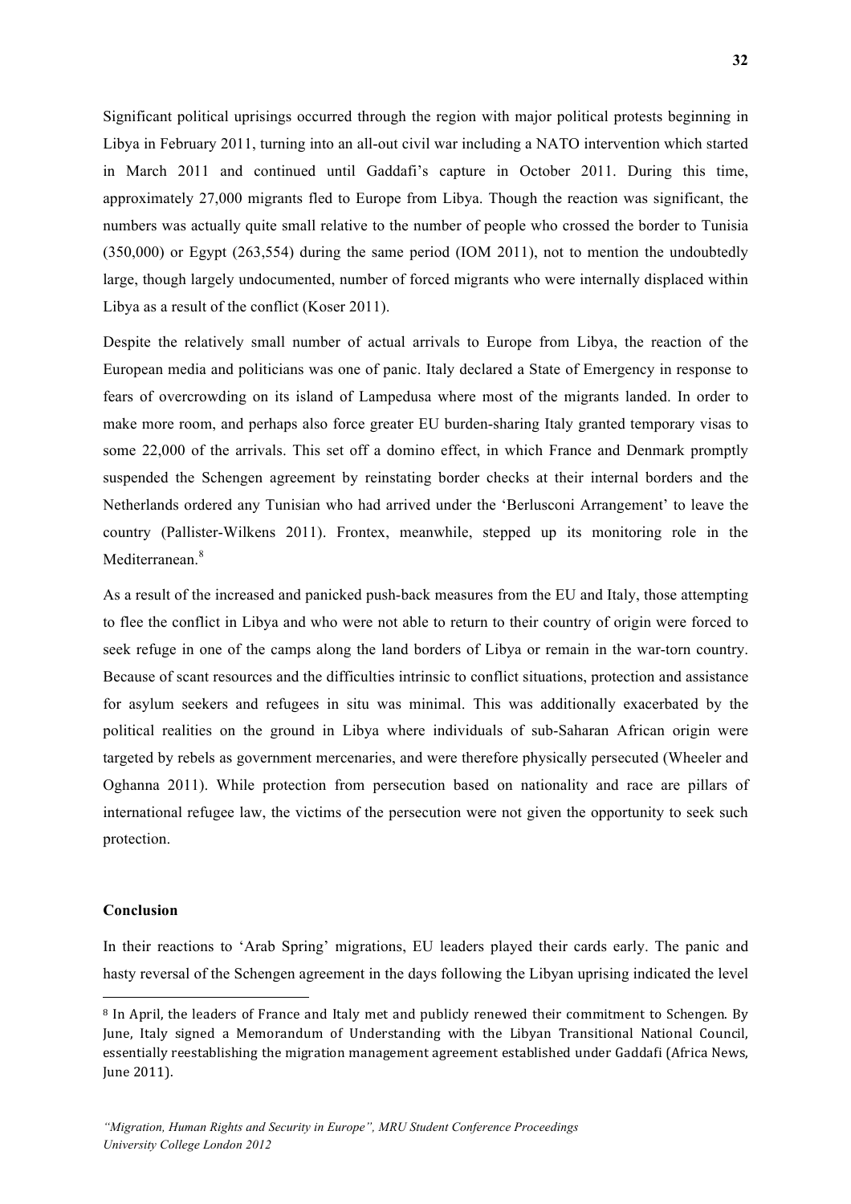Significant political uprisings occurred through the region with major political protests beginning in Libya in February 2011, turning into an all-out civil war including a NATO intervention which started in March 2011 and continued until Gaddafi's capture in October 2011. During this time, approximately 27,000 migrants fled to Europe from Libya. Though the reaction was significant, the numbers was actually quite small relative to the number of people who crossed the border to Tunisia (350,000) or Egypt (263,554) during the same period (IOM 2011), not to mention the undoubtedly large, though largely undocumented, number of forced migrants who were internally displaced within Libya as a result of the conflict (Koser 2011).

Despite the relatively small number of actual arrivals to Europe from Libya, the reaction of the European media and politicians was one of panic. Italy declared a State of Emergency in response to fears of overcrowding on its island of Lampedusa where most of the migrants landed. In order to make more room, and perhaps also force greater EU burden-sharing Italy granted temporary visas to some 22,000 of the arrivals. This set off a domino effect, in which France and Denmark promptly suspended the Schengen agreement by reinstating border checks at their internal borders and the Netherlands ordered any Tunisian who had arrived under the 'Berlusconi Arrangement' to leave the country (Pallister-Wilkens 2011). Frontex, meanwhile, stepped up its monitoring role in the Mediterranean.[8]

As a result of the increased and panicked push-back measures from the EU and Italy, those attempting to flee the conflict in Libya and who were not able to return to their country of origin were forced to seek refuge in one of the camps along the land borders of Libya or remain in the war-torn country. Because of scant resources and the difficulties intrinsic to conflict situations, protection and assistance for asylum seekers and refugees in situ was minimal. This was additionally exacerbated by the political realities on the ground in Libya where individuals of sub-Saharan African origin were targeted by rebels as government mercenaries, and were therefore physically persecuted (Wheeler and Oghanna 2011). While protection from persecution based on nationality and race are pillars of international refugee law, the victims of the persecution were not given the opportunity to seek such protection.

## Conclusion

In their reactions to 'Arab Spring' migrations, EU leaders played their cards early. The panic and hasty reversal of the Schengen agreement in the days following the Libyan uprising indicated the level

---

[8] In April, the leaders of France and Italy met and publicly renewed their commitment to Schengen. By June, Italy signed a Memorandum of Understanding with the Libyan Transitional National Council, essentially reestablishing the migration management agreement established under Gaddafi (Africa News, June 2011).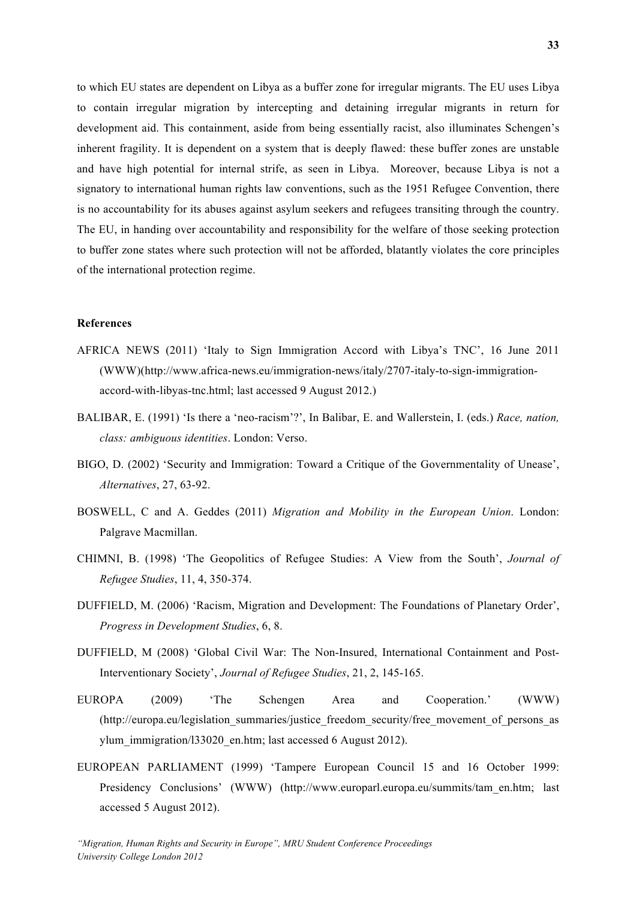to which EU states are dependent on Libya as a buffer zone for irregular migrants. The EU uses Libya to contain irregular migration by intercepting and detaining irregular migrants in return for development aid. This containment, aside from being essentially racist, also illuminates Schengen's inherent fragility. It is dependent on a system that is deeply flawed: these buffer zones are unstable and have high potential for internal strife, as seen in Libya. Moreover, because Libya is not a signatory to international human rights law conventions, such as the 1951 Refugee Convention, there is no accountability for its abuses against asylum seekers and refugees transiting through the country. The EU, in handing over accountability and responsibility for the welfare of those seeking protection to buffer zone states where such protection will not be afforded, blatantly violates the core principles of the international protection regime.

**References**

AFRICA NEWS (2011) 'Italy to Sign Immigration Accord with Libya's TNC', 16 June 2011 (WWW)(http://www.africa-news.eu/immigration-news/italy/2707-italy-to-sign-immigration-accord-with-libyas-tnc.html; last accessed 9 August 2012.)

BALIBAR, E. (1991) 'Is there a 'neo-racism'?', In Balibar, E. and Wallerstein, I. (eds.) *Race, nation, class: ambiguous identities*. London: Verso.

BIGO, D. (2002) 'Security and Immigration: Toward a Critique of the Governmentality of Unease', *Alternatives*, 27, 63-92.

BOSWELL, C and A. Geddes (2011) *Migration and Mobility in the European Union*. London: Palgrave Macmillan.

CHIMNI, B. (1998) 'The Geopolitics of Refugee Studies: A View from the South', *Journal of Refugee Studies*, 11, 4, 350-374.

DUFFIELD, M. (2006) 'Racism, Migration and Development: The Foundations of Planetary Order', *Progress in Development Studies*, 6, 8.

DUFFIELD, M (2008) 'Global Civil War: The Non-Insured, International Containment and Post-Interventionary Society', *Journal of Refugee Studies*, 21, 2, 145-165.

EUROPA (2009) 'The Schengen Area and Cooperation.' (WWW) (http://europa.eu/legislation_summaries/justice_freedom_security/free_movement_of_persons_asylum_immigration/l33020_en.htm; last accessed 6 August 2012).

EUROPEAN PARLIAMENT (1999) 'Tampere European Council 15 and 16 October 1999: Presidency Conclusions' (WWW) (http://www.europarl.europa.eu/summits/tam_en.htm; last accessed 5 August 2012).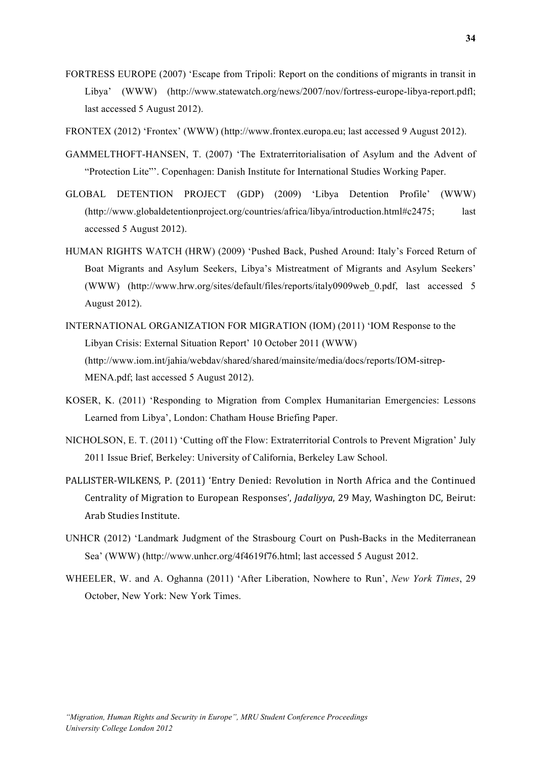FORTRESS EUROPE (2007) 'Escape from Tripoli: Report on the conditions of migrants in transit in Libya' (WWW) (http://www.statewatch.org/news/2007/nov/fortress-europe-libya-report.pdfl; last accessed 5 August 2012).

FRONTEX (2012) 'Frontex' (WWW) (http://www.frontex.europa.eu; last accessed 9 August 2012).

GAMMELTHOFT-HANSEN, T. (2007) 'The Extraterritorialisation of Asylum and the Advent of "Protection Lite"'. Copenhagen: Danish Institute for International Studies Working Paper.

GLOBAL DETENTION PROJECT (GDP) (2009) 'Libya Detention Profile' (WWW) (http://www.globaldetentionproject.org/countries/africa/libya/introduction.html#c2475; last accessed 5 August 2012).

HUMAN RIGHTS WATCH (HRW) (2009) 'Pushed Back, Pushed Around: Italy's Forced Return of Boat Migrants and Asylum Seekers, Libya's Mistreatment of Migrants and Asylum Seekers' (WWW) (http://www.hrw.org/sites/default/files/reports/italy0909web_0.pdf, last accessed 5 August 2012).

INTERNATIONAL ORGANIZATION FOR MIGRATION (IOM) (2011) 'IOM Response to the Libyan Crisis: External Situation Report' 10 October 2011 (WWW) (http://www.iom.int/jahia/webdav/shared/shared/mainsite/media/docs/reports/IOM-sitrep-MENA.pdf; last accessed 5 August 2012).

KOSER, K. (2011) 'Responding to Migration from Complex Humanitarian Emergencies: Lessons Learned from Libya', London: Chatham House Briefing Paper.

NICHOLSON, E. T. (2011) 'Cutting off the Flow: Extraterritorial Controls to Prevent Migration' July 2011 Issue Brief, Berkeley: University of California, Berkeley Law School.

PALLISTER-WILKENS, P. (2011) 'Entry Denied: Revolution in North Africa and the Continued Centrality of Migration to European Responses', *Jadaliyya*, 29 May, Washington DC, Beirut: Arab Studies Institute.

UNHCR (2012) 'Landmark Judgment of the Strasbourg Court on Push-Backs in the Mediterranean Sea' (WWW) (http://www.unhcr.org/4f4619f76.html; last accessed 5 August 2012.

WHEELER, W. and A. Oghanna (2011) 'After Liberation, Nowhere to Run', *New York Times*, 29 October, New York: New York Times.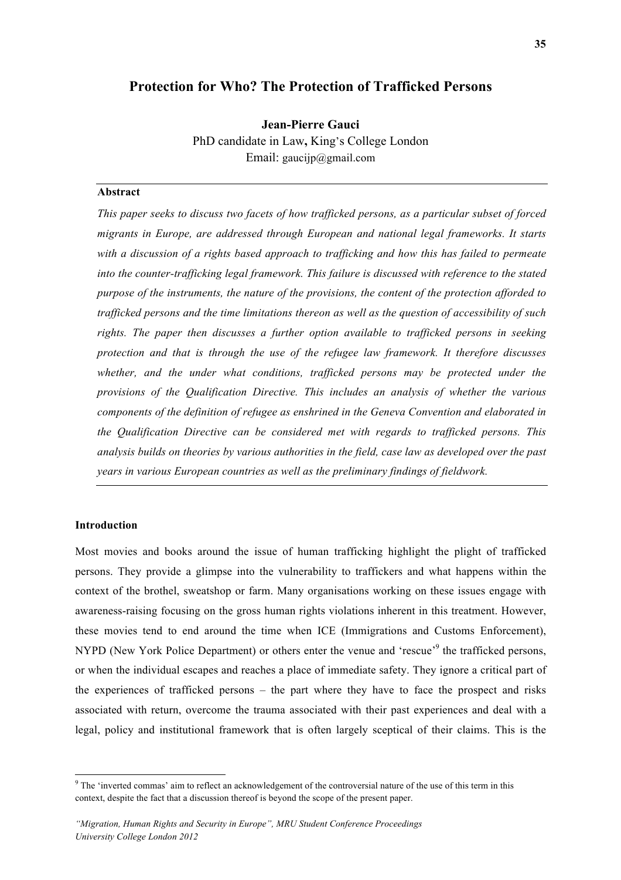# Protection for Who? The Protection of Trafficked Persons

**Jean-Pierre Gauci**
PhD candidate in Law**,** King's College London
Email: gaucijp@gmail.com

**Abstract**

*This paper seeks to discuss two facets of how trafficked persons, as a particular subset of forced migrants in Europe, are addressed through European and national legal frameworks. It starts with a discussion of a rights based approach to trafficking and how this has failed to permeate into the counter-trafficking legal framework. This failure is discussed with reference to the stated purpose of the instruments, the nature of the provisions, the content of the protection afforded to trafficked persons and the time limitations thereon as well as the question of accessibility of such rights. The paper then discusses a further option available to trafficked persons in seeking protection and that is through the use of the refugee law framework. It therefore discusses whether, and the under what conditions, trafficked persons may be protected under the provisions of the Qualification Directive. This includes an analysis of whether the various components of the definition of refugee as enshrined in the Geneva Convention and elaborated in the Qualification Directive can be considered met with regards to trafficked persons. This analysis builds on theories by various authorities in the field, case law as developed over the past years in various European countries as well as the preliminary findings of fieldwork.*

**Introduction**

Most movies and books around the issue of human trafficking highlight the plight of trafficked persons. They provide a glimpse into the vulnerability to traffickers and what happens within the context of the brothel, sweatshop or farm. Many organisations working on these issues engage with awareness-raising focusing on the gross human rights violations inherent in this treatment. However, these movies tend to end around the time when ICE (Immigrations and Customs Enforcement), NYPD (New York Police Department) or others enter the venue and 'rescue'[9] the trafficked persons, or when the individual escapes and reaches a place of immediate safety. They ignore a critical part of the experiences of trafficked persons – the part where they have to face the prospect and risks associated with return, overcome the trauma associated with their past experiences and deal with a legal, policy and institutional framework that is often largely sceptical of their claims. This is the

[9] The 'inverted commas' aim to reflect an acknowledgement of the controversial nature of the use of this term in this context, despite the fact that a discussion thereof is beyond the scope of the present paper.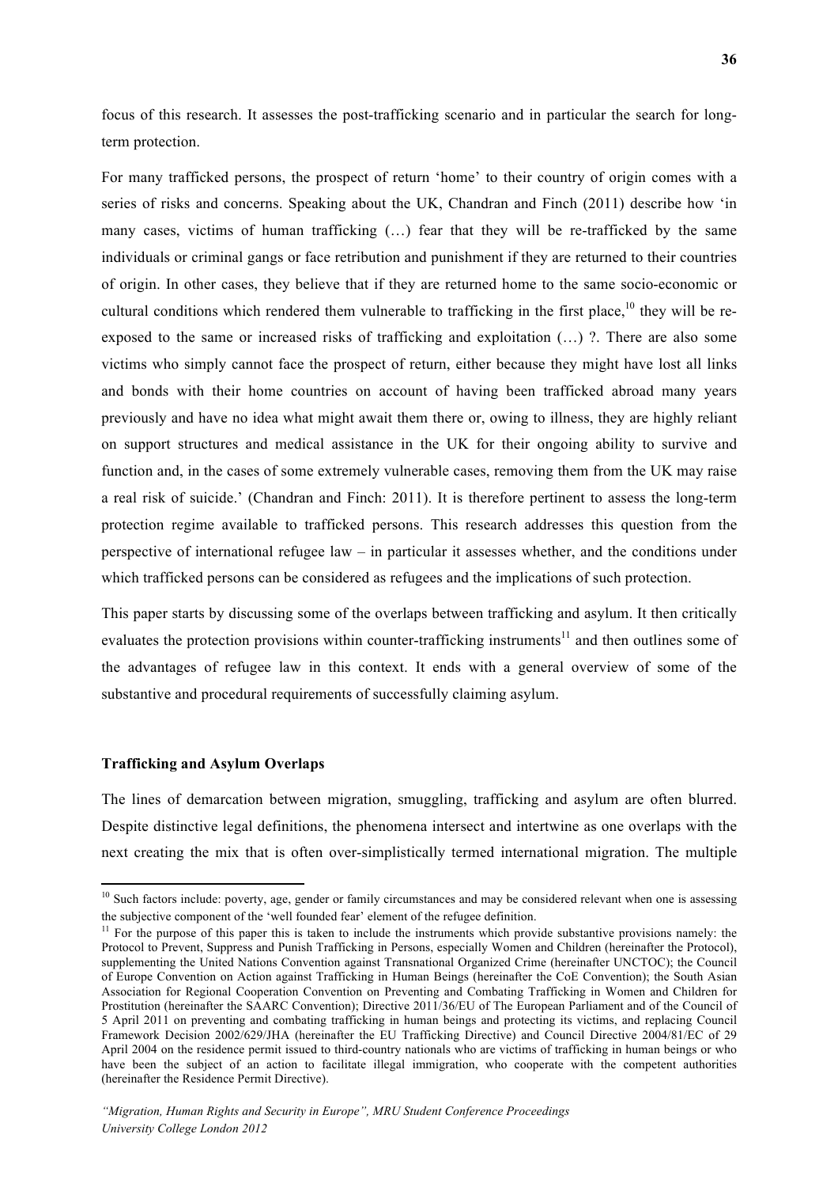focus of this research. It assesses the post-trafficking scenario and in particular the search for long-term protection.

For many trafficked persons, the prospect of return 'home' to their country of origin comes with a series of risks and concerns. Speaking about the UK, Chandran and Finch (2011) describe how 'in many cases, victims of human trafficking (…) fear that they will be re-trafficked by the same individuals or criminal gangs or face retribution and punishment if they are returned to their countries of origin. In other cases, they believe that if they are returned home to the same socio-economic or cultural conditions which rendered them vulnerable to trafficking in the first place,[10] they will be re-exposed to the same or increased risks of trafficking and exploitation (…) ?. There are also some victims who simply cannot face the prospect of return, either because they might have lost all links and bonds with their home countries on account of having been trafficked abroad many years previously and have no idea what might await them there or, owing to illness, they are highly reliant on support structures and medical assistance in the UK for their ongoing ability to survive and function and, in the cases of some extremely vulnerable cases, removing them from the UK may raise a real risk of suicide.' (Chandran and Finch: 2011). It is therefore pertinent to assess the long-term protection regime available to trafficked persons. This research addresses this question from the perspective of international refugee law – in particular it assesses whether, and the conditions under which trafficked persons can be considered as refugees and the implications of such protection.

This paper starts by discussing some of the overlaps between trafficking and asylum. It then critically evaluates the protection provisions within counter-trafficking instruments[11] and then outlines some of the advantages of refugee law in this context. It ends with a general overview of some of the substantive and procedural requirements of successfully claiming asylum.

**Trafficking and Asylum Overlaps**

The lines of demarcation between migration, smuggling, trafficking and asylum are often blurred. Despite distinctive legal definitions, the phenomena intersect and intertwine as one overlaps with the next creating the mix that is often over-simplistically termed international migration. The multiple

---

[10] Such factors include: poverty, age, gender or family circumstances and may be considered relevant when one is assessing the subjective component of the 'well founded fear' element of the refugee definition.

[11] For the purpose of this paper this is taken to include the instruments which provide substantive provisions namely: the Protocol to Prevent, Suppress and Punish Trafficking in Persons, especially Women and Children (hereinafter the Protocol), supplementing the United Nations Convention against Transnational Organized Crime (hereinafter UNCTOC); the Council of Europe Convention on Action against Trafficking in Human Beings (hereinafter the CoE Convention); the South Asian Association for Regional Cooperation Convention on Preventing and Combating Trafficking in Women and Children for Prostitution (hereinafter the SAARC Convention); Directive 2011/36/EU of The European Parliament and of the Council of 5 April 2011 on preventing and combating trafficking in human beings and protecting its victims, and replacing Council Framework Decision 2002/629/JHA (hereinafter the EU Trafficking Directive) and Council Directive 2004/81/EC of 29 April 2004 on the residence permit issued to third-country nationals who are victims of trafficking in human beings or who have been the subject of an action to facilitate illegal immigration, who cooperate with the competent authorities (hereinafter the Residence Permit Directive).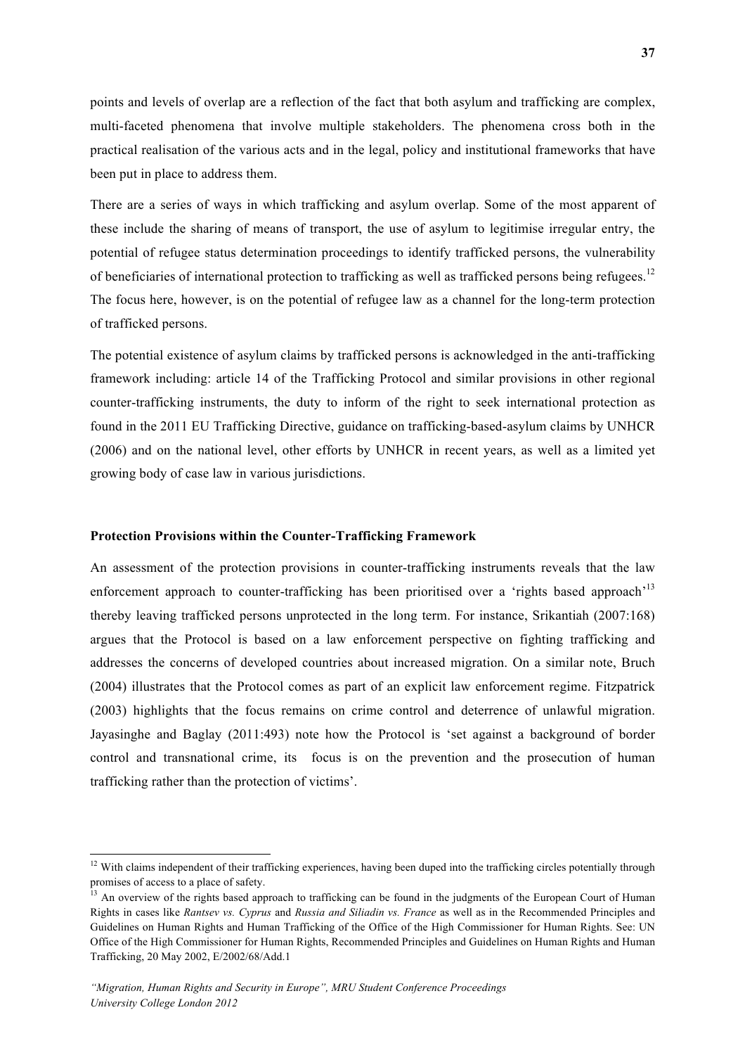points and levels of overlap are a reflection of the fact that both asylum and trafficking are complex, multi-faceted phenomena that involve multiple stakeholders. The phenomena cross both in the practical realisation of the various acts and in the legal, policy and institutional frameworks that have been put in place to address them.

There are a series of ways in which trafficking and asylum overlap. Some of the most apparent of these include the sharing of means of transport, the use of asylum to legitimise irregular entry, the potential of refugee status determination proceedings to identify trafficked persons, the vulnerability of beneficiaries of international protection to trafficking as well as trafficked persons being refugees.[12] The focus here, however, is on the potential of refugee law as a channel for the long-term protection of trafficked persons.

The potential existence of asylum claims by trafficked persons is acknowledged in the anti-trafficking framework including: article 14 of the Trafficking Protocol and similar provisions in other regional counter-trafficking instruments, the duty to inform of the right to seek international protection as found in the 2011 EU Trafficking Directive, guidance on trafficking-based-asylum claims by UNHCR (2006) and on the national level, other efforts by UNHCR in recent years, as well as a limited yet growing body of case law in various jurisdictions.

**Protection Provisions within the Counter-Trafficking Framework**

An assessment of the protection provisions in counter-trafficking instruments reveals that the law enforcement approach to counter-trafficking has been prioritised over a 'rights based approach'[13] thereby leaving trafficked persons unprotected in the long term. For instance, Srikantiah (2007:168) argues that the Protocol is based on a law enforcement perspective on fighting trafficking and addresses the concerns of developed countries about increased migration. On a similar note, Bruch (2004) illustrates that the Protocol comes as part of an explicit law enforcement regime. Fitzpatrick (2003) highlights that the focus remains on crime control and deterrence of unlawful migration. Jayasinghe and Baglay (2011:493) note how the Protocol is 'set against a background of border control and transnational crime, its focus is on the prevention and the prosecution of human trafficking rather than the protection of victims'.

---

[12] With claims independent of their trafficking experiences, having been duped into the trafficking circles potentially through promises of access to a place of safety.

[13] An overview of the rights based approach to trafficking can be found in the judgments of the European Court of Human Rights in cases like *Rantsev vs. Cyprus* and *Russia and Siliadin vs. France* as well as in the Recommended Principles and Guidelines on Human Rights and Human Trafficking of the Office of the High Commissioner for Human Rights. See: UN Office of the High Commissioner for Human Rights, Recommended Principles and Guidelines on Human Rights and Human Trafficking, 20 May 2002, E/2002/68/Add.1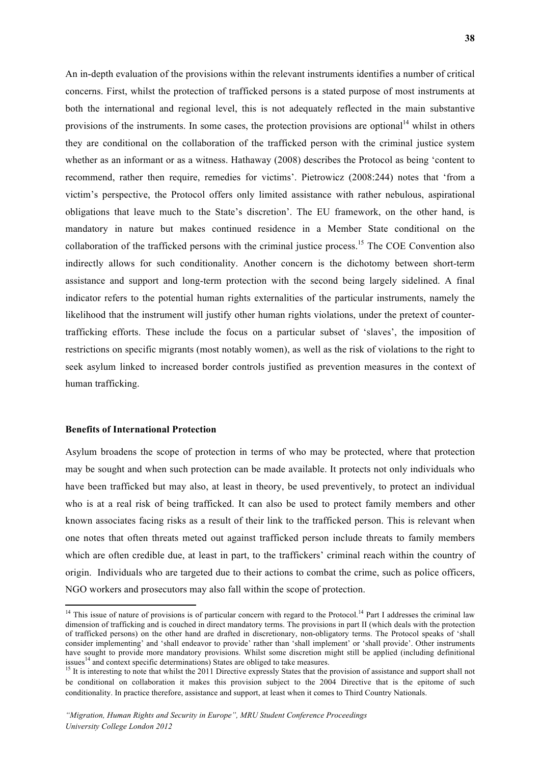An in-depth evaluation of the provisions within the relevant instruments identifies a number of critical concerns. First, whilst the protection of trafficked persons is a stated purpose of most instruments at both the international and regional level, this is not adequately reflected in the main substantive provisions of the instruments. In some cases, the protection provisions are optional[14] whilst in others they are conditional on the collaboration of the trafficked person with the criminal justice system whether as an informant or as a witness. Hathaway (2008) describes the Protocol as being 'content to recommend, rather then require, remedies for victims'. Pietrowicz (2008:244) notes that 'from a victim's perspective, the Protocol offers only limited assistance with rather nebulous, aspirational obligations that leave much to the State's discretion'. The EU framework, on the other hand, is mandatory in nature but makes continued residence in a Member State conditional on the collaboration of the trafficked persons with the criminal justice process.[15] The COE Convention also indirectly allows for such conditionality. Another concern is the dichotomy between short-term assistance and support and long-term protection with the second being largely sidelined. A final indicator refers to the potential human rights externalities of the particular instruments, namely the likelihood that the instrument will justify other human rights violations, under the pretext of counter-trafficking efforts. These include the focus on a particular subset of 'slaves', the imposition of restrictions on specific migrants (most notably women), as well as the risk of violations to the right to seek asylum linked to increased border controls justified as prevention measures in the context of human trafficking.

**Benefits of International Protection**

Asylum broadens the scope of protection in terms of who may be protected, where that protection may be sought and when such protection can be made available. It protects not only individuals who have been trafficked but may also, at least in theory, be used preventively, to protect an individual who is at a real risk of being trafficked. It can also be used to protect family members and other known associates facing risks as a result of their link to the trafficked person. This is relevant when one notes that often threats meted out against trafficked person include threats to family members which are often credible due, at least in part, to the traffickers' criminal reach within the country of origin. Individuals who are targeted due to their actions to combat the crime, such as police officers, NGO workers and prosecutors may also fall within the scope of protection.

---

[14] This issue of nature of provisions is of particular concern with regard to the Protocol.[14] Part I addresses the criminal law dimension of trafficking and is couched in direct mandatory terms. The provisions in part II (which deals with the protection of trafficked persons) on the other hand are drafted in discretionary, non-obligatory terms. The Protocol speaks of 'shall consider implementing' and 'shall endeavor to provide' rather than 'shall implement' or 'shall provide'. Other instruments have sought to provide more mandatory provisions. Whilst some discretion might still be applied (including definitional issues[14] and context specific determinations) States are obliged to take measures.

[15] It is interesting to note that whilst the 2011 Directive expressly States that the provision of assistance and support shall not be conditional on collaboration it makes this provision subject to the 2004 Directive that is the epitome of such conditionality. In practice therefore, assistance and support, at least when it comes to Third Country Nationals.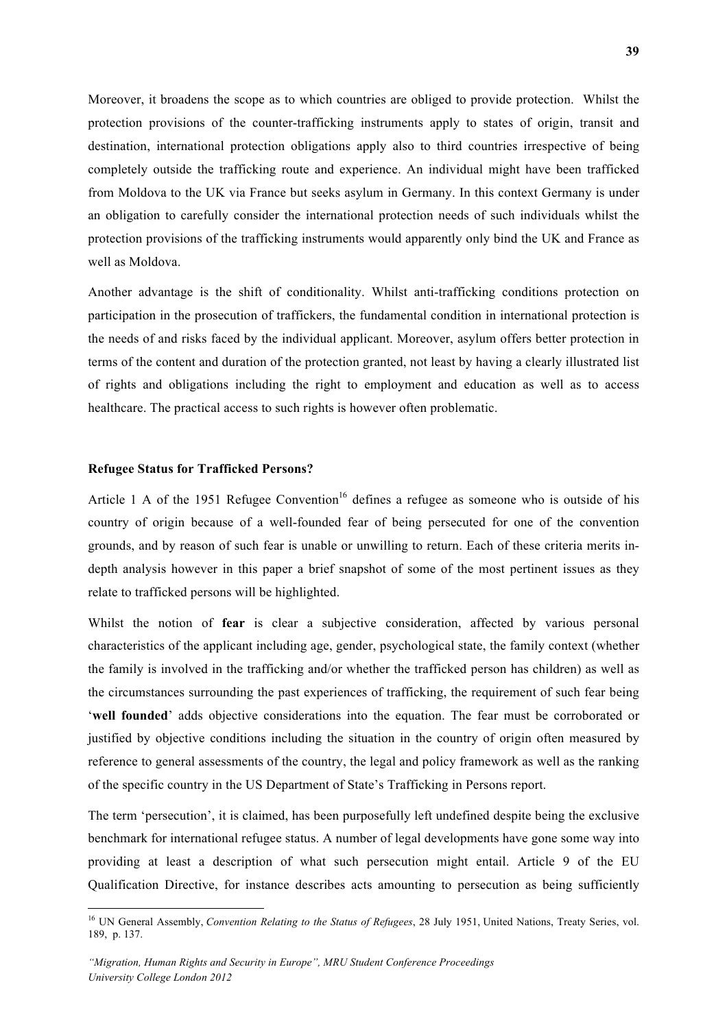Moreover, it broadens the scope as to which countries are obliged to provide protection. Whilst the protection provisions of the counter-trafficking instruments apply to states of origin, transit and destination, international protection obligations apply also to third countries irrespective of being completely outside the trafficking route and experience. An individual might have been trafficked from Moldova to the UK via France but seeks asylum in Germany. In this context Germany is under an obligation to carefully consider the international protection needs of such individuals whilst the protection provisions of the trafficking instruments would apparently only bind the UK and France as well as Moldova.

Another advantage is the shift of conditionality. Whilst anti-trafficking conditions protection on participation in the prosecution of traffickers, the fundamental condition in international protection is the needs of and risks faced by the individual applicant. Moreover, asylum offers better protection in terms of the content and duration of the protection granted, not least by having a clearly illustrated list of rights and obligations including the right to employment and education as well as to access healthcare. The practical access to such rights is however often problematic.

**Refugee Status for Trafficked Persons?**

Article 1 A of the 1951 Refugee Convention[16] defines a refugee as someone who is outside of his country of origin because of a well-founded fear of being persecuted for one of the convention grounds, and by reason of such fear is unable or unwilling to return. Each of these criteria merits in-depth analysis however in this paper a brief snapshot of some of the most pertinent issues as they relate to trafficked persons will be highlighted.

Whilst the notion of **fear** is clear a subjective consideration, affected by various personal characteristics of the applicant including age, gender, psychological state, the family context (whether the family is involved in the trafficking and/or whether the trafficked person has children) as well as the circumstances surrounding the past experiences of trafficking, the requirement of such fear being '**well founded**' adds objective considerations into the equation. The fear must be corroborated or justified by objective conditions including the situation in the country of origin often measured by reference to general assessments of the country, the legal and policy framework as well as the ranking of the specific country in the US Department of State's Trafficking in Persons report.

The term 'persecution', it is claimed, has been purposefully left undefined despite being the exclusive benchmark for international refugee status. A number of legal developments have gone some way into providing at least a description of what such persecution might entail. Article 9 of the EU Qualification Directive, for instance describes acts amounting to persecution as being sufficiently

[16] UN General Assembly, *Convention Relating to the Status of Refugees*, 28 July 1951, United Nations, Treaty Series, vol. 189, p. 137.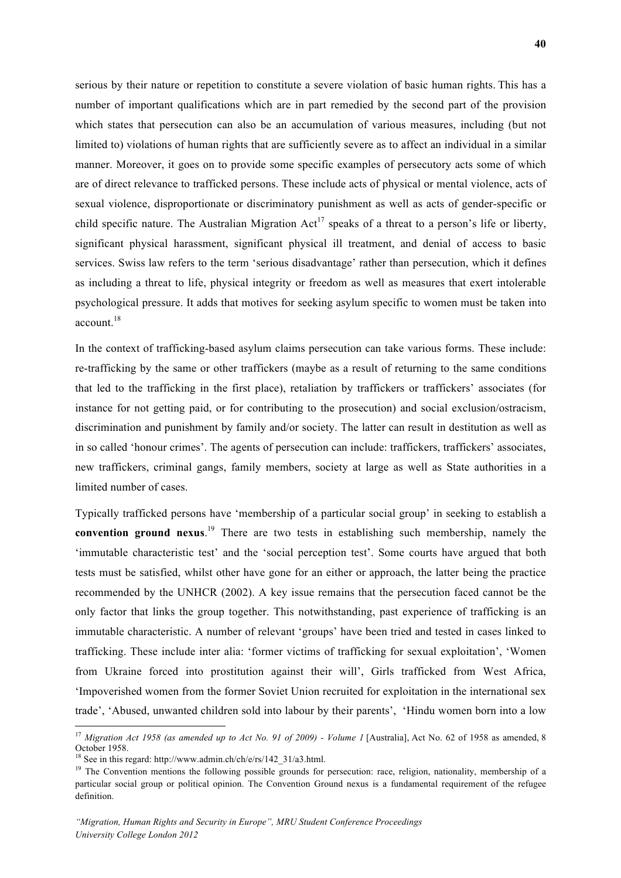serious by their nature or repetition to constitute a severe violation of basic human rights. This has a number of important qualifications which are in part remedied by the second part of the provision which states that persecution can also be an accumulation of various measures, including (but not limited to) violations of human rights that are sufficiently severe as to affect an individual in a similar manner. Moreover, it goes on to provide some specific examples of persecutory acts some of which are of direct relevance to trafficked persons. These include acts of physical or mental violence, acts of sexual violence, disproportionate or discriminatory punishment as well as acts of gender-specific or child specific nature. The Australian Migration Act[17] speaks of a threat to a person's life or liberty, significant physical harassment, significant physical ill treatment, and denial of access to basic services. Swiss law refers to the term 'serious disadvantage' rather than persecution, which it defines as including a threat to life, physical integrity or freedom as well as measures that exert intolerable psychological pressure. It adds that motives for seeking asylum specific to women must be taken into account.[18]

In the context of trafficking-based asylum claims persecution can take various forms. These include: re-trafficking by the same or other traffickers (maybe as a result of returning to the same conditions that led to the trafficking in the first place), retaliation by traffickers or traffickers' associates (for instance for not getting paid, or for contributing to the prosecution) and social exclusion/ostracism, discrimination and punishment by family and/or society. The latter can result in destitution as well as in so called 'honour crimes'. The agents of persecution can include: traffickers, traffickers' associates, new traffickers, criminal gangs, family members, society at large as well as State authorities in a limited number of cases.

Typically trafficked persons have 'membership of a particular social group' in seeking to establish a **convention ground nexus**.[19] There are two tests in establishing such membership, namely the 'immutable characteristic test' and the 'social perception test'. Some courts have argued that both tests must be satisfied, whilst other have gone for an either or approach, the latter being the practice recommended by the UNHCR (2002). A key issue remains that the persecution faced cannot be the only factor that links the group together. This notwithstanding, past experience of trafficking is an immutable characteristic. A number of relevant 'groups' have been tried and tested in cases linked to trafficking. These include inter alia: 'former victims of trafficking for sexual exploitation', 'Women from Ukraine forced into prostitution against their will', Girls trafficked from West Africa, 'Impoverished women from the former Soviet Union recruited for exploitation in the international sex trade', 'Abused, unwanted children sold into labour by their parents', 'Hindu women born into a low

---

[17] *Migration Act 1958 (as amended up to Act No. 91 of 2009) - Volume 1* [Australia], Act No. 62 of 1958 as amended, 8 October 1958.

[18] See in this regard: http://www.admin.ch/ch/e/rs/142_31/a3.html.

[19] The Convention mentions the following possible grounds for persecution: race, religion, nationality, membership of a particular social group or political opinion. The Convention Ground nexus is a fundamental requirement of the refugee definition.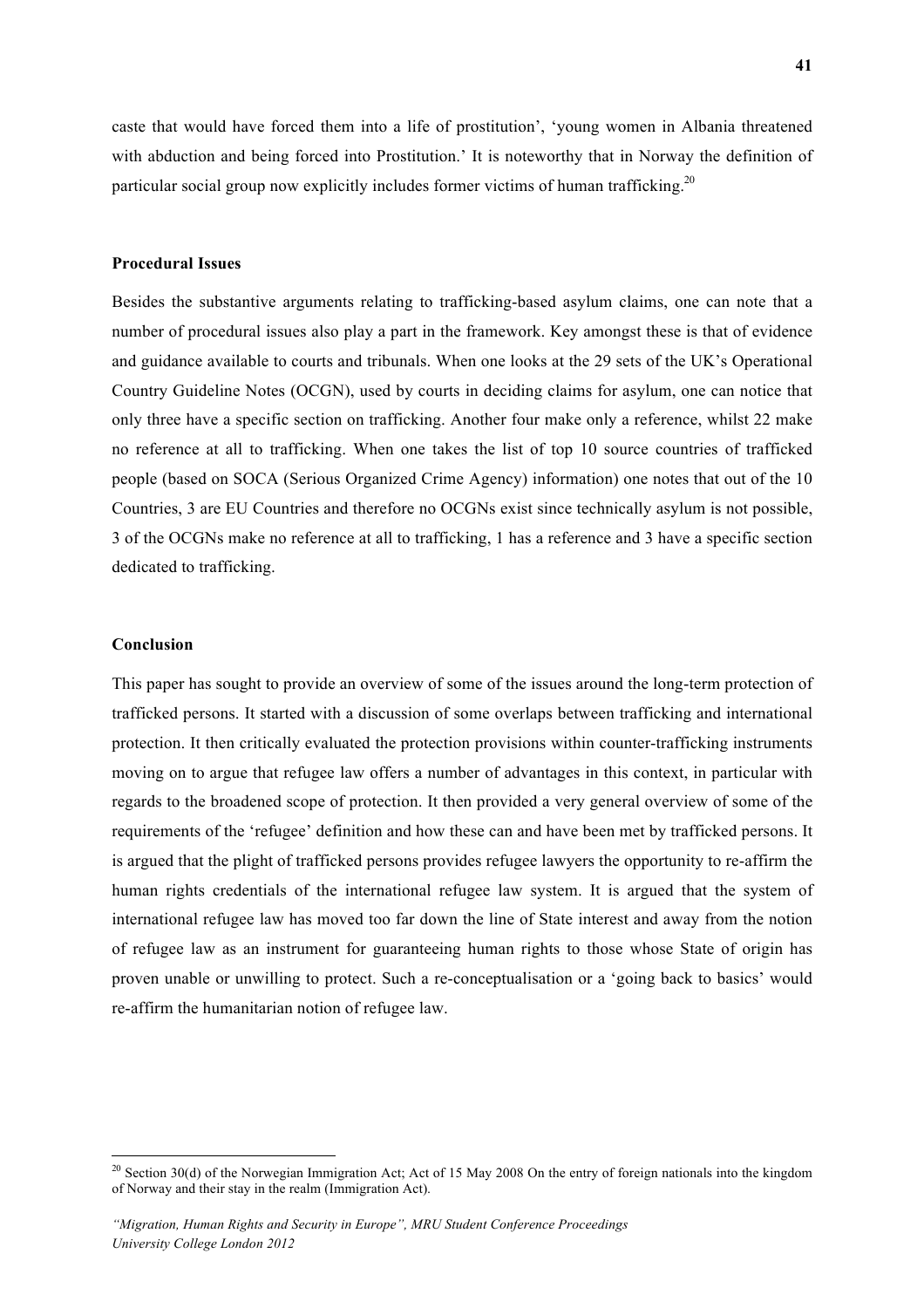caste that would have forced them into a life of prostitution', 'young women in Albania threatened with abduction and being forced into Prostitution.' It is noteworthy that in Norway the definition of particular social group now explicitly includes former victims of human trafficking.[20]

**Procedural Issues**

Besides the substantive arguments relating to trafficking-based asylum claims, one can note that a number of procedural issues also play a part in the framework. Key amongst these is that of evidence and guidance available to courts and tribunals. When one looks at the 29 sets of the UK's Operational Country Guideline Notes (OCGN), used by courts in deciding claims for asylum, one can notice that only three have a specific section on trafficking. Another four make only a reference, whilst 22 make no reference at all to trafficking. When one takes the list of top 10 source countries of trafficked people (based on SOCA (Serious Organized Crime Agency) information) one notes that out of the 10 Countries, 3 are EU Countries and therefore no OCGNs exist since technically asylum is not possible, 3 of the OCGNs make no reference at all to trafficking, 1 has a reference and 3 have a specific section dedicated to trafficking.

**Conclusion**

This paper has sought to provide an overview of some of the issues around the long-term protection of trafficked persons. It started with a discussion of some overlaps between trafficking and international protection. It then critically evaluated the protection provisions within counter-trafficking instruments moving on to argue that refugee law offers a number of advantages in this context, in particular with regards to the broadened scope of protection. It then provided a very general overview of some of the requirements of the 'refugee' definition and how these can and have been met by trafficked persons. It is argued that the plight of trafficked persons provides refugee lawyers the opportunity to re-affirm the human rights credentials of the international refugee law system. It is argued that the system of international refugee law has moved too far down the line of State interest and away from the notion of refugee law as an instrument for guaranteeing human rights to those whose State of origin has proven unable or unwilling to protect. Such a re-conceptualisation or a 'going back to basics' would re-affirm the humanitarian notion of refugee law.

[20] Section 30(d) of the Norwegian Immigration Act; Act of 15 May 2008 On the entry of foreign nationals into the kingdom of Norway and their stay in the realm (Immigration Act).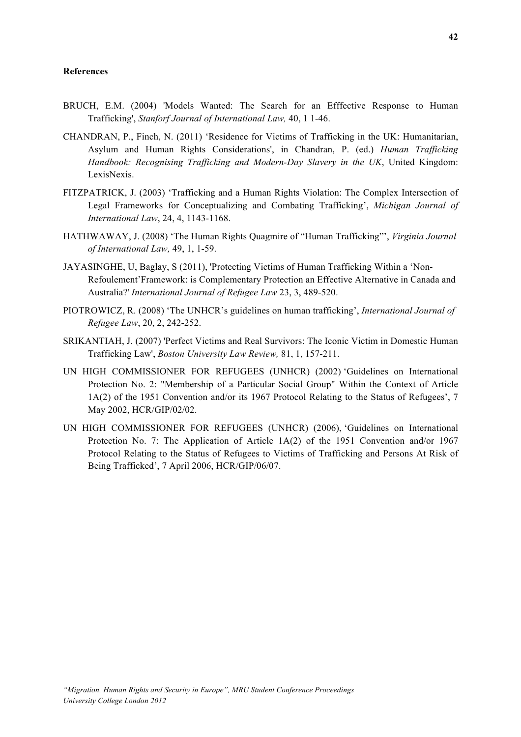**References**

BRUCH, E.M. (2004) 'Models Wanted: The Search for an Efffective Response to Human Trafficking', *Stanforf Journal of International Law,* 40, 1 1-46.

CHANDRAN, P., Finch, N. (2011) 'Residence for Victims of Trafficking in the UK: Humanitarian, Asylum and Human Rights Considerations', in Chandran, P. (ed.) *Human Trafficking Handbook: Recognising Trafficking and Modern-Day Slavery in the UK*, United Kingdom: LexisNexis.

FITZPATRICK, J. (2003) 'Trafficking and a Human Rights Violation: The Complex Intersection of Legal Frameworks for Conceptualizing and Combating Trafficking', *Michigan Journal of International Law*, 24, 4, 1143-1168.

HATHWAWAY, J. (2008) 'The Human Rights Quagmire of "Human Trafficking"', *Virginia Journal of International Law,* 49, 1, 1-59.

JAYASINGHE, U, Baglay, S (2011), 'Protecting Victims of Human Trafficking Within a 'Non-Refoulement'Framework: is Complementary Protection an Effective Alternative in Canada and Australia?' *International Journal of Refugee Law* 23, 3, 489-520.

PIOTROWICZ, R. (2008) 'The UNHCR's guidelines on human trafficking', *International Journal of Refugee Law*, 20, 2, 242-252.

SRIKANTIAH, J. (2007) 'Perfect Victims and Real Survivors: The Iconic Victim in Domestic Human Trafficking Law', *Boston University Law Review,* 81, 1, 157-211.

UN HIGH COMMISSIONER FOR REFUGEES (UNHCR) (2002) 'Guidelines on International Protection No. 2: "Membership of a Particular Social Group" Within the Context of Article 1A(2) of the 1951 Convention and/or its 1967 Protocol Relating to the Status of Refugees', 7 May 2002, HCR/GIP/02/02.

UN HIGH COMMISSIONER FOR REFUGEES (UNHCR) (2006), 'Guidelines on International Protection No. 7: The Application of Article 1A(2) of the 1951 Convention and/or 1967 Protocol Relating to the Status of Refugees to Victims of Trafficking and Persons At Risk of Being Trafficked', 7 April 2006, HCR/GIP/06/07.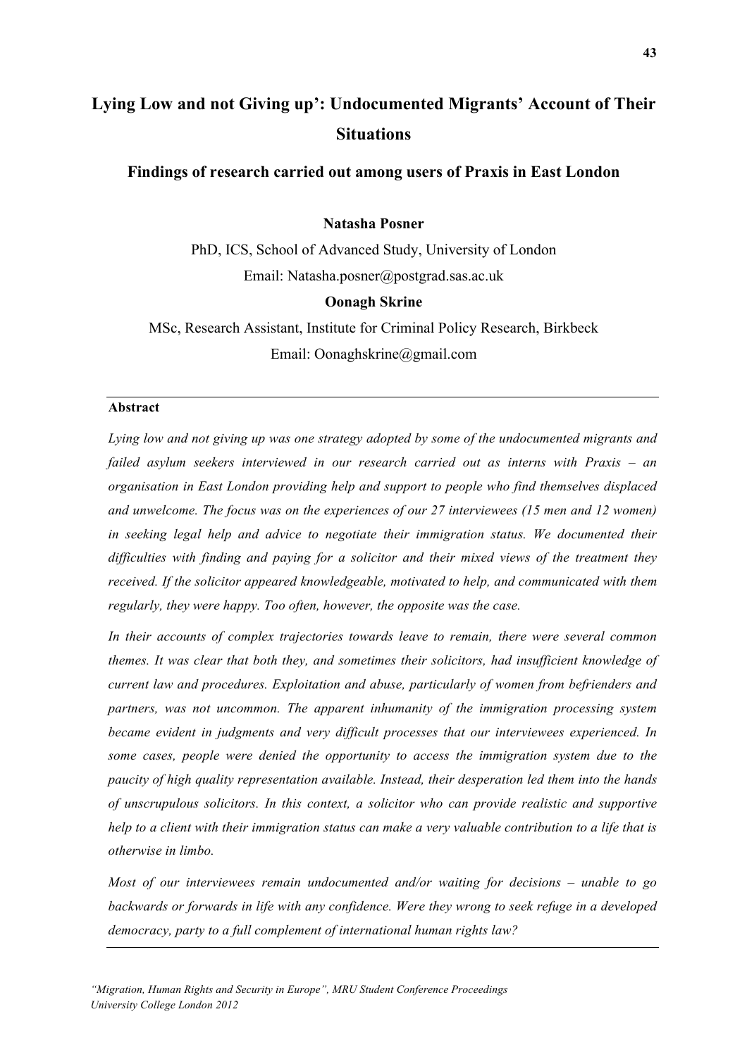# Lying Low and not Giving up': Undocumented Migrants' Account of Their Situations

## Findings of research carried out among users of Praxis in East London

**Natasha Posner**

PhD, ICS, School of Advanced Study, University of London

Email: Natasha.posner@postgrad.sas.ac.uk

**Oonagh Skrine**

MSc, Research Assistant, Institute for Criminal Policy Research, Birkbeck

Email: Oonaghskrine@gmail.com

---

**Abstract**

*Lying low and not giving up was one strategy adopted by some of the undocumented migrants and failed asylum seekers interviewed in our research carried out as interns with Praxis – an organisation in East London providing help and support to people who find themselves displaced and unwelcome. The focus was on the experiences of our 27 interviewees (15 men and 12 women) in seeking legal help and advice to negotiate their immigration status. We documented their difficulties with finding and paying for a solicitor and their mixed views of the treatment they received. If the solicitor appeared knowledgeable, motivated to help, and communicated with them regularly, they were happy. Too often, however, the opposite was the case.*

*In their accounts of complex trajectories towards leave to remain, there were several common themes. It was clear that both they, and sometimes their solicitors, had insufficient knowledge of current law and procedures. Exploitation and abuse, particularly of women from befrienders and partners, was not uncommon. The apparent inhumanity of the immigration processing system became evident in judgments and very difficult processes that our interviewees experienced. In some cases, people were denied the opportunity to access the immigration system due to the paucity of high quality representation available. Instead, their desperation led them into the hands of unscrupulous solicitors. In this context, a solicitor who can provide realistic and supportive help to a client with their immigration status can make a very valuable contribution to a life that is otherwise in limbo.*

*Most of our interviewees remain undocumented and/or waiting for decisions – unable to go backwards or forwards in life with any confidence. Were they wrong to seek refuge in a developed democracy, party to a full complement of international human rights law?*

---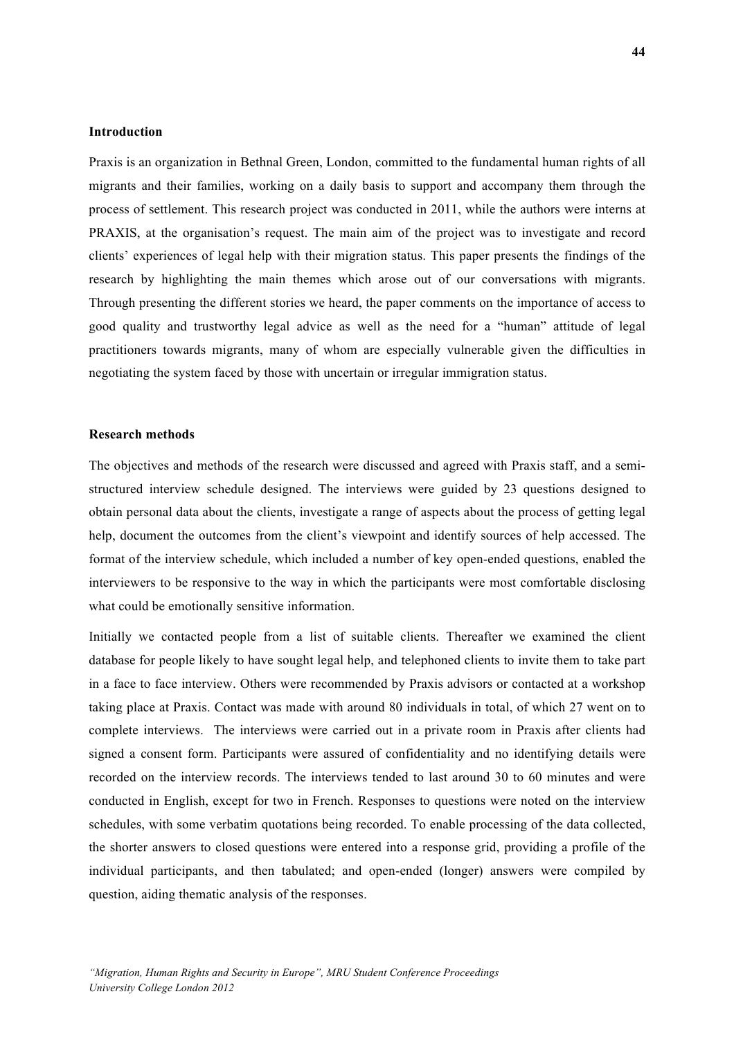## Introduction

Praxis is an organization in Bethnal Green, London, committed to the fundamental human rights of all migrants and their families, working on a daily basis to support and accompany them through the process of settlement. This research project was conducted in 2011, while the authors were interns at PRAXIS, at the organisation's request. The main aim of the project was to investigate and record clients' experiences of legal help with their migration status. This paper presents the findings of the research by highlighting the main themes which arose out of our conversations with migrants. Through presenting the different stories we heard, the paper comments on the importance of access to good quality and trustworthy legal advice as well as the need for a "human" attitude of legal practitioners towards migrants, many of whom are especially vulnerable given the difficulties in negotiating the system faced by those with uncertain or irregular immigration status.

## Research methods

The objectives and methods of the research were discussed and agreed with Praxis staff, and a semi-structured interview schedule designed. The interviews were guided by 23 questions designed to obtain personal data about the clients, investigate a range of aspects about the process of getting legal help, document the outcomes from the client's viewpoint and identify sources of help accessed. The format of the interview schedule, which included a number of key open-ended questions, enabled the interviewers to be responsive to the way in which the participants were most comfortable disclosing what could be emotionally sensitive information.

Initially we contacted people from a list of suitable clients. Thereafter we examined the client database for people likely to have sought legal help, and telephoned clients to invite them to take part in a face to face interview. Others were recommended by Praxis advisors or contacted at a workshop taking place at Praxis. Contact was made with around 80 individuals in total, of which 27 went on to complete interviews. The interviews were carried out in a private room in Praxis after clients had signed a consent form. Participants were assured of confidentiality and no identifying details were recorded on the interview records. The interviews tended to last around 30 to 60 minutes and were conducted in English, except for two in French. Responses to questions were noted on the interview schedules, with some verbatim quotations being recorded. To enable processing of the data collected, the shorter answers to closed questions were entered into a response grid, providing a profile of the individual participants, and then tabulated; and open-ended (longer) answers were compiled by question, aiding thematic analysis of the responses.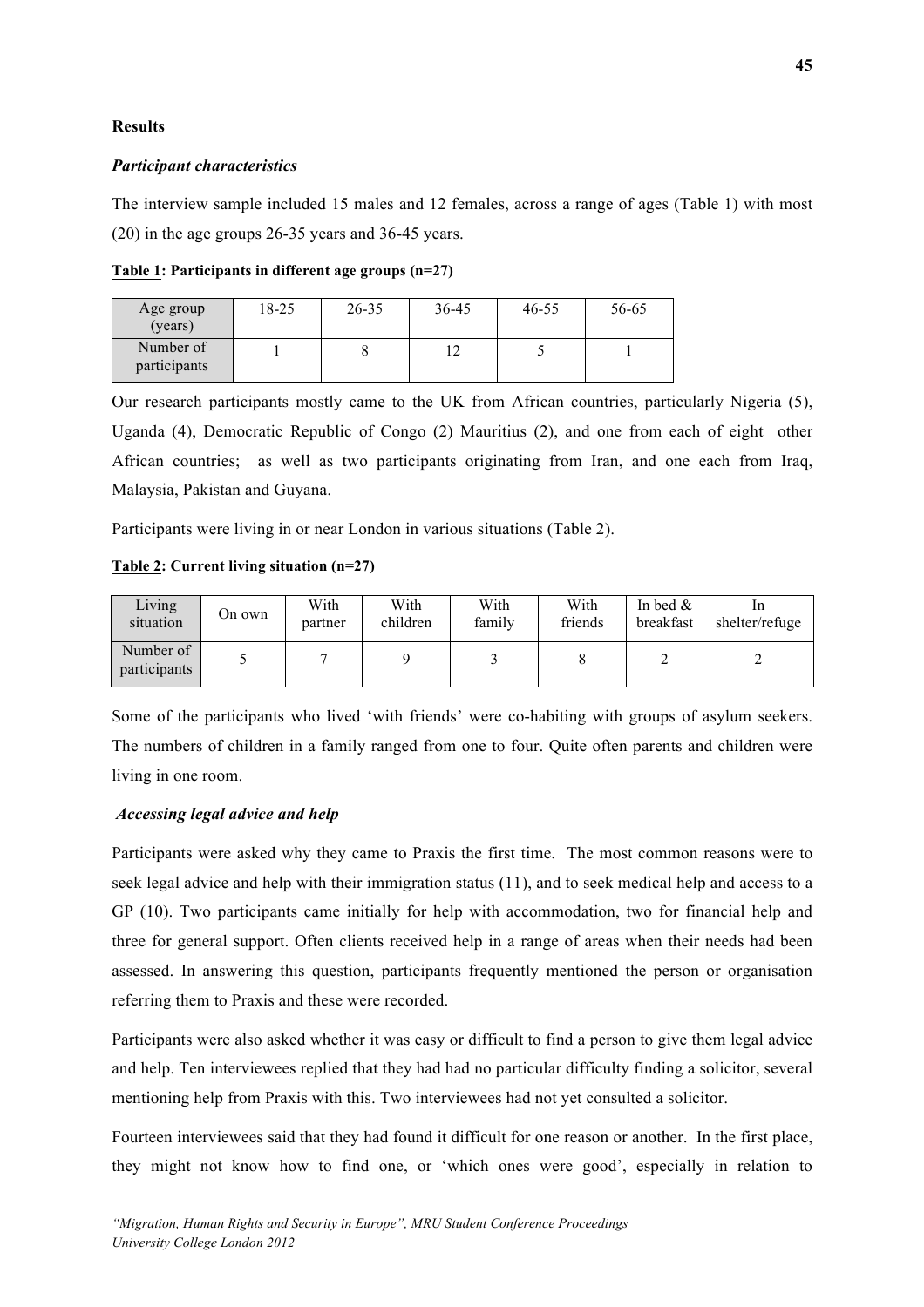**Results**

***Participant characteristics***

The interview sample included 15 males and 12 females, across a range of ages (Table 1) with most (20) in the age groups 26-35 years and 36-45 years.

**<u>Table 1</u>: Participants in different age groups (n=27)**

| Age group (years) | 18-25 | 26-35 | 36-45 | 46-55 | 56-65 |
|---|---|---|---|---|---|
| Number of participants | 1 | 8 | 12 | 5 | 1 |

Our research participants mostly came to the UK from African countries, particularly Nigeria (5), Uganda (4), Democratic Republic of Congo (2) Mauritius (2), and one from each of eight other African countries; as well as two participants originating from Iran, and one each from Iraq, Malaysia, Pakistan and Guyana.

Participants were living in or near London in various situations (Table 2).

**<u>Table 2</u>: Current living situation (n=27)**

| Living situation | On own | With partner | With children | With family | With friends | In bed & breakfast | In shelter/refuge |
|---|---|---|---|---|---|---|---|
| Number of participants | 5 | 7 | 9 | 3 | 8 | 2 | 2 |

Some of the participants who lived 'with friends' were co-habiting with groups of asylum seekers. The numbers of children in a family ranged from one to four. Quite often parents and children were living in one room.

***Accessing legal advice and help***

Participants were asked why they came to Praxis the first time. The most common reasons were to seek legal advice and help with their immigration status (11), and to seek medical help and access to a GP (10). Two participants came initially for help with accommodation, two for financial help and three for general support. Often clients received help in a range of areas when their needs had been assessed. In answering this question, participants frequently mentioned the person or organisation referring them to Praxis and these were recorded.

Participants were also asked whether it was easy or difficult to find a person to give them legal advice and help. Ten interviewees replied that they had had no particular difficulty finding a solicitor, several mentioning help from Praxis with this. Two interviewees had not yet consulted a solicitor.

Fourteen interviewees said that they had found it difficult for one reason or another. In the first place, they might not know how to find one, or 'which ones were good', especially in relation to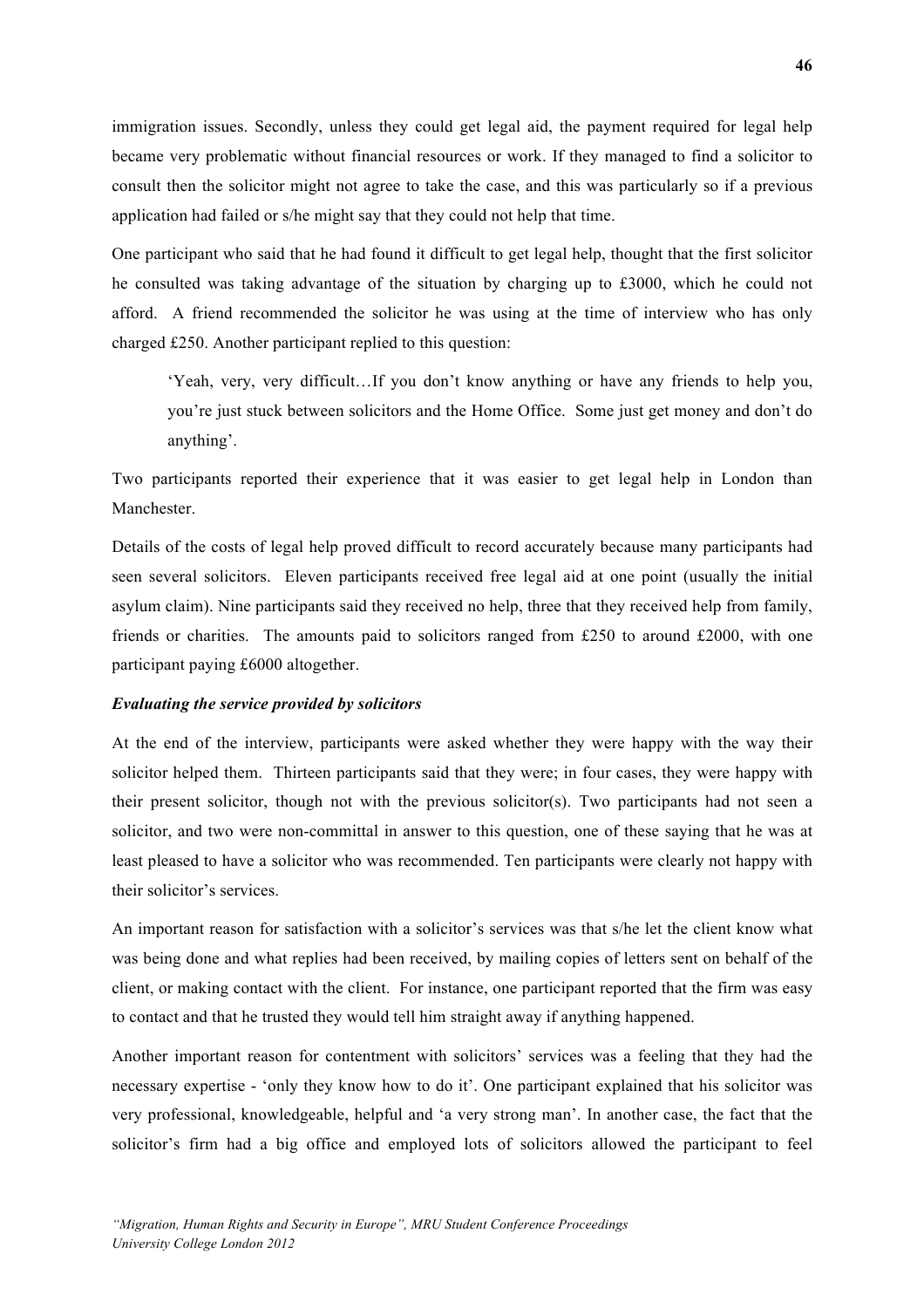immigration issues. Secondly, unless they could get legal aid, the payment required for legal help became very problematic without financial resources or work. If they managed to find a solicitor to consult then the solicitor might not agree to take the case, and this was particularly so if a previous application had failed or s/he might say that they could not help that time.

One participant who said that he had found it difficult to get legal help, thought that the first solicitor he consulted was taking advantage of the situation by charging up to £3000, which he could not afford. A friend recommended the solicitor he was using at the time of interview who has only charged £250. Another participant replied to this question:

> 'Yeah, very, very difficult…If you don't know anything or have any friends to help you, you're just stuck between solicitors and the Home Office. Some just get money and don't do anything'.

Two participants reported their experience that it was easier to get legal help in London than Manchester.

Details of the costs of legal help proved difficult to record accurately because many participants had seen several solicitors. Eleven participants received free legal aid at one point (usually the initial asylum claim). Nine participants said they received no help, three that they received help from family, friends or charities. The amounts paid to solicitors ranged from £250 to around £2000, with one participant paying £6000 altogether.

***Evaluating the service provided by solicitors***

At the end of the interview, participants were asked whether they were happy with the way their solicitor helped them. Thirteen participants said that they were; in four cases, they were happy with their present solicitor, though not with the previous solicitor(s). Two participants had not seen a solicitor, and two were non-committal in answer to this question, one of these saying that he was at least pleased to have a solicitor who was recommended. Ten participants were clearly not happy with their solicitor's services.

An important reason for satisfaction with a solicitor's services was that s/he let the client know what was being done and what replies had been received, by mailing copies of letters sent on behalf of the client, or making contact with the client. For instance, one participant reported that the firm was easy to contact and that he trusted they would tell him straight away if anything happened.

Another important reason for contentment with solicitors' services was a feeling that they had the necessary expertise - 'only they know how to do it'. One participant explained that his solicitor was very professional, knowledgeable, helpful and 'a very strong man'. In another case, the fact that the solicitor's firm had a big office and employed lots of solicitors allowed the participant to feel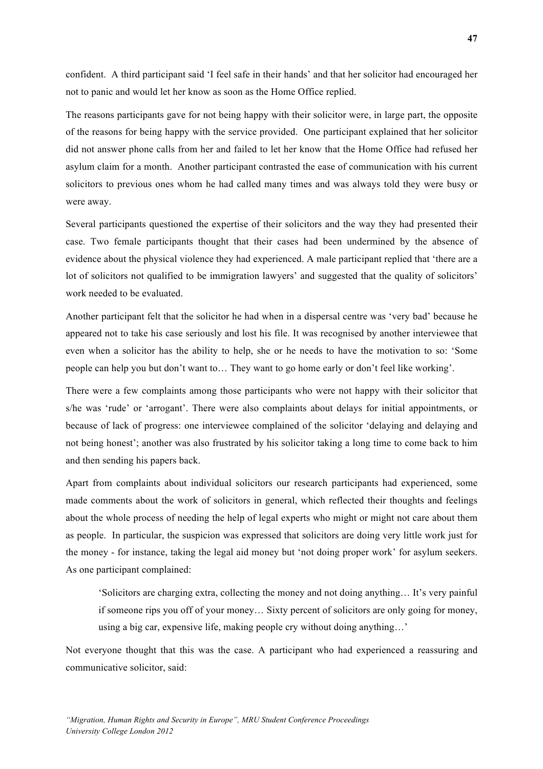confident. A third participant said 'I feel safe in their hands' and that her solicitor had encouraged her not to panic and would let her know as soon as the Home Office replied.

The reasons participants gave for not being happy with their solicitor were, in large part, the opposite of the reasons for being happy with the service provided. One participant explained that her solicitor did not answer phone calls from her and failed to let her know that the Home Office had refused her asylum claim for a month. Another participant contrasted the ease of communication with his current solicitors to previous ones whom he had called many times and was always told they were busy or were away.

Several participants questioned the expertise of their solicitors and the way they had presented their case. Two female participants thought that their cases had been undermined by the absence of evidence about the physical violence they had experienced. A male participant replied that 'there are a lot of solicitors not qualified to be immigration lawyers' and suggested that the quality of solicitors' work needed to be evaluated.

Another participant felt that the solicitor he had when in a dispersal centre was 'very bad' because he appeared not to take his case seriously and lost his file. It was recognised by another interviewee that even when a solicitor has the ability to help, she or he needs to have the motivation to so: 'Some people can help you but don't want to… They want to go home early or don't feel like working'.

There were a few complaints among those participants who were not happy with their solicitor that s/he was 'rude' or 'arrogant'. There were also complaints about delays for initial appointments, or because of lack of progress: one interviewee complained of the solicitor 'delaying and delaying and not being honest'; another was also frustrated by his solicitor taking a long time to come back to him and then sending his papers back.

Apart from complaints about individual solicitors our research participants had experienced, some made comments about the work of solicitors in general, which reflected their thoughts and feelings about the whole process of needing the help of legal experts who might or might not care about them as people. In particular, the suspicion was expressed that solicitors are doing very little work just for the money - for instance, taking the legal aid money but 'not doing proper work' for asylum seekers. As one participant complained:

> 'Solicitors are charging extra, collecting the money and not doing anything… It's very painful if someone rips you off of your money… Sixty percent of solicitors are only going for money, using a big car, expensive life, making people cry without doing anything…'

Not everyone thought that this was the case. A participant who had experienced a reassuring and communicative solicitor, said: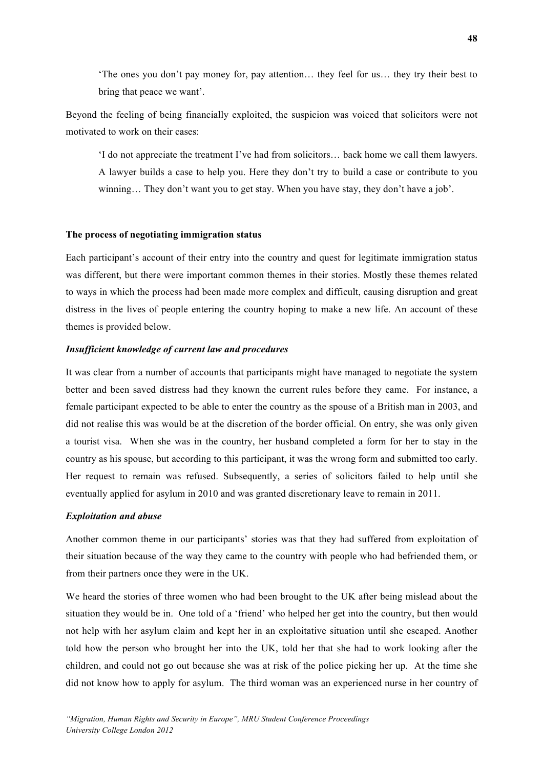> 'The ones you don't pay money for, pay attention… they feel for us… they try their best to bring that peace we want'.

Beyond the feeling of being financially exploited, the suspicion was voiced that solicitors were not motivated to work on their cases:

> 'I do not appreciate the treatment I've had from solicitors… back home we call them lawyers. A lawyer builds a case to help you. Here they don't try to build a case or contribute to you winning… They don't want you to get stay. When you have stay, they don't have a job'.

**The process of negotiating immigration status**

Each participant's account of their entry into the country and quest for legitimate immigration status was different, but there were important common themes in their stories. Mostly these themes related to ways in which the process had been made more complex and difficult, causing disruption and great distress in the lives of people entering the country hoping to make a new life. An account of these themes is provided below.

***Insufficient knowledge of current law and procedures***

It was clear from a number of accounts that participants might have managed to negotiate the system better and been saved distress had they known the current rules before they came. For instance, a female participant expected to be able to enter the country as the spouse of a British man in 2003, and did not realise this was would be at the discretion of the border official. On entry, she was only given a tourist visa. When she was in the country, her husband completed a form for her to stay in the country as his spouse, but according to this participant, it was the wrong form and submitted too early. Her request to remain was refused. Subsequently, a series of solicitors failed to help until she eventually applied for asylum in 2010 and was granted discretionary leave to remain in 2011.

***Exploitation and abuse***

Another common theme in our participants' stories was that they had suffered from exploitation of their situation because of the way they came to the country with people who had befriended them, or from their partners once they were in the UK.

We heard the stories of three women who had been brought to the UK after being mislead about the situation they would be in. One told of a 'friend' who helped her get into the country, but then would not help with her asylum claim and kept her in an exploitative situation until she escaped. Another told how the person who brought her into the UK, told her that she had to work looking after the children, and could not go out because she was at risk of the police picking her up. At the time she did not know how to apply for asylum. The third woman was an experienced nurse in her country of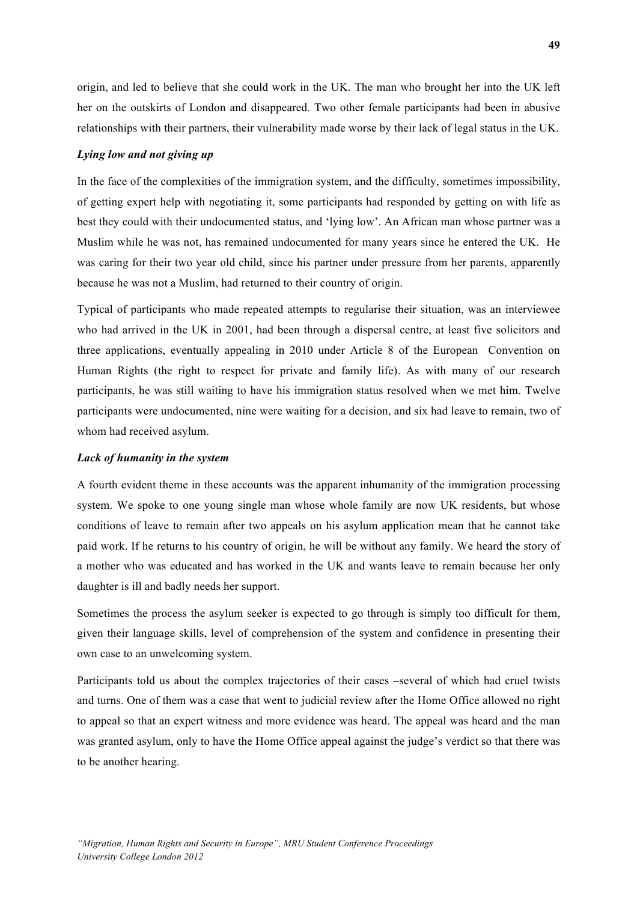origin, and led to believe that she could work in the UK. The man who brought her into the UK left her on the outskirts of London and disappeared. Two other female participants had been in abusive relationships with their partners, their vulnerability made worse by their lack of legal status in the UK.

***Lying low and not giving up***

In the face of the complexities of the immigration system, and the difficulty, sometimes impossibility, of getting expert help with negotiating it, some participants had responded by getting on with life as best they could with their undocumented status, and 'lying low'. An African man whose partner was a Muslim while he was not, has remained undocumented for many years since he entered the UK. He was caring for their two year old child, since his partner under pressure from her parents, apparently because he was not a Muslim, had returned to their country of origin.

Typical of participants who made repeated attempts to regularise their situation, was an interviewee who had arrived in the UK in 2001, had been through a dispersal centre, at least five solicitors and three applications, eventually appealing in 2010 under Article 8 of the European Convention on Human Rights (the right to respect for private and family life). As with many of our research participants, he was still waiting to have his immigration status resolved when we met him. Twelve participants were undocumented, nine were waiting for a decision, and six had leave to remain, two of whom had received asylum.

***Lack of humanity in the system***

A fourth evident theme in these accounts was the apparent inhumanity of the immigration processing system. We spoke to one young single man whose whole family are now UK residents, but whose conditions of leave to remain after two appeals on his asylum application mean that he cannot take paid work. If he returns to his country of origin, he will be without any family. We heard the story of a mother who was educated and has worked in the UK and wants leave to remain because her only daughter is ill and badly needs her support.

Sometimes the process the asylum seeker is expected to go through is simply too difficult for them, given their language skills, level of comprehension of the system and confidence in presenting their own case to an unwelcoming system.

Participants told us about the complex trajectories of their cases –several of which had cruel twists and turns. One of them was a case that went to judicial review after the Home Office allowed no right to appeal so that an expert witness and more evidence was heard. The appeal was heard and the man was granted asylum, only to have the Home Office appeal against the judge's verdict so that there was to be another hearing.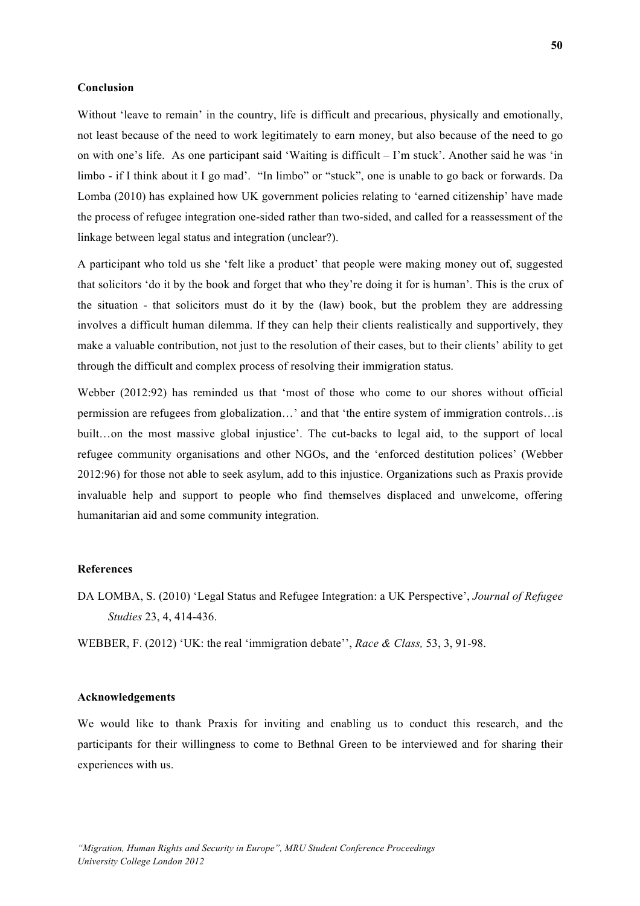### Conclusion

Without 'leave to remain' in the country, life is difficult and precarious, physically and emotionally, not least because of the need to work legitimately to earn money, but also because of the need to go on with one's life. As one participant said 'Waiting is difficult – I'm stuck'. Another said he was 'in limbo - if I think about it I go mad'. "In limbo" or "stuck", one is unable to go back or forwards. Da Lomba (2010) has explained how UK government policies relating to 'earned citizenship' have made the process of refugee integration one-sided rather than two-sided, and called for a reassessment of the linkage between legal status and integration (unclear?).

A participant who told us she 'felt like a product' that people were making money out of, suggested that solicitors 'do it by the book and forget that who they're doing it for is human'. This is the crux of the situation - that solicitors must do it by the (law) book, but the problem they are addressing involves a difficult human dilemma. If they can help their clients realistically and supportively, they make a valuable contribution, not just to the resolution of their cases, but to their clients' ability to get through the difficult and complex process of resolving their immigration status.

Webber (2012:92) has reminded us that 'most of those who come to our shores without official permission are refugees from globalization…' and that 'the entire system of immigration controls…is built…on the most massive global injustice'. The cut-backs to legal aid, to the support of local refugee community organisations and other NGOs, and the 'enforced destitution polices' (Webber 2012:96) for those not able to seek asylum, add to this injustice. Organizations such as Praxis provide invaluable help and support to people who find themselves displaced and unwelcome, offering humanitarian aid and some community integration.

### References

DA LOMBA, S. (2010) 'Legal Status and Refugee Integration: a UK Perspective', *Journal of Refugee Studies* 23, 4, 414-436.

WEBBER, F. (2012) 'UK: the real 'immigration debate'', *Race & Class,* 53, 3, 91-98.

### Acknowledgements

We would like to thank Praxis for inviting and enabling us to conduct this research, and the participants for their willingness to come to Bethnal Green to be interviewed and for sharing their experiences with us.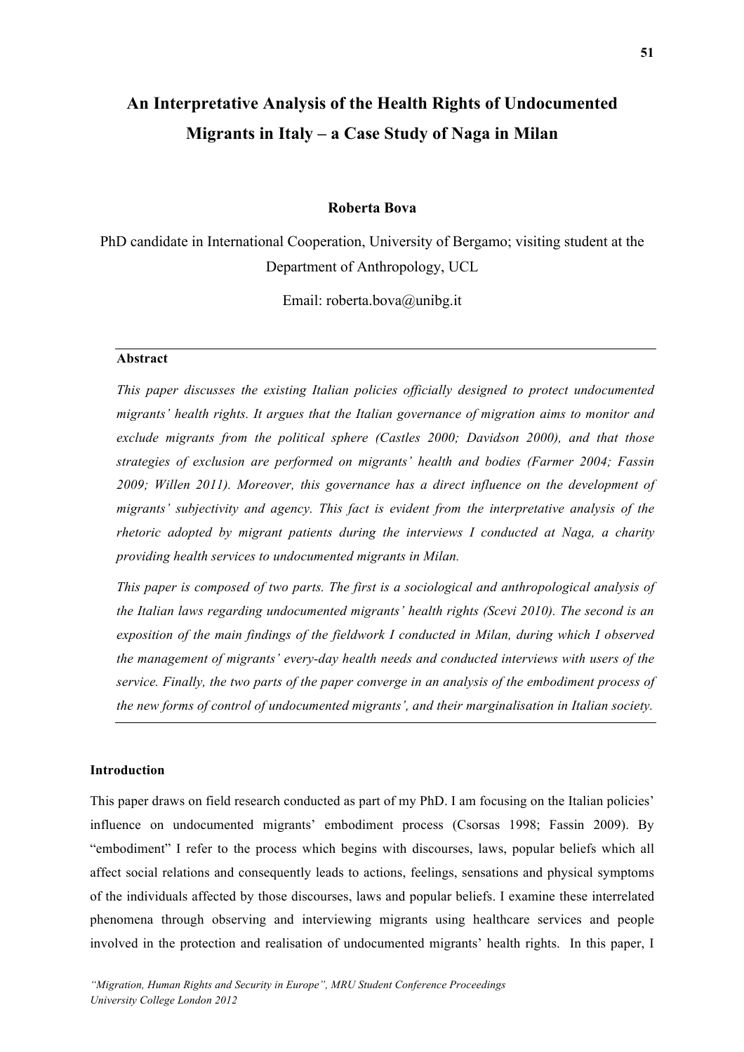# An Interpretative Analysis of the Health Rights of Undocumented Migrants in Italy – a Case Study of Naga in Milan

**Roberta Bova**

PhD candidate in International Cooperation, University of Bergamo; visiting student at the Department of Anthropology, UCL

Email: roberta.bova@unibg.it

---

**Abstract**

*This paper discusses the existing Italian policies officially designed to protect undocumented migrants' health rights. It argues that the Italian governance of migration aims to monitor and exclude migrants from the political sphere (Castles 2000; Davidson 2000), and that those strategies of exclusion are performed on migrants' health and bodies (Farmer 2004; Fassin 2009; Willen 2011). Moreover, this governance has a direct influence on the development of migrants' subjectivity and agency. This fact is evident from the interpretative analysis of the rhetoric adopted by migrant patients during the interviews I conducted at Naga, a charity providing health services to undocumented migrants in Milan.*

*This paper is composed of two parts. The first is a sociological and anthropological analysis of the Italian laws regarding undocumented migrants' health rights (Scevi 2010). The second is an exposition of the main findings of the fieldwork I conducted in Milan, during which I observed the management of migrants' every-day health needs and conducted interviews with users of the service. Finally, the two parts of the paper converge in an analysis of the embodiment process of the new forms of control of undocumented migrants', and their marginalisation in Italian society.*

---

**Introduction**

This paper draws on field research conducted as part of my PhD. I am focusing on the Italian policies' influence on undocumented migrants' embodiment process (Csorsas 1998; Fassin 2009). By "embodiment" I refer to the process which begins with discourses, laws, popular beliefs which all affect social relations and consequently leads to actions, feelings, sensations and physical symptoms of the individuals affected by those discourses, laws and popular beliefs. I examine these interrelated phenomena through observing and interviewing migrants using healthcare services and people involved in the protection and realisation of undocumented migrants' health rights. In this paper, I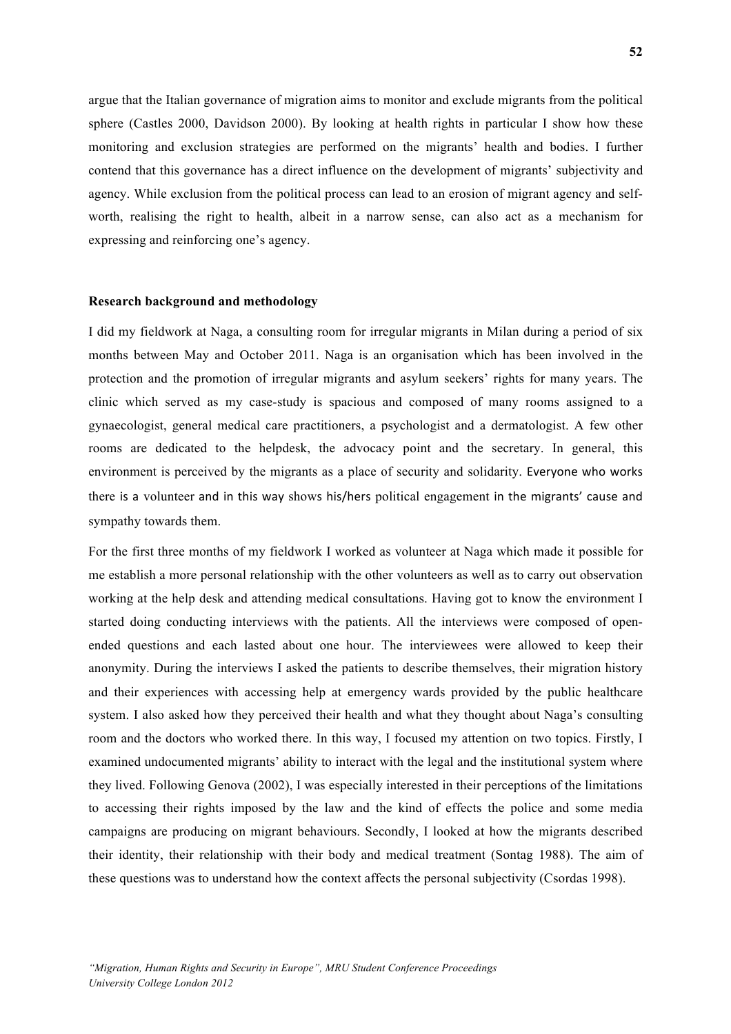argue that the Italian governance of migration aims to monitor and exclude migrants from the political sphere (Castles 2000, Davidson 2000). By looking at health rights in particular I show how these monitoring and exclusion strategies are performed on the migrants' health and bodies. I further contend that this governance has a direct influence on the development of migrants' subjectivity and agency. While exclusion from the political process can lead to an erosion of migrant agency and self-worth, realising the right to health, albeit in a narrow sense, can also act as a mechanism for expressing and reinforcing one's agency.

**Research background and methodology**

I did my fieldwork at Naga, a consulting room for irregular migrants in Milan during a period of six months between May and October 2011. Naga is an organisation which has been involved in the protection and the promotion of irregular migrants and asylum seekers' rights for many years. The clinic which served as my case-study is spacious and composed of many rooms assigned to a gynaecologist, general medical care practitioners, a psychologist and a dermatologist. A few other rooms are dedicated to the helpdesk, the advocacy point and the secretary. In general, this environment is perceived by the migrants as a place of security and solidarity. Everyone who works there is a volunteer and in this way shows his/hers political engagement in the migrants' cause and sympathy towards them.

For the first three months of my fieldwork I worked as volunteer at Naga which made it possible for me establish a more personal relationship with the other volunteers as well as to carry out observation working at the help desk and attending medical consultations. Having got to know the environment I started doing conducting interviews with the patients. All the interviews were composed of open-ended questions and each lasted about one hour. The interviewees were allowed to keep their anonymity. During the interviews I asked the patients to describe themselves, their migration history and their experiences with accessing help at emergency wards provided by the public healthcare system. I also asked how they perceived their health and what they thought about Naga's consulting room and the doctors who worked there. In this way, I focused my attention on two topics. Firstly, I examined undocumented migrants' ability to interact with the legal and the institutional system where they lived. Following Genova (2002), I was especially interested in their perceptions of the limitations to accessing their rights imposed by the law and the kind of effects the police and some media campaigns are producing on migrant behaviours. Secondly, I looked at how the migrants described their identity, their relationship with their body and medical treatment (Sontag 1988). The aim of these questions was to understand how the context affects the personal subjectivity (Csordas 1998).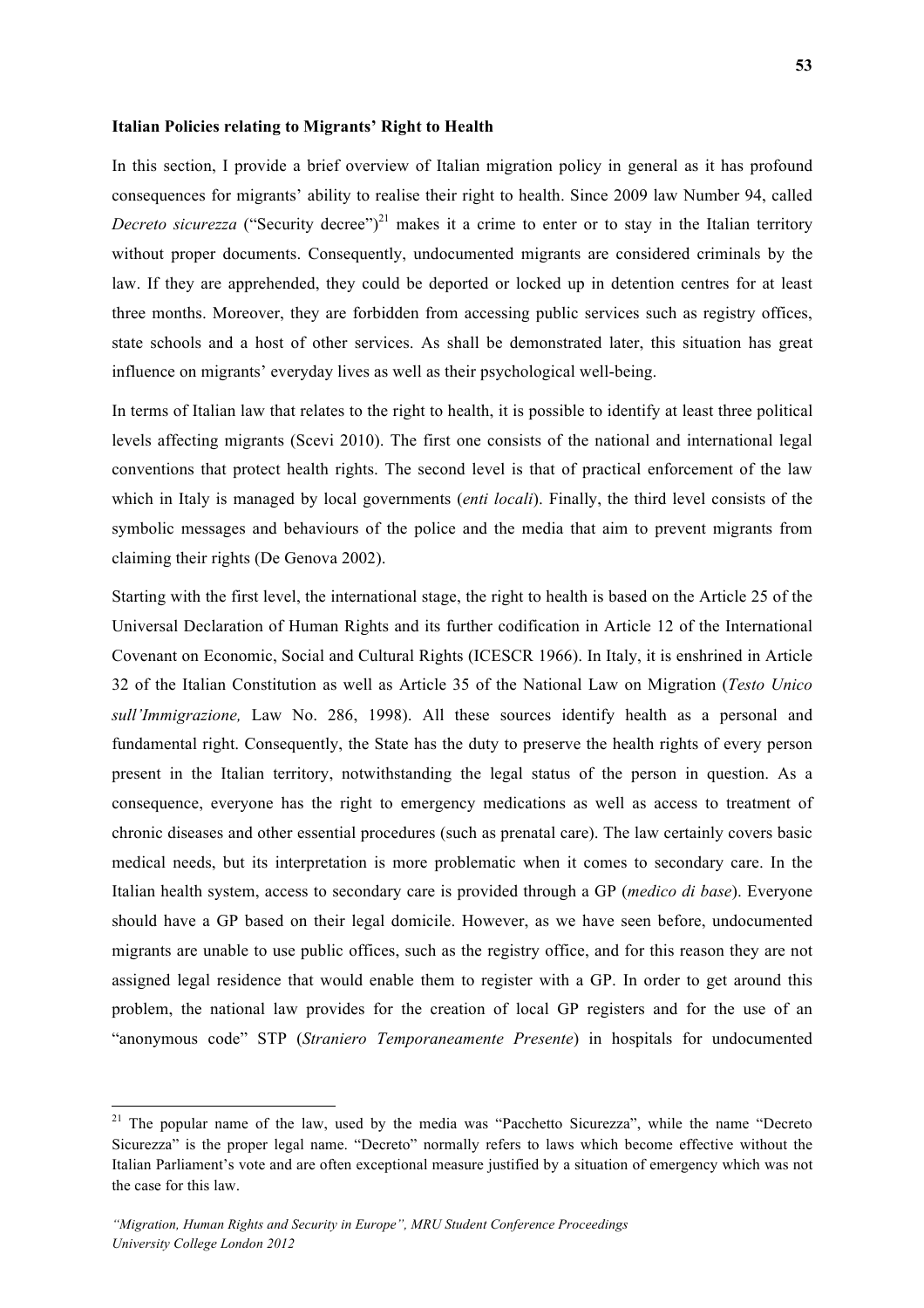**Italian Policies relating to Migrants' Right to Health**

In this section, I provide a brief overview of Italian migration policy in general as it has profound consequences for migrants' ability to realise their right to health. Since 2009 law Number 94, called *Decreto sicurezza* ("Security decree")[21] makes it a crime to enter or to stay in the Italian territory without proper documents. Consequently, undocumented migrants are considered criminals by the law. If they are apprehended, they could be deported or locked up in detention centres for at least three months. Moreover, they are forbidden from accessing public services such as registry offices, state schools and a host of other services. As shall be demonstrated later, this situation has great influence on migrants' everyday lives as well as their psychological well-being.

In terms of Italian law that relates to the right to health, it is possible to identify at least three political levels affecting migrants (Scevi 2010). The first one consists of the national and international legal conventions that protect health rights. The second level is that of practical enforcement of the law which in Italy is managed by local governments (*enti locali*). Finally, the third level consists of the symbolic messages and behaviours of the police and the media that aim to prevent migrants from claiming their rights (De Genova 2002).

Starting with the first level, the international stage, the right to health is based on the Article 25 of the Universal Declaration of Human Rights and its further codification in Article 12 of the International Covenant on Economic, Social and Cultural Rights (ICESCR 1966). In Italy, it is enshrined in Article 32 of the Italian Constitution as well as Article 35 of the National Law on Migration (*Testo Unico sull'Immigrazione,* Law No. 286, 1998). All these sources identify health as a personal and fundamental right. Consequently, the State has the duty to preserve the health rights of every person present in the Italian territory, notwithstanding the legal status of the person in question. As a consequence, everyone has the right to emergency medications as well as access to treatment of chronic diseases and other essential procedures (such as prenatal care). The law certainly covers basic medical needs, but its interpretation is more problematic when it comes to secondary care. In the Italian health system, access to secondary care is provided through a GP (*medico di base*). Everyone should have a GP based on their legal domicile. However, as we have seen before, undocumented migrants are unable to use public offices, such as the registry office, and for this reason they are not assigned legal residence that would enable them to register with a GP. In order to get around this problem, the national law provides for the creation of local GP registers and for the use of an "anonymous code" STP (*Straniero Temporaneamente Presente*) in hospitals for undocumented

---

[21] The popular name of the law, used by the media was "Pacchetto Sicurezza", while the name "Decreto Sicurezza" is the proper legal name. "Decreto" normally refers to laws which become effective without the Italian Parliament's vote and are often exceptional measure justified by a situation of emergency which was not the case for this law.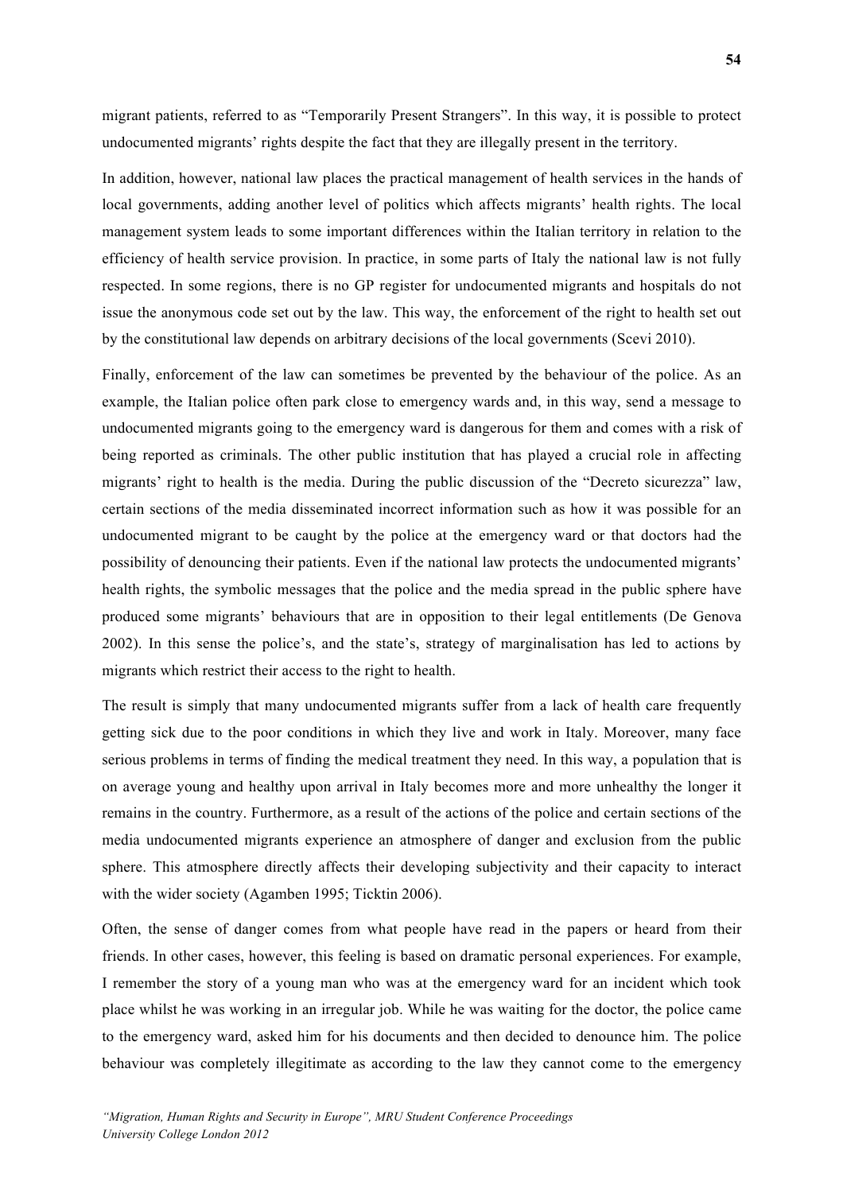migrant patients, referred to as "Temporarily Present Strangers". In this way, it is possible to protect undocumented migrants' rights despite the fact that they are illegally present in the territory.

In addition, however, national law places the practical management of health services in the hands of local governments, adding another level of politics which affects migrants' health rights. The local management system leads to some important differences within the Italian territory in relation to the efficiency of health service provision. In practice, in some parts of Italy the national law is not fully respected. In some regions, there is no GP register for undocumented migrants and hospitals do not issue the anonymous code set out by the law. This way, the enforcement of the right to health set out by the constitutional law depends on arbitrary decisions of the local governments (Scevi 2010).

Finally, enforcement of the law can sometimes be prevented by the behaviour of the police. As an example, the Italian police often park close to emergency wards and, in this way, send a message to undocumented migrants going to the emergency ward is dangerous for them and comes with a risk of being reported as criminals. The other public institution that has played a crucial role in affecting migrants' right to health is the media. During the public discussion of the "Decreto sicurezza" law, certain sections of the media disseminated incorrect information such as how it was possible for an undocumented migrant to be caught by the police at the emergency ward or that doctors had the possibility of denouncing their patients. Even if the national law protects the undocumented migrants' health rights, the symbolic messages that the police and the media spread in the public sphere have produced some migrants' behaviours that are in opposition to their legal entitlements (De Genova 2002). In this sense the police's, and the state's, strategy of marginalisation has led to actions by migrants which restrict their access to the right to health.

The result is simply that many undocumented migrants suffer from a lack of health care frequently getting sick due to the poor conditions in which they live and work in Italy. Moreover, many face serious problems in terms of finding the medical treatment they need. In this way, a population that is on average young and healthy upon arrival in Italy becomes more and more unhealthy the longer it remains in the country. Furthermore, as a result of the actions of the police and certain sections of the media undocumented migrants experience an atmosphere of danger and exclusion from the public sphere. This atmosphere directly affects their developing subjectivity and their capacity to interact with the wider society (Agamben 1995; Ticktin 2006).

Often, the sense of danger comes from what people have read in the papers or heard from their friends. In other cases, however, this feeling is based on dramatic personal experiences. For example, I remember the story of a young man who was at the emergency ward for an incident which took place whilst he was working in an irregular job. While he was waiting for the doctor, the police came to the emergency ward, asked him for his documents and then decided to denounce him. The police behaviour was completely illegitimate as according to the law they cannot come to the emergency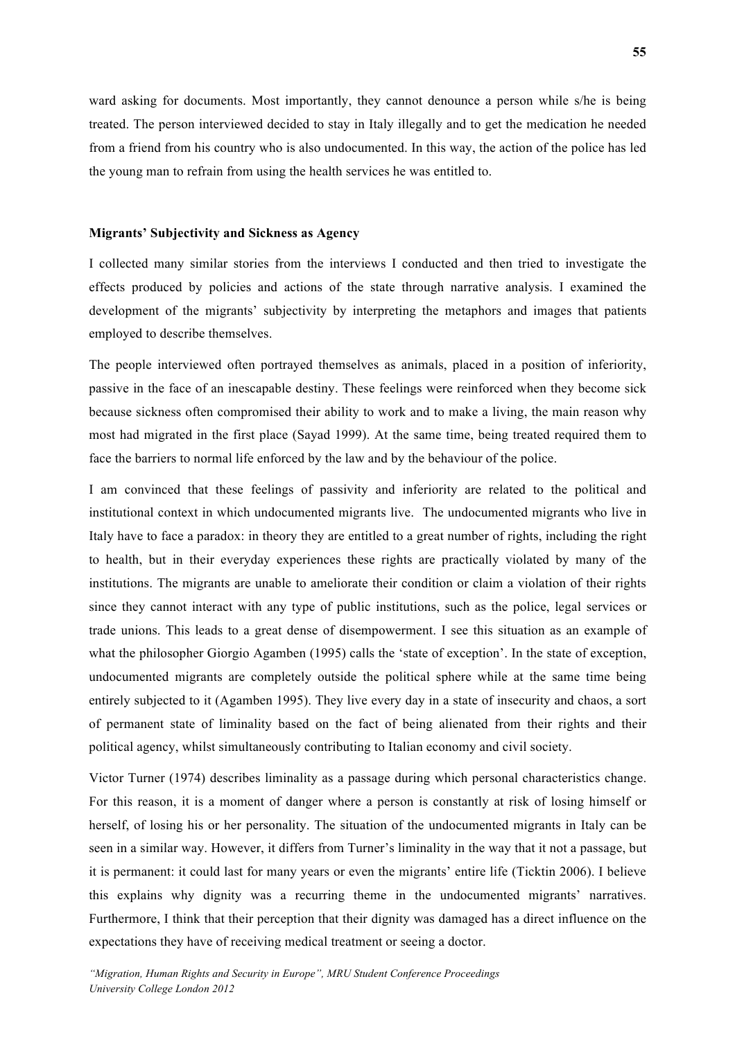ward asking for documents. Most importantly, they cannot denounce a person while s/he is being treated. The person interviewed decided to stay in Italy illegally and to get the medication he needed from a friend from his country who is also undocumented. In this way, the action of the police has led the young man to refrain from using the health services he was entitled to.

**Migrants' Subjectivity and Sickness as Agency**

I collected many similar stories from the interviews I conducted and then tried to investigate the effects produced by policies and actions of the state through narrative analysis. I examined the development of the migrants' subjectivity by interpreting the metaphors and images that patients employed to describe themselves.

The people interviewed often portrayed themselves as animals, placed in a position of inferiority, passive in the face of an inescapable destiny. These feelings were reinforced when they become sick because sickness often compromised their ability to work and to make a living, the main reason why most had migrated in the first place (Sayad 1999). At the same time, being treated required them to face the barriers to normal life enforced by the law and by the behaviour of the police.

I am convinced that these feelings of passivity and inferiority are related to the political and institutional context in which undocumented migrants live. The undocumented migrants who live in Italy have to face a paradox: in theory they are entitled to a great number of rights, including the right to health, but in their everyday experiences these rights are practically violated by many of the institutions. The migrants are unable to ameliorate their condition or claim a violation of their rights since they cannot interact with any type of public institutions, such as the police, legal services or trade unions. This leads to a great dense of disempowerment. I see this situation as an example of what the philosopher Giorgio Agamben (1995) calls the 'state of exception'. In the state of exception, undocumented migrants are completely outside the political sphere while at the same time being entirely subjected to it (Agamben 1995). They live every day in a state of insecurity and chaos, a sort of permanent state of liminality based on the fact of being alienated from their rights and their political agency, whilst simultaneously contributing to Italian economy and civil society.

Victor Turner (1974) describes liminality as a passage during which personal characteristics change. For this reason, it is a moment of danger where a person is constantly at risk of losing himself or herself, of losing his or her personality. The situation of the undocumented migrants in Italy can be seen in a similar way. However, it differs from Turner's liminality in the way that it not a passage, but it is permanent: it could last for many years or even the migrants' entire life (Ticktin 2006). I believe this explains why dignity was a recurring theme in the undocumented migrants' narratives. Furthermore, I think that their perception that their dignity was damaged has a direct influence on the expectations they have of receiving medical treatment or seeing a doctor.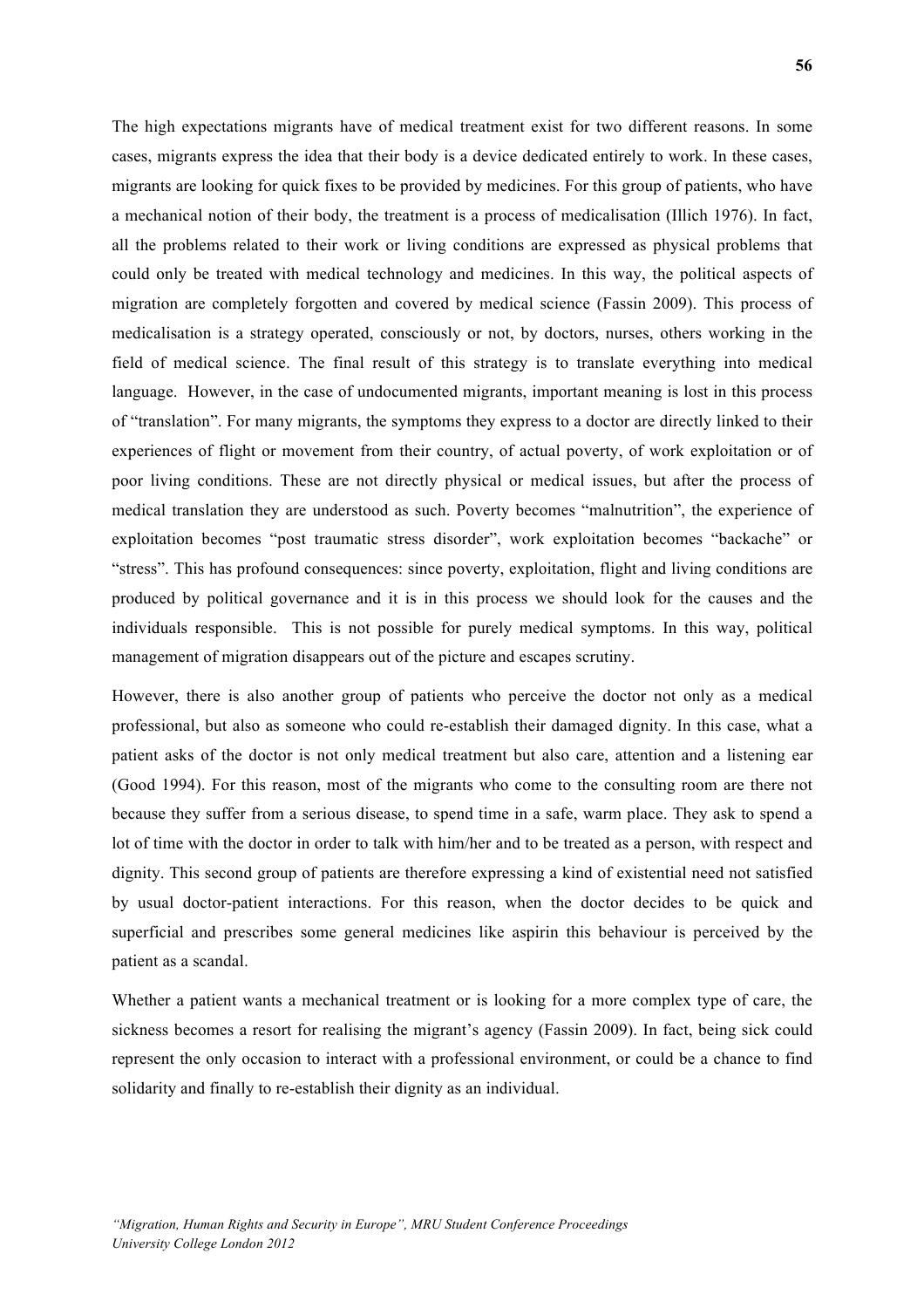The high expectations migrants have of medical treatment exist for two different reasons. In some cases, migrants express the idea that their body is a device dedicated entirely to work. In these cases, migrants are looking for quick fixes to be provided by medicines. For this group of patients, who have a mechanical notion of their body, the treatment is a process of medicalisation (Illich 1976). In fact, all the problems related to their work or living conditions are expressed as physical problems that could only be treated with medical technology and medicines. In this way, the political aspects of migration are completely forgotten and covered by medical science (Fassin 2009). This process of medicalisation is a strategy operated, consciously or not, by doctors, nurses, others working in the field of medical science. The final result of this strategy is to translate everything into medical language. However, in the case of undocumented migrants, important meaning is lost in this process of "translation". For many migrants, the symptoms they express to a doctor are directly linked to their experiences of flight or movement from their country, of actual poverty, of work exploitation or of poor living conditions. These are not directly physical or medical issues, but after the process of medical translation they are understood as such. Poverty becomes "malnutrition", the experience of exploitation becomes "post traumatic stress disorder", work exploitation becomes "backache" or "stress". This has profound consequences: since poverty, exploitation, flight and living conditions are produced by political governance and it is in this process we should look for the causes and the individuals responsible. This is not possible for purely medical symptoms. In this way, political management of migration disappears out of the picture and escapes scrutiny.

However, there is also another group of patients who perceive the doctor not only as a medical professional, but also as someone who could re-establish their damaged dignity. In this case, what a patient asks of the doctor is not only medical treatment but also care, attention and a listening ear (Good 1994). For this reason, most of the migrants who come to the consulting room are there not because they suffer from a serious disease, to spend time in a safe, warm place. They ask to spend a lot of time with the doctor in order to talk with him/her and to be treated as a person, with respect and dignity. This second group of patients are therefore expressing a kind of existential need not satisfied by usual doctor-patient interactions. For this reason, when the doctor decides to be quick and superficial and prescribes some general medicines like aspirin this behaviour is perceived by the patient as a scandal.

Whether a patient wants a mechanical treatment or is looking for a more complex type of care, the sickness becomes a resort for realising the migrant's agency (Fassin 2009). In fact, being sick could represent the only occasion to interact with a professional environment, or could be a chance to find solidarity and finally to re-establish their dignity as an individual.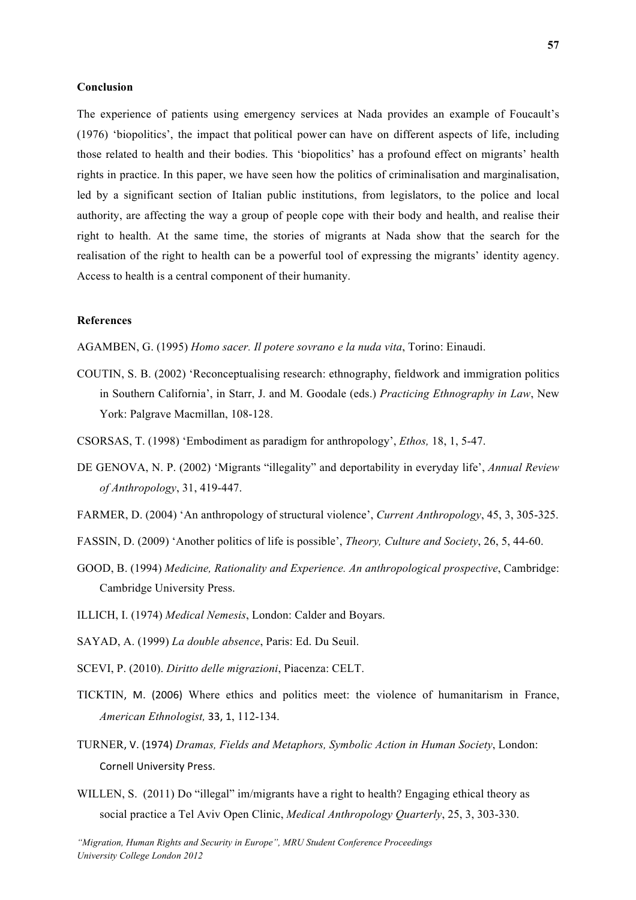**Conclusion**

The experience of patients using emergency services at Nada provides an example of Foucault's (1976) 'biopolitics', the impact that political power can have on different aspects of life, including those related to health and their bodies. This 'biopolitics' has a profound effect on migrants' health rights in practice. In this paper, we have seen how the politics of criminalisation and marginalisation, led by a significant section of Italian public institutions, from legislators, to the police and local authority, are affecting the way a group of people cope with their body and health, and realise their right to health. At the same time, the stories of migrants at Nada show that the search for the realisation of the right to health can be a powerful tool of expressing the migrants' identity agency. Access to health is a central component of their humanity.

**References**

AGAMBEN, G. (1995) *Homo sacer. Il potere sovrano e la nuda vita*, Torino: Einaudi.

COUTIN, S. B. (2002) 'Reconceptualising research: ethnography, fieldwork and immigration politics in Southern California', in Starr, J. and M. Goodale (eds.) *Practicing Ethnography in Law*, New York: Palgrave Macmillan, 108-128.

CSORSAS, T. (1998) 'Embodiment as paradigm for anthropology', *Ethos,* 18, 1, 5-47.

DE GENOVA, N. P. (2002) 'Migrants "illegality" and deportability in everyday life', *Annual Review of Anthropology*, 31, 419-447.

FARMER, D. (2004) 'An anthropology of structural violence', *Current Anthropology*, 45, 3, 305-325.

FASSIN, D. (2009) 'Another politics of life is possible', *Theory, Culture and Society*, 26, 5, 44-60.

GOOD, B. (1994) *Medicine, Rationality and Experience. An anthropological prospective*, Cambridge: Cambridge University Press.

ILLICH, I. (1974) *Medical Nemesis*, London: Calder and Boyars.

SAYAD, A. (1999) *La double absence*, Paris: Ed. Du Seuil.

SCEVI, P. (2010). *Diritto delle migrazioni*, Piacenza: CELT.

TICKTIN, M. (2006) Where ethics and politics meet: the violence of humanitarism in France, *American Ethnologist,* 33, 1, 112-134.

TURNER, V. (1974) *Dramas, Fields and Metaphors, Symbolic Action in Human Society*, London: Cornell University Press.

WILLEN, S. (2011) Do "illegal" im/migrants have a right to health? Engaging ethical theory as social practice a Tel Aviv Open Clinic, *Medical Anthropology Quarterly*, 25, 3, 303-330.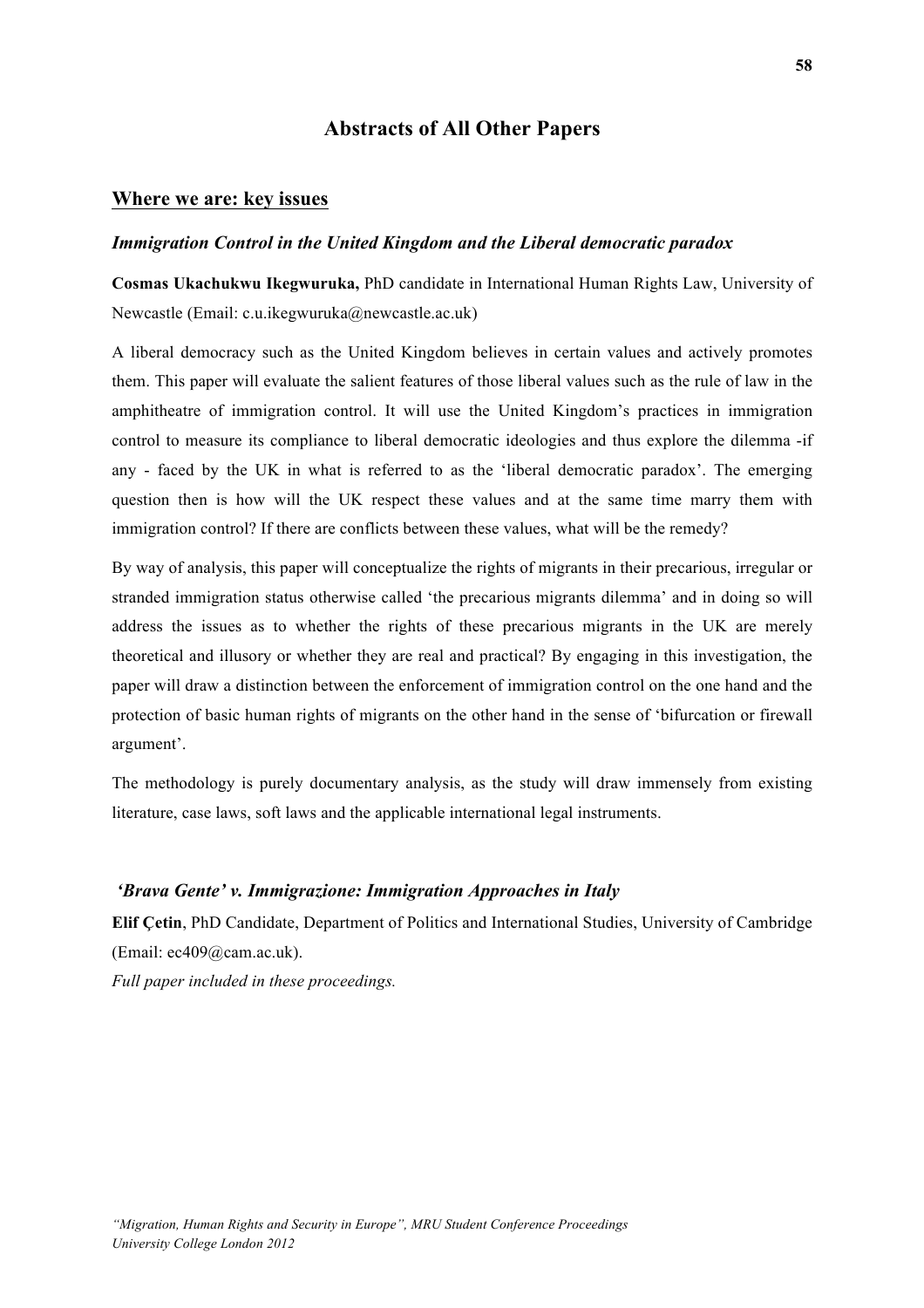## Abstracts of All Other Papers

### Where we are: key issues

#### *Immigration Control in the United Kingdom and the Liberal democratic paradox*

**Cosmas Ukachukwu Ikegwuruka,** PhD candidate in International Human Rights Law, University of Newcastle (Email: c.u.ikegwuruka@newcastle.ac.uk)

A liberal democracy such as the United Kingdom believes in certain values and actively promotes them. This paper will evaluate the salient features of those liberal values such as the rule of law in the amphitheatre of immigration control. It will use the United Kingdom's practices in immigration control to measure its compliance to liberal democratic ideologies and thus explore the dilemma -if any - faced by the UK in what is referred to as the 'liberal democratic paradox'. The emerging question then is how will the UK respect these values and at the same time marry them with immigration control? If there are conflicts between these values, what will be the remedy?

By way of analysis, this paper will conceptualize the rights of migrants in their precarious, irregular or stranded immigration status otherwise called 'the precarious migrants dilemma' and in doing so will address the issues as to whether the rights of these precarious migrants in the UK are merely theoretical and illusory or whether they are real and practical? By engaging in this investigation, the paper will draw a distinction between the enforcement of immigration control on the one hand and the protection of basic human rights of migrants on the other hand in the sense of 'bifurcation or firewall argument'.

The methodology is purely documentary analysis, as the study will draw immensely from existing literature, case laws, soft laws and the applicable international legal instruments.

#### *'Brava Gente' v. Immigrazione: Immigration Approaches in Italy*

**Elif Çetin**, PhD Candidate, Department of Politics and International Studies, University of Cambridge (Email: ec409@cam.ac.uk).

*Full paper included in these proceedings.*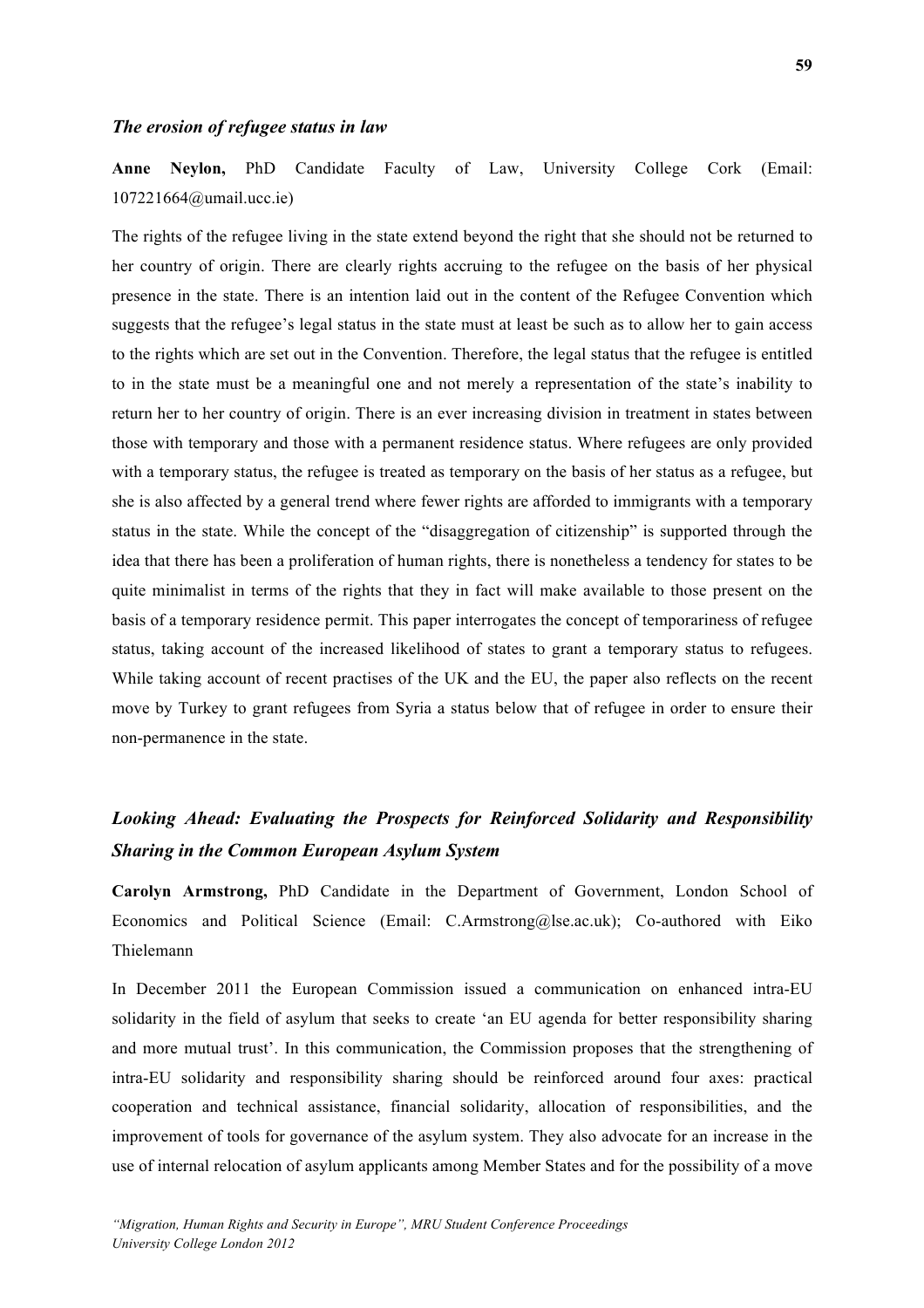### *The erosion of refugee status in law*

**Anne Neylon,** PhD Candidate Faculty of Law, University College Cork (Email: 107221664@umail.ucc.ie)

The rights of the refugee living in the state extend beyond the right that she should not be returned to her country of origin. There are clearly rights accruing to the refugee on the basis of her physical presence in the state. There is an intention laid out in the content of the Refugee Convention which suggests that the refugee's legal status in the state must at least be such as to allow her to gain access to the rights which are set out in the Convention. Therefore, the legal status that the refugee is entitled to in the state must be a meaningful one and not merely a representation of the state's inability to return her to her country of origin. There is an ever increasing division in treatment in states between those with temporary and those with a permanent residence status. Where refugees are only provided with a temporary status, the refugee is treated as temporary on the basis of her status as a refugee, but she is also affected by a general trend where fewer rights are afforded to immigrants with a temporary status in the state. While the concept of the "disaggregation of citizenship" is supported through the idea that there has been a proliferation of human rights, there is nonetheless a tendency for states to be quite minimalist in terms of the rights that they in fact will make available to those present on the basis of a temporary residence permit. This paper interrogates the concept of temporariness of refugee status, taking account of the increased likelihood of states to grant a temporary status to refugees. While taking account of recent practises of the UK and the EU, the paper also reflects on the recent move by Turkey to grant refugees from Syria a status below that of refugee in order to ensure their non-permanence in the state.

### *Looking Ahead: Evaluating the Prospects for Reinforced Solidarity and Responsibility Sharing in the Common European Asylum System*

**Carolyn Armstrong,** PhD Candidate in the Department of Government, London School of Economics and Political Science (Email: C.Armstrong@lse.ac.uk); Co-authored with Eiko Thielemann

In December 2011 the European Commission issued a communication on enhanced intra-EU solidarity in the field of asylum that seeks to create 'an EU agenda for better responsibility sharing and more mutual trust'. In this communication, the Commission proposes that the strengthening of intra-EU solidarity and responsibility sharing should be reinforced around four axes: practical cooperation and technical assistance, financial solidarity, allocation of responsibilities, and the improvement of tools for governance of the asylum system. They also advocate for an increase in the use of internal relocation of asylum applicants among Member States and for the possibility of a move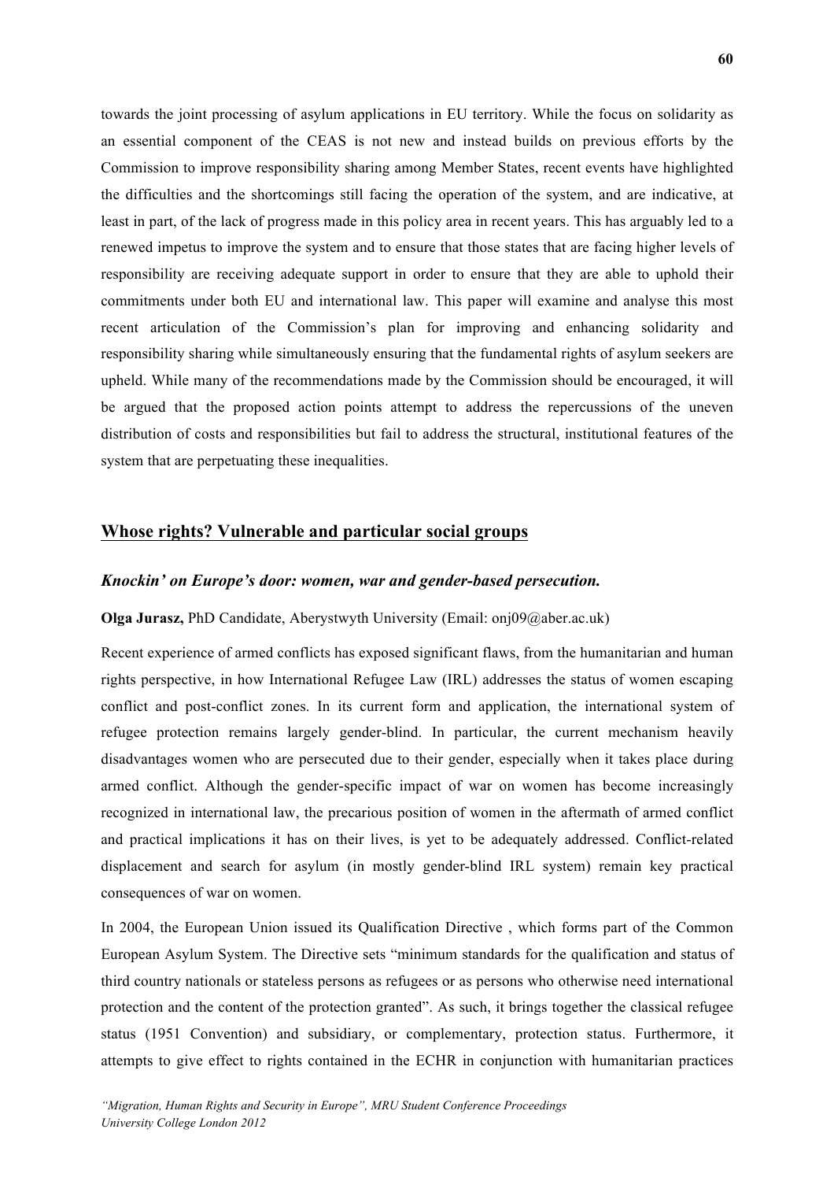towards the joint processing of asylum applications in EU territory. While the focus on solidarity as an essential component of the CEAS is not new and instead builds on previous efforts by the Commission to improve responsibility sharing among Member States, recent events have highlighted the difficulties and the shortcomings still facing the operation of the system, and are indicative, at least in part, of the lack of progress made in this policy area in recent years. This has arguably led to a renewed impetus to improve the system and to ensure that those states that are facing higher levels of responsibility are receiving adequate support in order to ensure that they are able to uphold their commitments under both EU and international law. This paper will examine and analyse this most recent articulation of the Commission's plan for improving and enhancing solidarity and responsibility sharing while simultaneously ensuring that the fundamental rights of asylum seekers are upheld. While many of the recommendations made by the Commission should be encouraged, it will be argued that the proposed action points attempt to address the repercussions of the uneven distribution of costs and responsibilities but fail to address the structural, institutional features of the system that are perpetuating these inequalities.

## Whose rights? Vulnerable and particular social groups

### *Knockin' on Europe's door: women, war and gender-based persecution.*

**Olga Jurasz,** PhD Candidate, Aberystwyth University (Email: onj09@aber.ac.uk)

Recent experience of armed conflicts has exposed significant flaws, from the humanitarian and human rights perspective, in how International Refugee Law (IRL) addresses the status of women escaping conflict and post-conflict zones. In its current form and application, the international system of refugee protection remains largely gender-blind. In particular, the current mechanism heavily disadvantages women who are persecuted due to their gender, especially when it takes place during armed conflict. Although the gender-specific impact of war on women has become increasingly recognized in international law, the precarious position of women in the aftermath of armed conflict and practical implications it has on their lives, is yet to be adequately addressed. Conflict-related displacement and search for asylum (in mostly gender-blind IRL system) remain key practical consequences of war on women.

In 2004, the European Union issued its Qualification Directive , which forms part of the Common European Asylum System. The Directive sets "minimum standards for the qualification and status of third country nationals or stateless persons as refugees or as persons who otherwise need international protection and the content of the protection granted". As such, it brings together the classical refugee status (1951 Convention) and subsidiary, or complementary, protection status. Furthermore, it attempts to give effect to rights contained in the ECHR in conjunction with humanitarian practices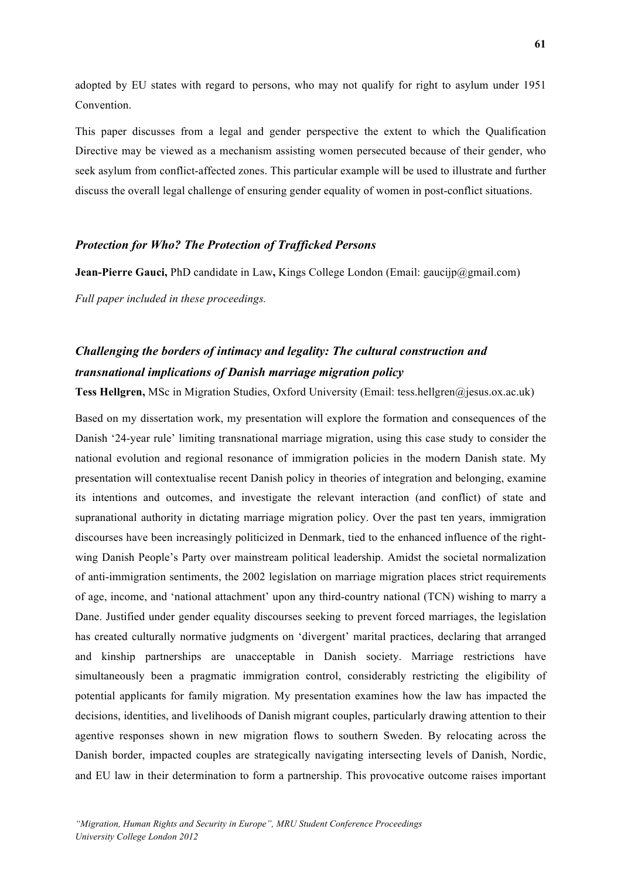adopted by EU states with regard to persons, who may not qualify for right to asylum under 1951 Convention.

This paper discusses from a legal and gender perspective the extent to which the Qualification Directive may be viewed as a mechanism assisting women persecuted because of their gender, who seek asylum from conflict-affected zones. This particular example will be used to illustrate and further discuss the overall legal challenge of ensuring gender equality of women in post-conflict situations.

### *Protection for Who? The Protection of Trafficked Persons*

**Jean-Pierre Gauci,** PhD candidate in Law**,** Kings College London (Email: gaucijp@gmail.com)

*Full paper included in these proceedings.*

### *Challenging the borders of intimacy and legality: The cultural construction and transnational implications of Danish marriage migration policy*

**Tess Hellgren,** MSc in Migration Studies, Oxford University (Email: tess.hellgren@jesus.ox.ac.uk)

Based on my dissertation work, my presentation will explore the formation and consequences of the Danish '24-year rule' limiting transnational marriage migration, using this case study to consider the national evolution and regional resonance of immigration policies in the modern Danish state. My presentation will contextualise recent Danish policy in theories of integration and belonging, examine its intentions and outcomes, and investigate the relevant interaction (and conflict) of state and supranational authority in dictating marriage migration policy. Over the past ten years, immigration discourses have been increasingly politicized in Denmark, tied to the enhanced influence of the right-wing Danish People's Party over mainstream political leadership. Amidst the societal normalization of anti-immigration sentiments, the 2002 legislation on marriage migration places strict requirements of age, income, and 'national attachment' upon any third-country national (TCN) wishing to marry a Dane. Justified under gender equality discourses seeking to prevent forced marriages, the legislation has created culturally normative judgments on 'divergent' marital practices, declaring that arranged and kinship partnerships are unacceptable in Danish society. Marriage restrictions have simultaneously been a pragmatic immigration control, considerably restricting the eligibility of potential applicants for family migration. My presentation examines how the law has impacted the decisions, identities, and livelihoods of Danish migrant couples, particularly drawing attention to their agentive responses shown in new migration flows to southern Sweden. By relocating across the Danish border, impacted couples are strategically navigating intersecting levels of Danish, Nordic, and EU law in their determination to form a partnership. This provocative outcome raises important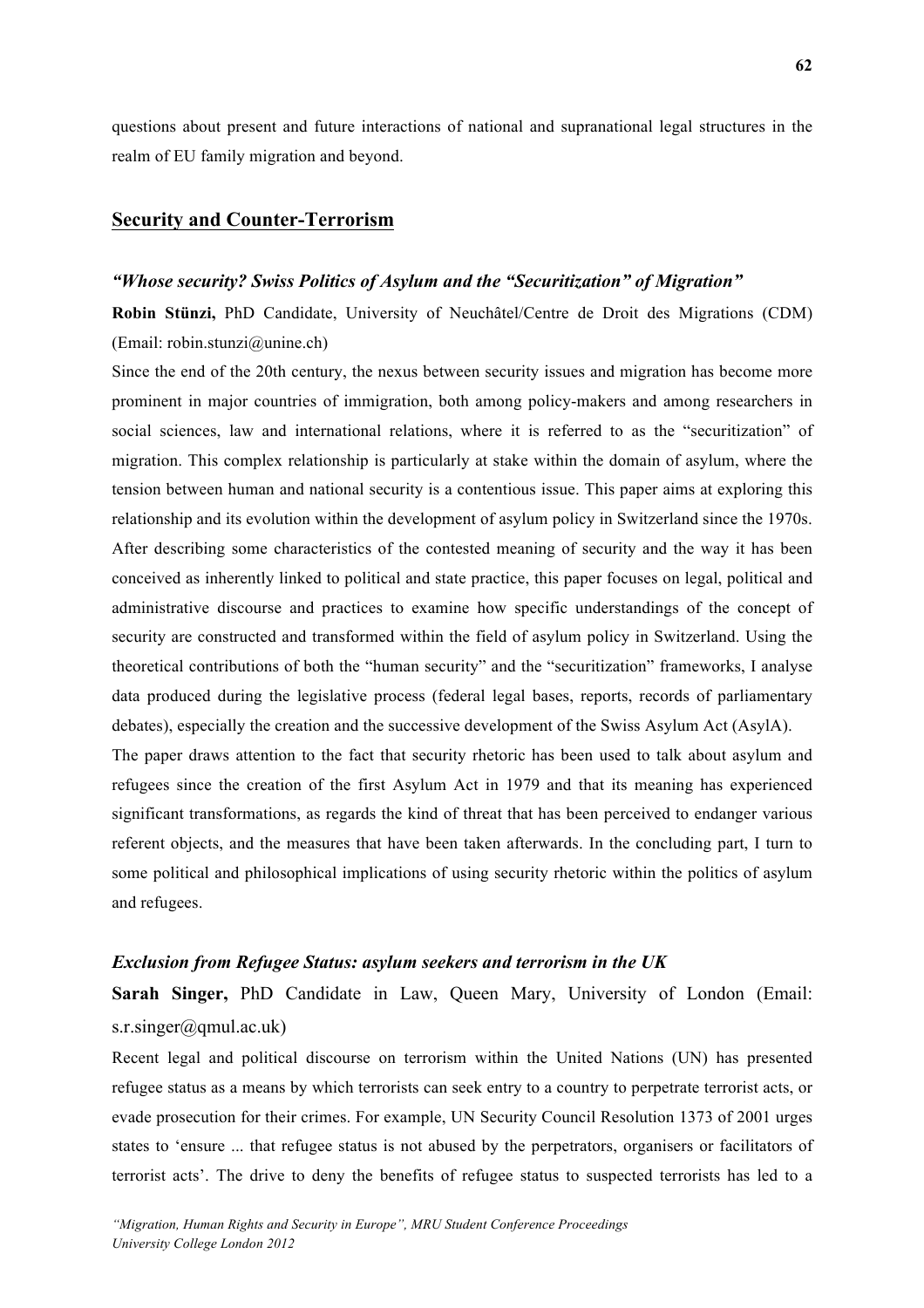questions about present and future interactions of national and supranational legal structures in the realm of EU family migration and beyond.

## Security and Counter-Terrorism

### *"Whose security? Swiss Politics of Asylum and the "Securitization" of Migration"*

**Robin Stünzi,** PhD Candidate, University of Neuchâtel/Centre de Droit des Migrations (CDM) (Email: robin.stunzi@unine.ch)

Since the end of the 20th century, the nexus between security issues and migration has become more prominent in major countries of immigration, both among policy-makers and among researchers in social sciences, law and international relations, where it is referred to as the "securitization" of migration. This complex relationship is particularly at stake within the domain of asylum, where the tension between human and national security is a contentious issue. This paper aims at exploring this relationship and its evolution within the development of asylum policy in Switzerland since the 1970s. After describing some characteristics of the contested meaning of security and the way it has been conceived as inherently linked to political and state practice, this paper focuses on legal, political and administrative discourse and practices to examine how specific understandings of the concept of security are constructed and transformed within the field of asylum policy in Switzerland. Using the theoretical contributions of both the "human security" and the "securitization" frameworks, I analyse data produced during the legislative process (federal legal bases, reports, records of parliamentary debates), especially the creation and the successive development of the Swiss Asylum Act (AsylA).

The paper draws attention to the fact that security rhetoric has been used to talk about asylum and refugees since the creation of the first Asylum Act in 1979 and that its meaning has experienced significant transformations, as regards the kind of threat that has been perceived to endanger various referent objects, and the measures that have been taken afterwards. In the concluding part, I turn to some political and philosophical implications of using security rhetoric within the politics of asylum and refugees.

### *Exclusion from Refugee Status: asylum seekers and terrorism in the UK*

**Sarah Singer,** PhD Candidate in Law, Queen Mary, University of London (Email: s.r.singer@qmul.ac.uk)

Recent legal and political discourse on terrorism within the United Nations (UN) has presented refugee status as a means by which terrorists can seek entry to a country to perpetrate terrorist acts, or evade prosecution for their crimes. For example, UN Security Council Resolution 1373 of 2001 urges states to 'ensure ... that refugee status is not abused by the perpetrators, organisers or facilitators of terrorist acts'. The drive to deny the benefits of refugee status to suspected terrorists has led to a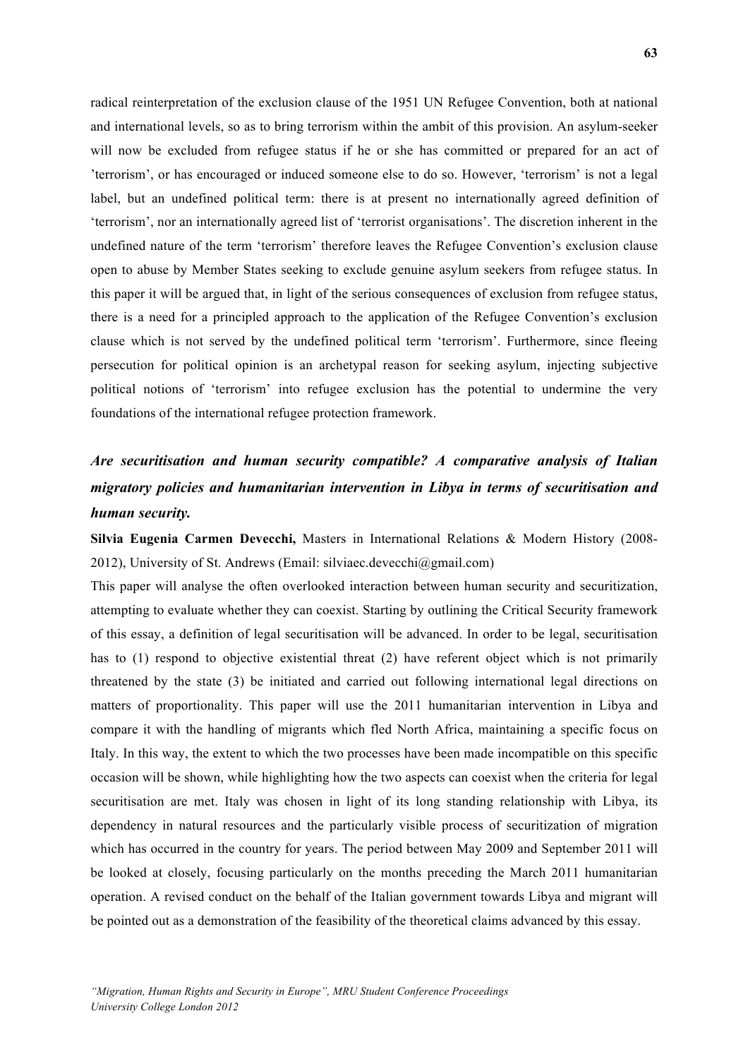radical reinterpretation of the exclusion clause of the 1951 UN Refugee Convention, both at national and international levels, so as to bring terrorism within the ambit of this provision. An asylum-seeker will now be excluded from refugee status if he or she has committed or prepared for an act of 'terrorism', or has encouraged or induced someone else to do so. However, 'terrorism' is not a legal label, but an undefined political term: there is at present no internationally agreed definition of 'terrorism', nor an internationally agreed list of 'terrorist organisations'. The discretion inherent in the undefined nature of the term 'terrorism' therefore leaves the Refugee Convention's exclusion clause open to abuse by Member States seeking to exclude genuine asylum seekers from refugee status. In this paper it will be argued that, in light of the serious consequences of exclusion from refugee status, there is a need for a principled approach to the application of the Refugee Convention's exclusion clause which is not served by the undefined political term 'terrorism'. Furthermore, since fleeing persecution for political opinion is an archetypal reason for seeking asylum, injecting subjective political notions of 'terrorism' into refugee exclusion has the potential to undermine the very foundations of the international refugee protection framework.

### *Are securitisation and human security compatible? A comparative analysis of Italian migratory policies and humanitarian intervention in Libya in terms of securitisation and human security.*

**Silvia Eugenia Carmen Devecchi,** Masters in International Relations & Modern History (2008-2012), University of St. Andrews (Email: silviaec.devecchi@gmail.com)

This paper will analyse the often overlooked interaction between human security and securitization, attempting to evaluate whether they can coexist. Starting by outlining the Critical Security framework of this essay, a definition of legal securitisation will be advanced. In order to be legal, securitisation has to (1) respond to objective existential threat (2) have referent object which is not primarily threatened by the state (3) be initiated and carried out following international legal directions on matters of proportionality. This paper will use the 2011 humanitarian intervention in Libya and compare it with the handling of migrants which fled North Africa, maintaining a specific focus on Italy. In this way, the extent to which the two processes have been made incompatible on this specific occasion will be shown, while highlighting how the two aspects can coexist when the criteria for legal securitisation are met. Italy was chosen in light of its long standing relationship with Libya, its dependency in natural resources and the particularly visible process of securitization of migration which has occurred in the country for years. The period between May 2009 and September 2011 will be looked at closely, focusing particularly on the months preceding the March 2011 humanitarian operation. A revised conduct on the behalf of the Italian government towards Libya and migrant will be pointed out as a demonstration of the feasibility of the theoretical claims advanced by this essay.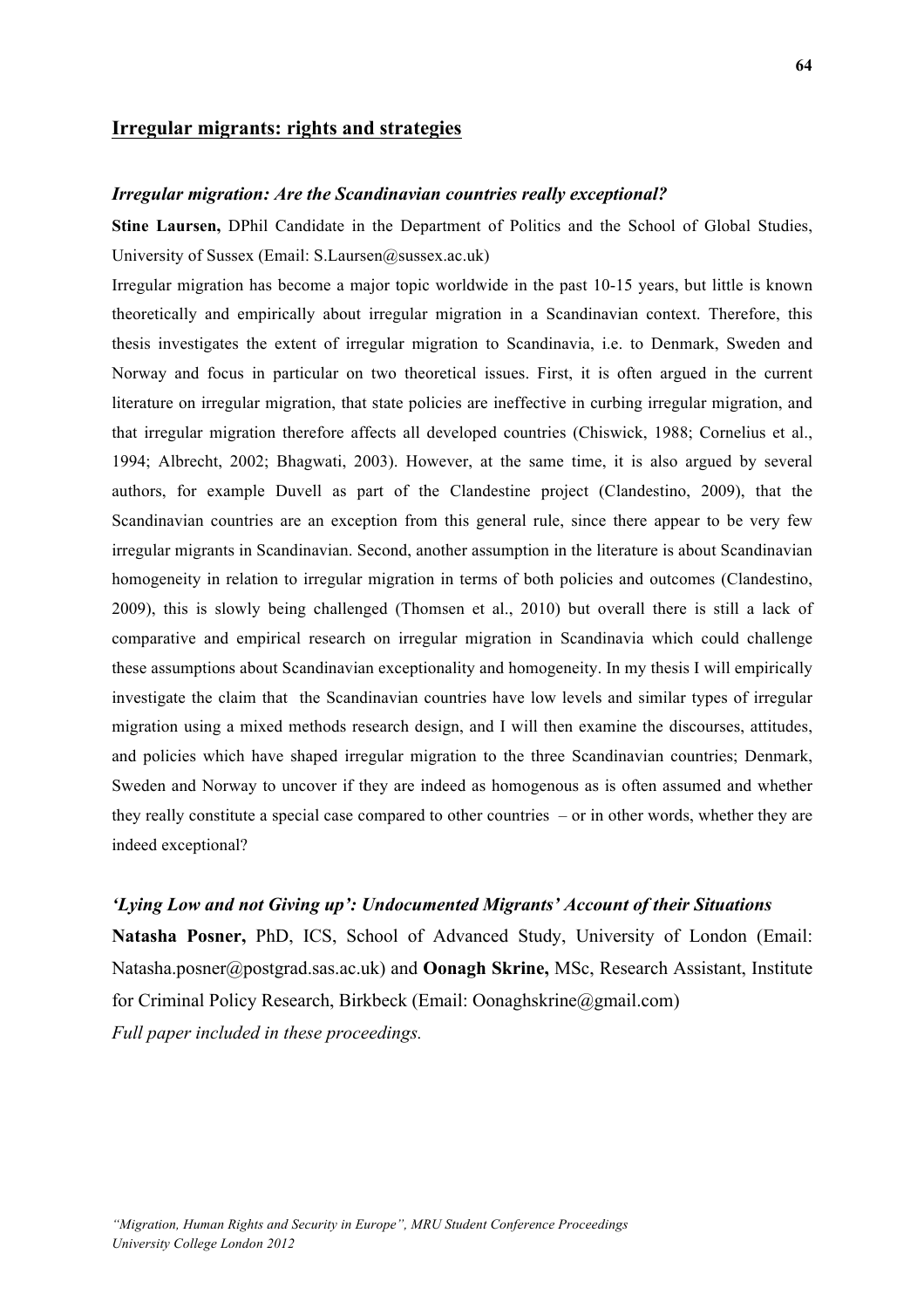## Irregular migrants: rights and strategies

### *Irregular migration: Are the Scandinavian countries really exceptional?*

**Stine Laursen,** DPhil Candidate in the Department of Politics and the School of Global Studies, University of Sussex (Email: S.Laursen@sussex.ac.uk)

Irregular migration has become a major topic worldwide in the past 10-15 years, but little is known theoretically and empirically about irregular migration in a Scandinavian context. Therefore, this thesis investigates the extent of irregular migration to Scandinavia, i.e. to Denmark, Sweden and Norway and focus in particular on two theoretical issues. First, it is often argued in the current literature on irregular migration, that state policies are ineffective in curbing irregular migration, and that irregular migration therefore affects all developed countries (Chiswick, 1988; Cornelius et al., 1994; Albrecht, 2002; Bhagwati, 2003). However, at the same time, it is also argued by several authors, for example Duvell as part of the Clandestine project (Clandestino, 2009), that the Scandinavian countries are an exception from this general rule, since there appear to be very few irregular migrants in Scandinavian. Second, another assumption in the literature is about Scandinavian homogeneity in relation to irregular migration in terms of both policies and outcomes (Clandestino, 2009), this is slowly being challenged (Thomsen et al., 2010) but overall there is still a lack of comparative and empirical research on irregular migration in Scandinavia which could challenge these assumptions about Scandinavian exceptionality and homogeneity. In my thesis I will empirically investigate the claim that the Scandinavian countries have low levels and similar types of irregular migration using a mixed methods research design, and I will then examine the discourses, attitudes, and policies which have shaped irregular migration to the three Scandinavian countries; Denmark, Sweden and Norway to uncover if they are indeed as homogenous as is often assumed and whether they really constitute a special case compared to other countries – or in other words, whether they are indeed exceptional?

### *'Lying Low and not Giving up': Undocumented Migrants' Account of their Situations*

**Natasha Posner,** PhD, ICS, School of Advanced Study, University of London (Email: Natasha.posner@postgrad.sas.ac.uk) and **Oonagh Skrine,** MSc, Research Assistant, Institute for Criminal Policy Research, Birkbeck (Email: Oonaghskrine@gmail.com)

*Full paper included in these proceedings.*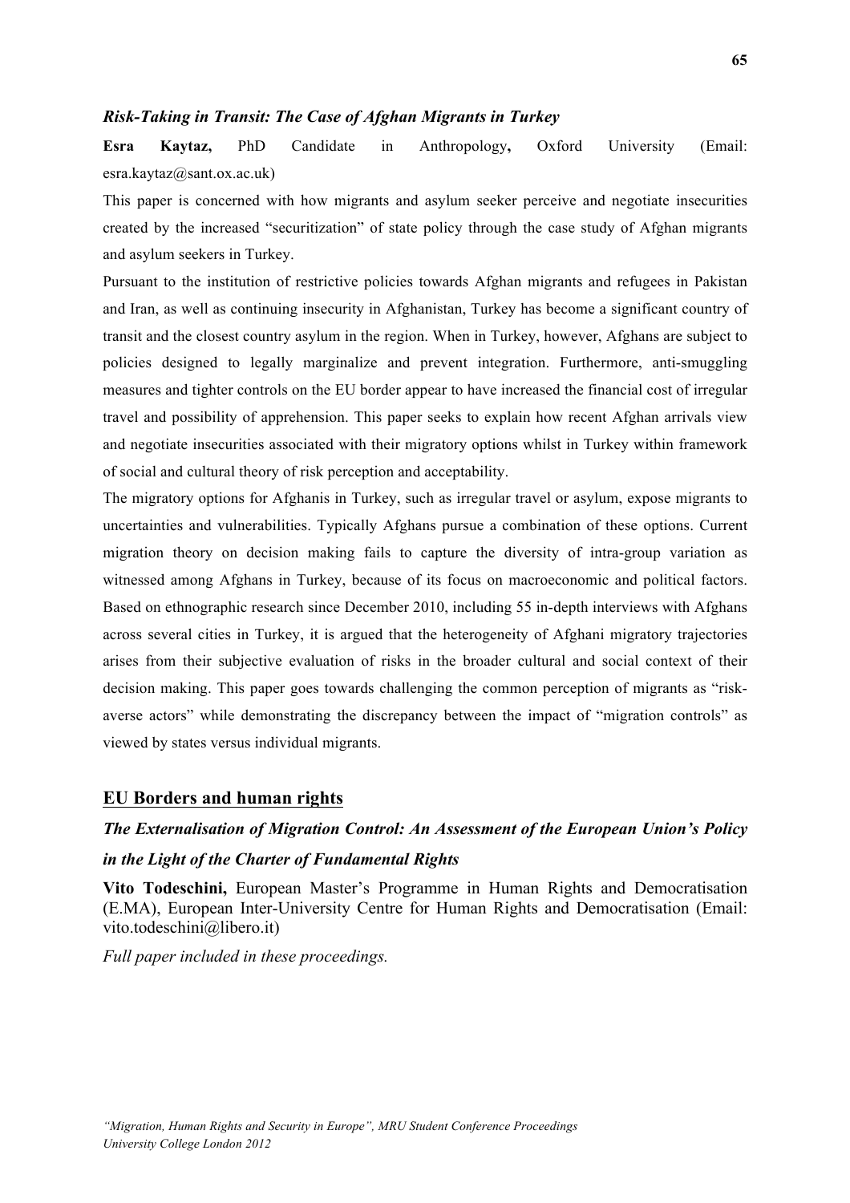### *Risk-Taking in Transit: The Case of Afghan Migrants in Turkey*

**Esra Kaytaz,** PhD Candidate in Anthropology**,** Oxford University (Email: esra.kaytaz@sant.ox.ac.uk)

This paper is concerned with how migrants and asylum seeker perceive and negotiate insecurities created by the increased "securitization" of state policy through the case study of Afghan migrants and asylum seekers in Turkey.

Pursuant to the institution of restrictive policies towards Afghan migrants and refugees in Pakistan and Iran, as well as continuing insecurity in Afghanistan, Turkey has become a significant country of transit and the closest country asylum in the region. When in Turkey, however, Afghans are subject to policies designed to legally marginalize and prevent integration. Furthermore, anti-smuggling measures and tighter controls on the EU border appear to have increased the financial cost of irregular travel and possibility of apprehension. This paper seeks to explain how recent Afghan arrivals view and negotiate insecurities associated with their migratory options whilst in Turkey within framework of social and cultural theory of risk perception and acceptability.

The migratory options for Afghanis in Turkey, such as irregular travel or asylum, expose migrants to uncertainties and vulnerabilities. Typically Afghans pursue a combination of these options. Current migration theory on decision making fails to capture the diversity of intra-group variation as witnessed among Afghans in Turkey, because of its focus on macroeconomic and political factors. Based on ethnographic research since December 2010, including 55 in-depth interviews with Afghans across several cities in Turkey, it is argued that the heterogeneity of Afghani migratory trajectories arises from their subjective evaluation of risks in the broader cultural and social context of their decision making. This paper goes towards challenging the common perception of migrants as "risk-averse actors" while demonstrating the discrepancy between the impact of "migration controls" as viewed by states versus individual migrants.

## EU Borders and human rights

### *The Externalisation of Migration Control: An Assessment of the European Union's Policy in the Light of the Charter of Fundamental Rights*

**Vito Todeschini,** European Master's Programme in Human Rights and Democratisation (E.MA), European Inter-University Centre for Human Rights and Democratisation (Email: vito.todeschini@libero.it)

*Full paper included in these proceedings.*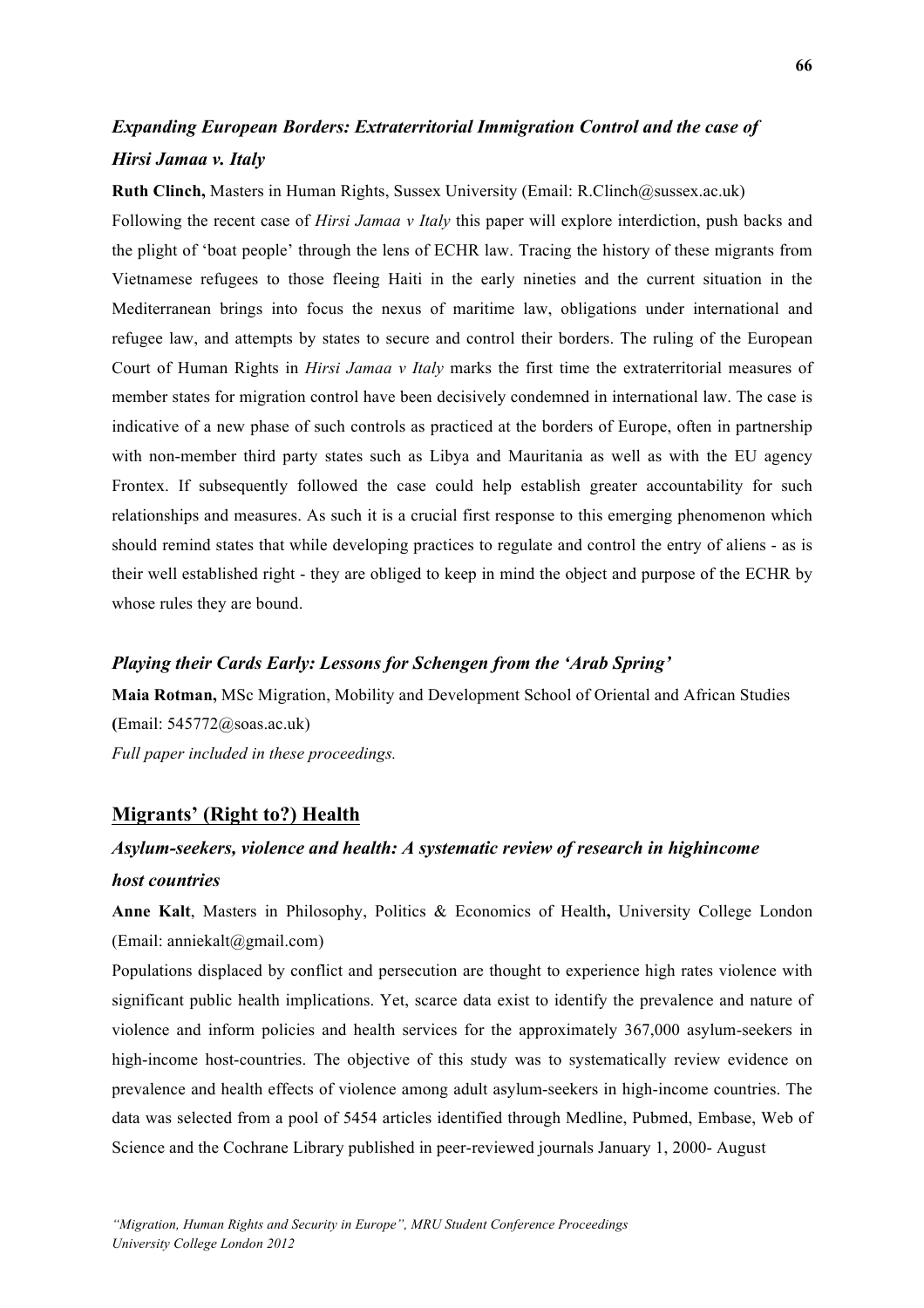### *Expanding European Borders: Extraterritorial Immigration Control and the case of Hirsi Jamaa v. Italy*

**Ruth Clinch,** Masters in Human Rights, Sussex University (Email: R.Clinch@sussex.ac.uk)

Following the recent case of *Hirsi Jamaa v Italy* this paper will explore interdiction, push backs and the plight of 'boat people' through the lens of ECHR law. Tracing the history of these migrants from Vietnamese refugees to those fleeing Haiti in the early nineties and the current situation in the Mediterranean brings into focus the nexus of maritime law, obligations under international and refugee law, and attempts by states to secure and control their borders. The ruling of the European Court of Human Rights in *Hirsi Jamaa v Italy* marks the first time the extraterritorial measures of member states for migration control have been decisively condemned in international law. The case is indicative of a new phase of such controls as practiced at the borders of Europe, often in partnership with non-member third party states such as Libya and Mauritania as well as with the EU agency Frontex. If subsequently followed the case could help establish greater accountability for such relationships and measures. As such it is a crucial first response to this emerging phenomenon which should remind states that while developing practices to regulate and control the entry of aliens - as is their well established right - they are obliged to keep in mind the object and purpose of the ECHR by whose rules they are bound.

### *Playing their Cards Early: Lessons for Schengen from the 'Arab Spring'*

**Maia Rotman,** MSc Migration, Mobility and Development School of Oriental and African Studies (Email: 545772@soas.ac.uk)

*Full paper included in these proceedings.*

## Migrants' (Right to?) Health

### *Asylum-seekers, violence and health: A systematic review of research in highincome host countries*

**Anne Kalt**, Masters in Philosophy, Politics & Economics of Health**,** University College London (Email: anniekalt@gmail.com)

Populations displaced by conflict and persecution are thought to experience high rates violence with significant public health implications. Yet, scarce data exist to identify the prevalence and nature of violence and inform policies and health services for the approximately 367,000 asylum-seekers in high-income host-countries. The objective of this study was to systematically review evidence on prevalence and health effects of violence among adult asylum-seekers in high-income countries. The data was selected from a pool of 5454 articles identified through Medline, Pubmed, Embase, Web of Science and the Cochrane Library published in peer-reviewed journals January 1, 2000- August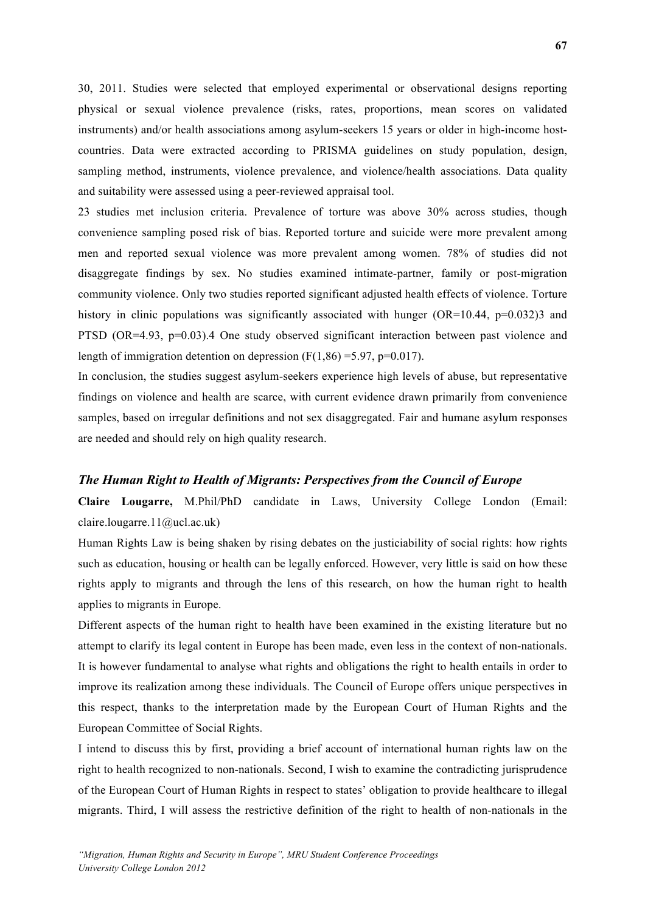30, 2011. Studies were selected that employed experimental or observational designs reporting physical or sexual violence prevalence (risks, rates, proportions, mean scores on validated instruments) and/or health associations among asylum-seekers 15 years or older in high-income host-countries. Data were extracted according to PRISMA guidelines on study population, design, sampling method, instruments, violence prevalence, and violence/health associations. Data quality and suitability were assessed using a peer-reviewed appraisal tool.

23 studies met inclusion criteria. Prevalence of torture was above 30% across studies, though convenience sampling posed risk of bias. Reported torture and suicide were more prevalent among men and reported sexual violence was more prevalent among women. 78% of studies did not disaggregate findings by sex. No studies examined intimate-partner, family or post-migration community violence. Only two studies reported significant adjusted health effects of violence. Torture history in clinic populations was significantly associated with hunger (OR=10.44, $p=0.032$)[3] and PTSD (OR=4.93, $p=0.03$).[4] One study observed significant interaction between past violence and length of immigration detention on depression ($F(1,86)=5.97$, $p=0.017$).

In conclusion, the studies suggest asylum-seekers experience high levels of abuse, but representative findings on violence and health are scarce, with current evidence drawn primarily from convenience samples, based on irregular definitions and not sex disaggregated. Fair and humane asylum responses are needed and should rely on high quality research.

### *The Human Right to Health of Migrants: Perspectives from the Council of Europe*

**Claire Lougarre,** M.Phil/PhD candidate in Laws, University College London (Email: claire.lougarre.11@ucl.ac.uk)

Human Rights Law is being shaken by rising debates on the justiciability of social rights: how rights such as education, housing or health can be legally enforced. However, very little is said on how these rights apply to migrants and through the lens of this research, on how the human right to health applies to migrants in Europe.

Different aspects of the human right to health have been examined in the existing literature but no attempt to clarify its legal content in Europe has been made, even less in the context of non-nationals. It is however fundamental to analyse what rights and obligations the right to health entails in order to improve its realization among these individuals. The Council of Europe offers unique perspectives in this respect, thanks to the interpretation made by the European Court of Human Rights and the European Committee of Social Rights.

I intend to discuss this by first, providing a brief account of international human rights law on the right to health recognized to non-nationals. Second, I wish to examine the contradicting jurisprudence of the European Court of Human Rights in respect to states' obligation to provide healthcare to illegal migrants. Third, I will assess the restrictive definition of the right to health of non-nationals in the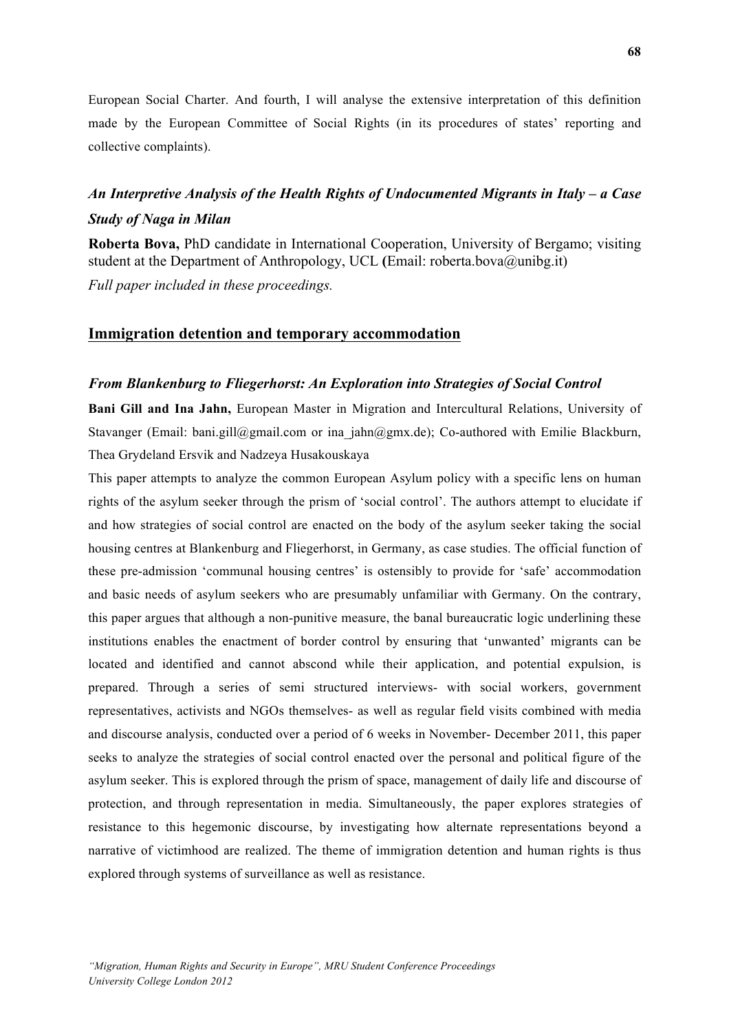European Social Charter. And fourth, I will analyse the extensive interpretation of this definition made by the European Committee of Social Rights (in its procedures of states' reporting and collective complaints).

### *An Interpretive Analysis of the Health Rights of Undocumented Migrants in Italy – a Case Study of Naga in Milan*

**Roberta Bova,** PhD candidate in International Cooperation, University of Bergamo; visiting student at the Department of Anthropology, UCL **(**Email: roberta.bova@unibg.it)

*Full paper included in these proceedings.*

## Immigration detention and temporary accommodation

### *From Blankenburg to Fliegerhorst: An Exploration into Strategies of Social Control*

**Bani Gill and Ina Jahn,** European Master in Migration and Intercultural Relations, University of Stavanger (Email: bani.gill@gmail.com or ina_jahn@gmx.de); Co-authored with Emilie Blackburn, Thea Grydeland Ersvik and Nadzeya Husakouskaya

This paper attempts to analyze the common European Asylum policy with a specific lens on human rights of the asylum seeker through the prism of 'social control'. The authors attempt to elucidate if and how strategies of social control are enacted on the body of the asylum seeker taking the social housing centres at Blankenburg and Fliegerhorst, in Germany, as case studies. The official function of these pre-admission 'communal housing centres' is ostensibly to provide for 'safe' accommodation and basic needs of asylum seekers who are presumably unfamiliar with Germany. On the contrary, this paper argues that although a non-punitive measure, the banal bureaucratic logic underlining these institutions enables the enactment of border control by ensuring that 'unwanted' migrants can be located and identified and cannot abscond while their application, and potential expulsion, is prepared. Through a series of semi structured interviews- with social workers, government representatives, activists and NGOs themselves- as well as regular field visits combined with media and discourse analysis, conducted over a period of 6 weeks in November- December 2011, this paper seeks to analyze the strategies of social control enacted over the personal and political figure of the asylum seeker. This is explored through the prism of space, management of daily life and discourse of protection, and through representation in media. Simultaneously, the paper explores strategies of resistance to this hegemonic discourse, by investigating how alternate representations beyond a narrative of victimhood are realized. The theme of immigration detention and human rights is thus explored through systems of surveillance as well as resistance.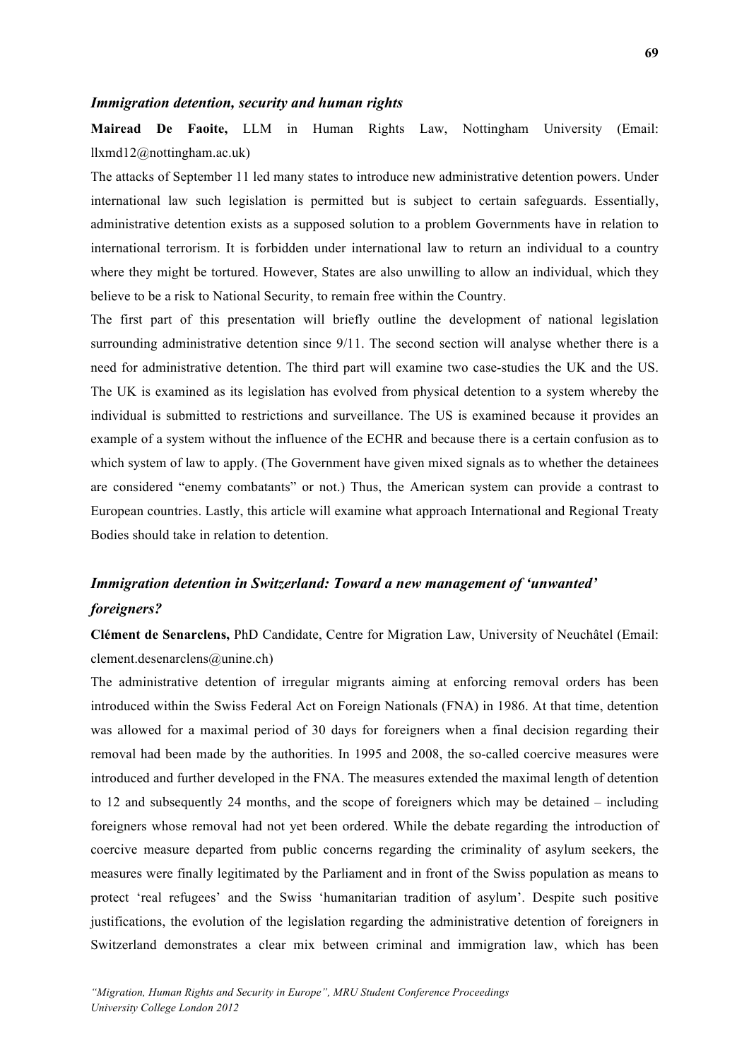### *Immigration detention, security and human rights*

**Mairead De Faoite,** LLM in Human Rights Law, Nottingham University (Email: llxmd12@nottingham.ac.uk)

The attacks of September 11 led many states to introduce new administrative detention powers. Under international law such legislation is permitted but is subject to certain safeguards. Essentially, administrative detention exists as a supposed solution to a problem Governments have in relation to international terrorism. It is forbidden under international law to return an individual to a country where they might be tortured. However, States are also unwilling to allow an individual, which they believe to be a risk to National Security, to remain free within the Country.

The first part of this presentation will briefly outline the development of national legislation surrounding administrative detention since 9/11. The second section will analyse whether there is a need for administrative detention. The third part will examine two case-studies the UK and the US. The UK is examined as its legislation has evolved from physical detention to a system whereby the individual is submitted to restrictions and surveillance. The US is examined because it provides an example of a system without the influence of the ECHR and because there is a certain confusion as to which system of law to apply. (The Government have given mixed signals as to whether the detainees are considered "enemy combatants" or not.) Thus, the American system can provide a contrast to European countries. Lastly, this article will examine what approach International and Regional Treaty Bodies should take in relation to detention.

### *Immigration detention in Switzerland: Toward a new management of 'unwanted' foreigners?*

**Clément de Senarclens,** PhD Candidate, Centre for Migration Law, University of Neuchâtel (Email: clement.desenarclens@unine.ch)

The administrative detention of irregular migrants aiming at enforcing removal orders has been introduced within the Swiss Federal Act on Foreign Nationals (FNA) in 1986. At that time, detention was allowed for a maximal period of 30 days for foreigners when a final decision regarding their removal had been made by the authorities. In 1995 and 2008, the so-called coercive measures were introduced and further developed in the FNA. The measures extended the maximal length of detention to 12 and subsequently 24 months, and the scope of foreigners which may be detained – including foreigners whose removal had not yet been ordered. While the debate regarding the introduction of coercive measure departed from public concerns regarding the criminality of asylum seekers, the measures were finally legitimated by the Parliament and in front of the Swiss population as means to protect 'real refugees' and the Swiss 'humanitarian tradition of asylum'. Despite such positive justifications, the evolution of the legislation regarding the administrative detention of foreigners in Switzerland demonstrates a clear mix between criminal and immigration law, which has been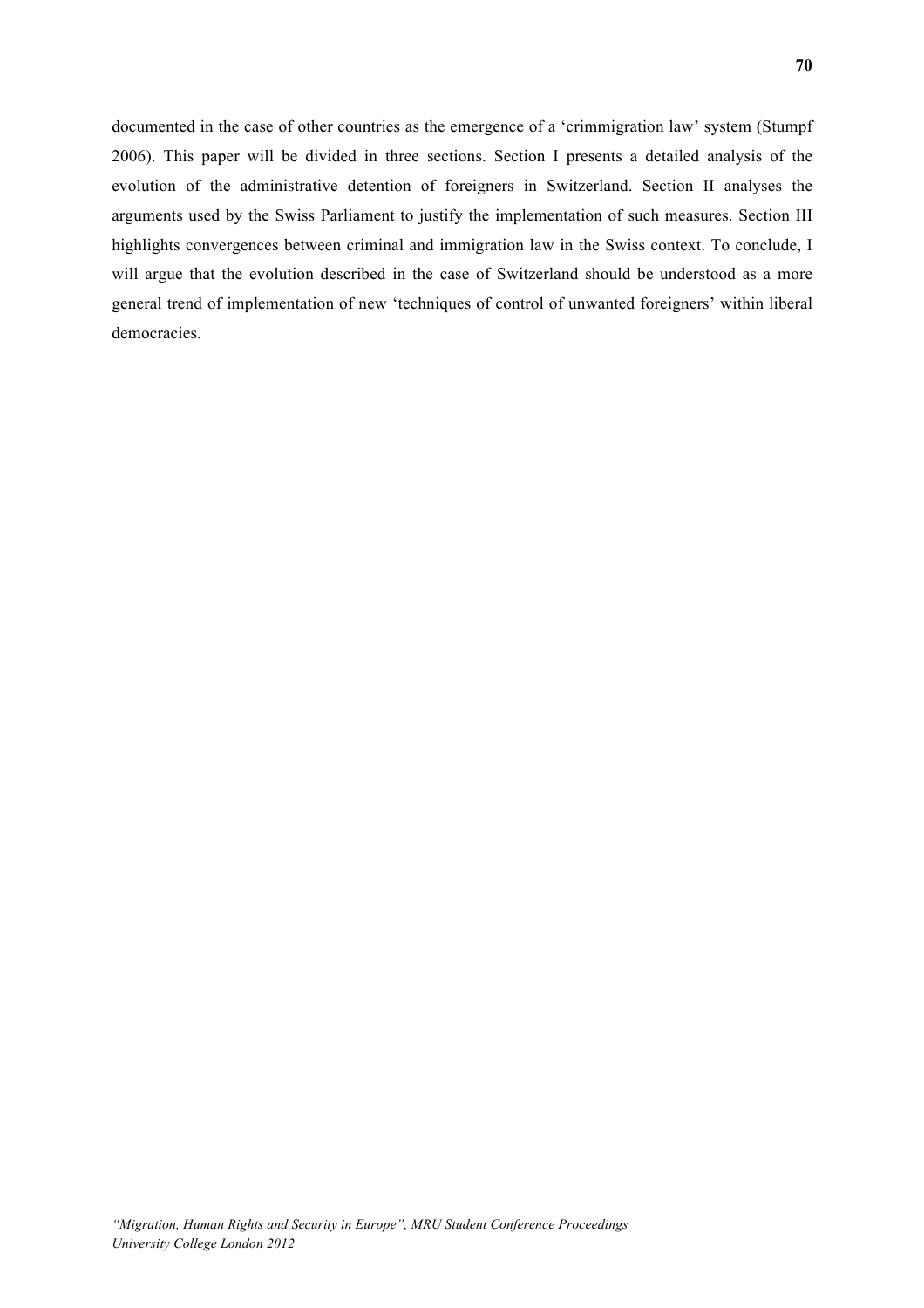documented in the case of other countries as the emergence of a 'crimmigration law' system (Stumpf 2006). This paper will be divided in three sections. Section I presents a detailed analysis of the evolution of the administrative detention of foreigners in Switzerland. Section II analyses the arguments used by the Swiss Parliament to justify the implementation of such measures. Section III highlights convergences between criminal and immigration law in the Swiss context. To conclude, I will argue that the evolution described in the case of Switzerland should be understood as a more general trend of implementation of new 'techniques of control of unwanted foreigners' within liberal democracies.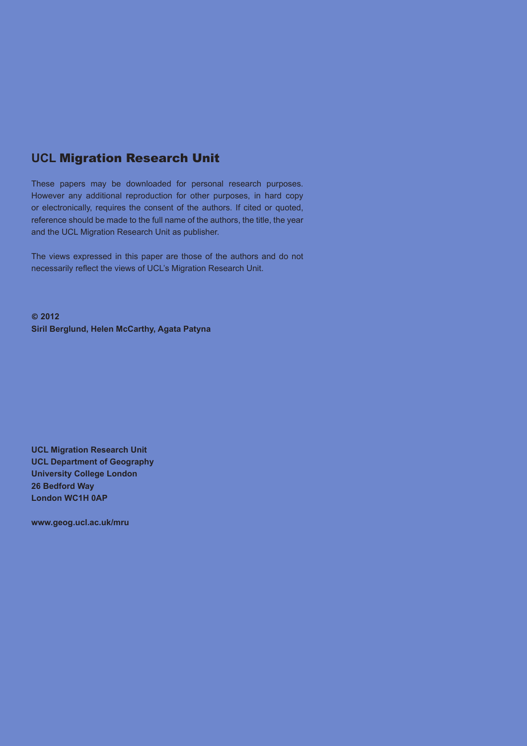## UCL Migration Research Unit

These papers may be downloaded for personal research purposes. However any additional reproduction for other purposes, in hard copy or electronically, requires the consent of the authors. If cited or quoted, reference should be made to the full name of the authors, the title, the year and the UCL Migration Research Unit as publisher.

The views expressed in this paper are those of the authors and do not necessarily reflect the views of UCL's Migration Research Unit.

**© 2012**
**Siril Berglund, Helen McCarthy, Agata Patyna**

**UCL Migration Research Unit**
**UCL Department of Geography**
**University College London**
**26 Bedford Way**
**London WC1H 0AP**

**www.geog.ucl.ac.uk/mru**